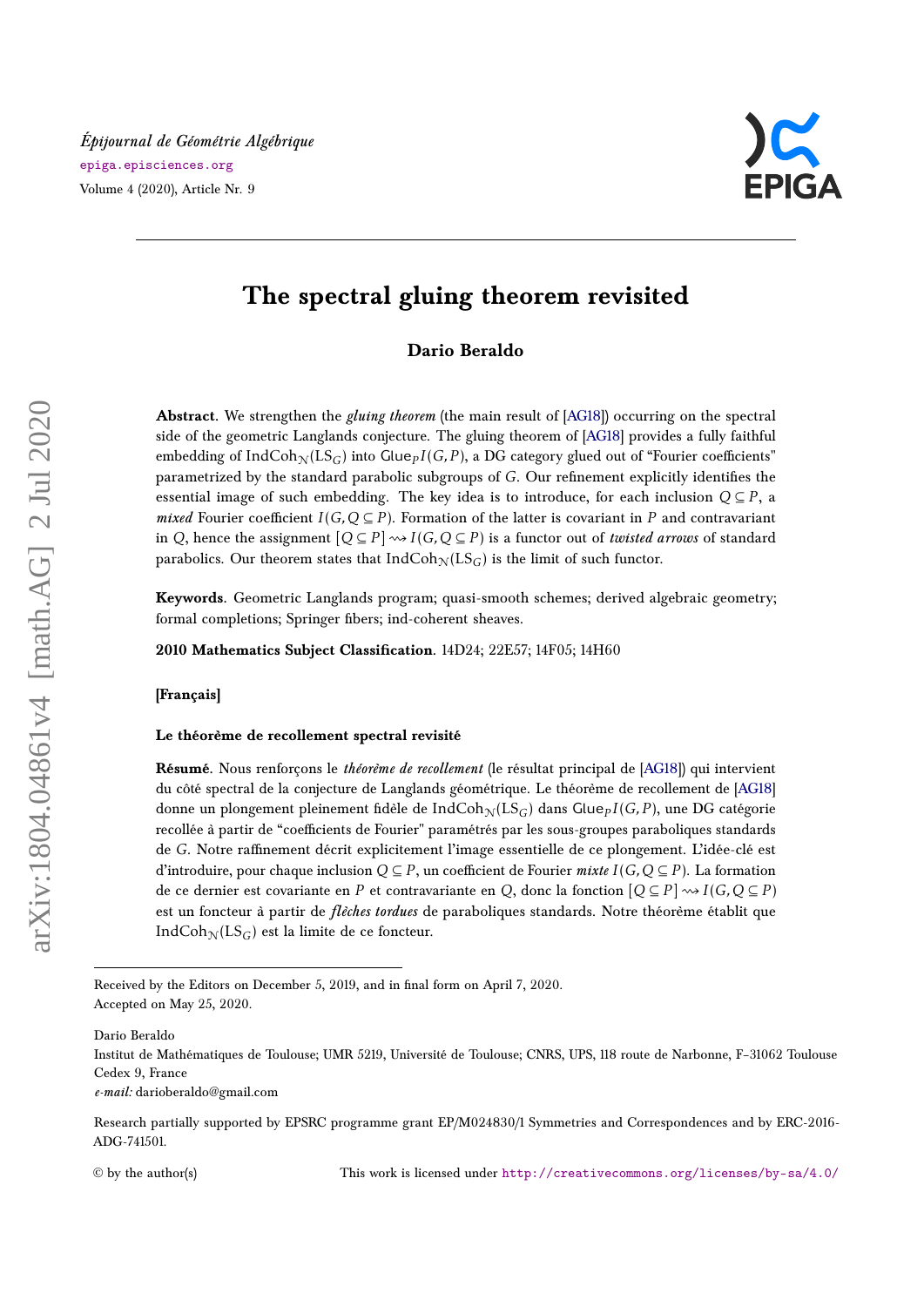*Épijournal de Géométrie Algébrique*
epiga.episciences.org
Volume 4 (2020), Article Nr. 9

# The spectral gluing theorem revisited

**Dario Beraldo**

**Abstract**. We strengthen the *gluing theorem* (the main result of [AG18]) occurring on the spectral side of the geometric Langlands conjecture. The gluing theorem of [AG18] provides a fully faithful embedding of $\mathrm{IndCoh}_{\mathcal{N}}(\mathrm{LS}_G)$ into $\mathsf{Glue}_P I(G,P)$, a DG category glued out of "Fourier coefficients" parametrized by the standard parabolic subgroups of $G$. Our refinement explicitly identifies the essential image of such embedding. The key idea is to introduce, for each inclusion $Q \subseteq P$, a *mixed* Fourier coefficient $I(G, Q \subseteq P)$. Formation of the latter is covariant in $P$ and contravariant in $Q$, hence the assignment $[Q \subseteq P] \rightsquigarrow I(G, Q \subseteq P)$ is a functor out of *twisted arrows* of standard parabolics. Our theorem states that $\mathrm{IndCoh}_{\mathcal{N}}(\mathrm{LS}_G)$ is the limit of such functor.

**Keywords**. Geometric Langlands program; quasi-smooth schemes; derived algebraic geometry; formal completions; Springer fibers; ind-coherent sheaves.

**2010 Mathematics Subject Classification**. 14D24; 22E57; 14F05; 14H60

**[Français]**

**Le théorème de recollement spectral revisité**

**Résumé**. Nous renforçons le *théorème de recollement* (le résultat principal de [AG18]) qui intervient du côté spectral de la conjecture de Langlands géométrique. Le théorème de recollement de [AG18] donne un plongement pleinement fidèle de $\mathrm{IndCoh}_{\mathcal{N}}(\mathrm{LS}_G)$ dans $\mathsf{Glue}_P I(G,P)$, une DG catégorie recollée à partir de "coefficients de Fourier" paramétrés par les sous-groupes paraboliques standards de $G$. Notre raffinement décrit explicitement l'image essentielle de ce plongement. L'idée-clé est d'introduire, pour chaque inclusion $Q \subseteq P$, un coefficient de Fourier *mixte* $I(G, Q \subseteq P)$. La formation de ce dernier est covariante en $P$ et contravariante en $Q$, donc la fonction $[Q \subseteq P] \rightsquigarrow I(G, Q \subseteq P)$ est un foncteur à partir de *flèches tordues* de paraboliques standards. Notre théorème établit que $\mathrm{IndCoh}_{\mathcal{N}}(\mathrm{LS}_G)$ est la limite de ce foncteur.

---

Received by the Editors on December 5, 2019, and in final form on April 7, 2020.
Accepted on May 25, 2020.

Dario Beraldo
Institut de Mathématiques de Toulouse; UMR 5219, Université de Toulouse; CNRS, UPS, 118 route de Narbonne, F–31062 Toulouse Cedex 9, France
*e-mail:* darioberaldo@gmail.com

Research partially supported by EPSRC programme grant EP/M024830/1 Symmetries and Correspondences and by ERC-2016-ADG-741501.

© by the author(s) This work is licensed under http://creativecommons.org/licenses/by-sa/4.0/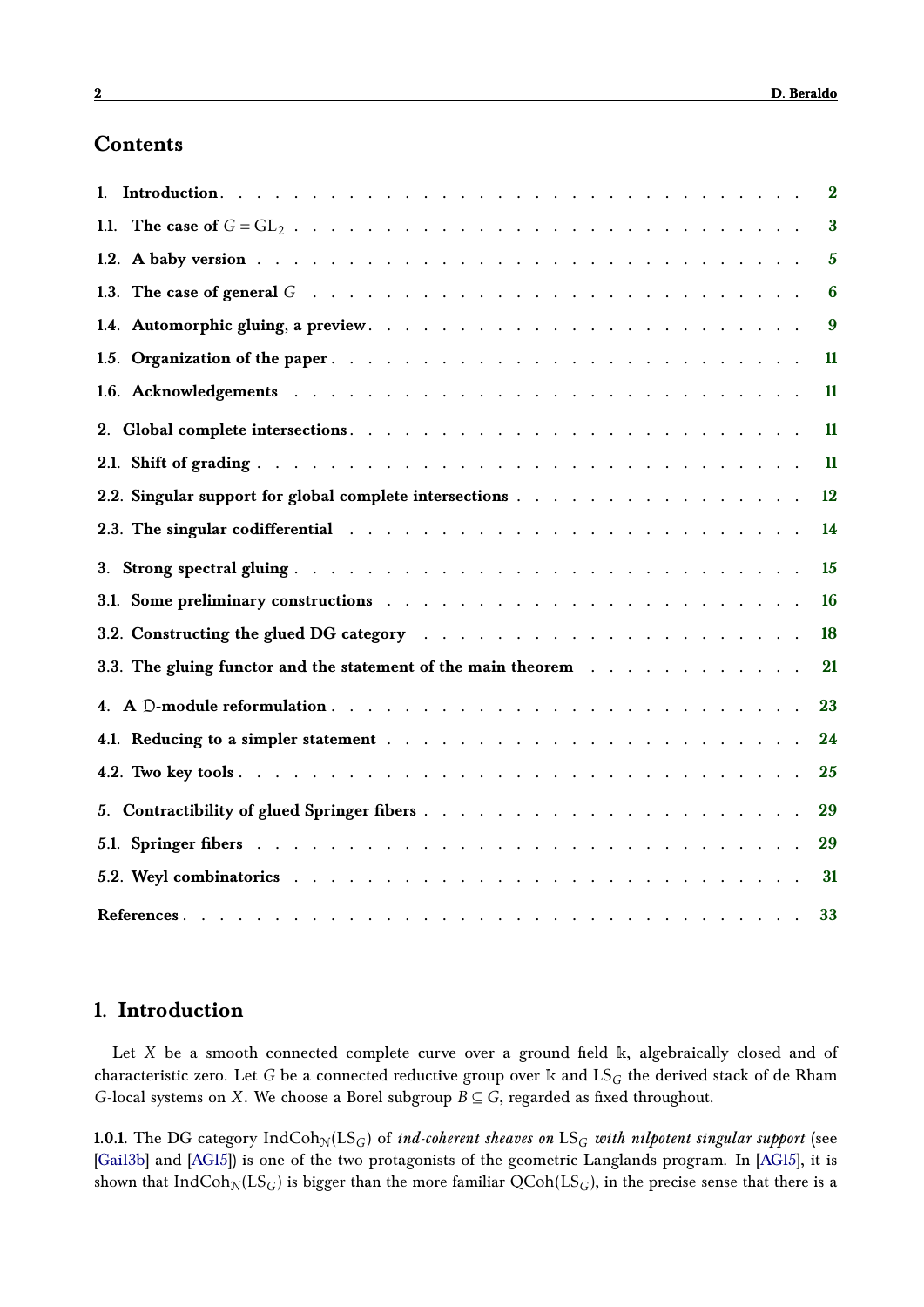## Contents

1. Introduction . . . 2
   - 1.1. The case of $G = \mathrm{GL}_2$ . . . 3
   - 1.2. A baby version . . . 5
   - 1.3. The case of general $G$ . . . 6
   - 1.4. Automorphic gluing, a preview . . . 9
   - 1.5. Organization of the paper . . . 11
   - 1.6. Acknowledgements . . . 11
2. Global complete intersections . . . 11
   - 2.1. Shift of grading . . . 11
   - 2.2. Singular support for global complete intersections . . . 12
   - 2.3. The singular codifferential . . . 14
3. Strong spectral gluing . . . 15
   - 3.1. Some preliminary constructions . . . 16
   - 3.2. Constructing the glued DG category . . . 18
   - 3.3. The gluing functor and the statement of the main theorem . . . 21
4. A $\mathcal{D}$-module reformulation . . . 23
   - 4.1. Reducing to a simpler statement . . . 24
   - 4.2. Two key tools . . . 25
5. Contractibility of glued Springer fibers . . . 29
   - 5.1. Springer fibers . . . 29
   - 5.2. Weyl combinatorics . . . 31

References . . . 33

# 1. Introduction

Let $X$ be a smooth connected complete curve over a ground field $\Bbbk$, algebraically closed and of characteristic zero. Let $G$ be a connected reductive group over $\Bbbk$ and $\mathrm{LS}_G$ the derived stack of de Rham $G$-local systems on $X$. We choose a Borel subgroup $B \subseteq G$, regarded as fixed throughout.

**1.0.1.** The DG category $\mathrm{IndCoh}_{\mathcal{N}}(\mathrm{LS}_G)$ of ***ind-coherent sheaves on*** $\mathrm{LS}_G$ ***with nilpotent singular support*** (see [Gai13b] and [AG15]) is one of the two protagonists of the geometric Langlands program. In [AG15], it is shown that $\mathrm{IndCoh}_{\mathcal{N}}(\mathrm{LS}_G)$ is bigger than the more familiar $\mathrm{QCoh}(\mathrm{LS}_G)$, in the precise sense that there is a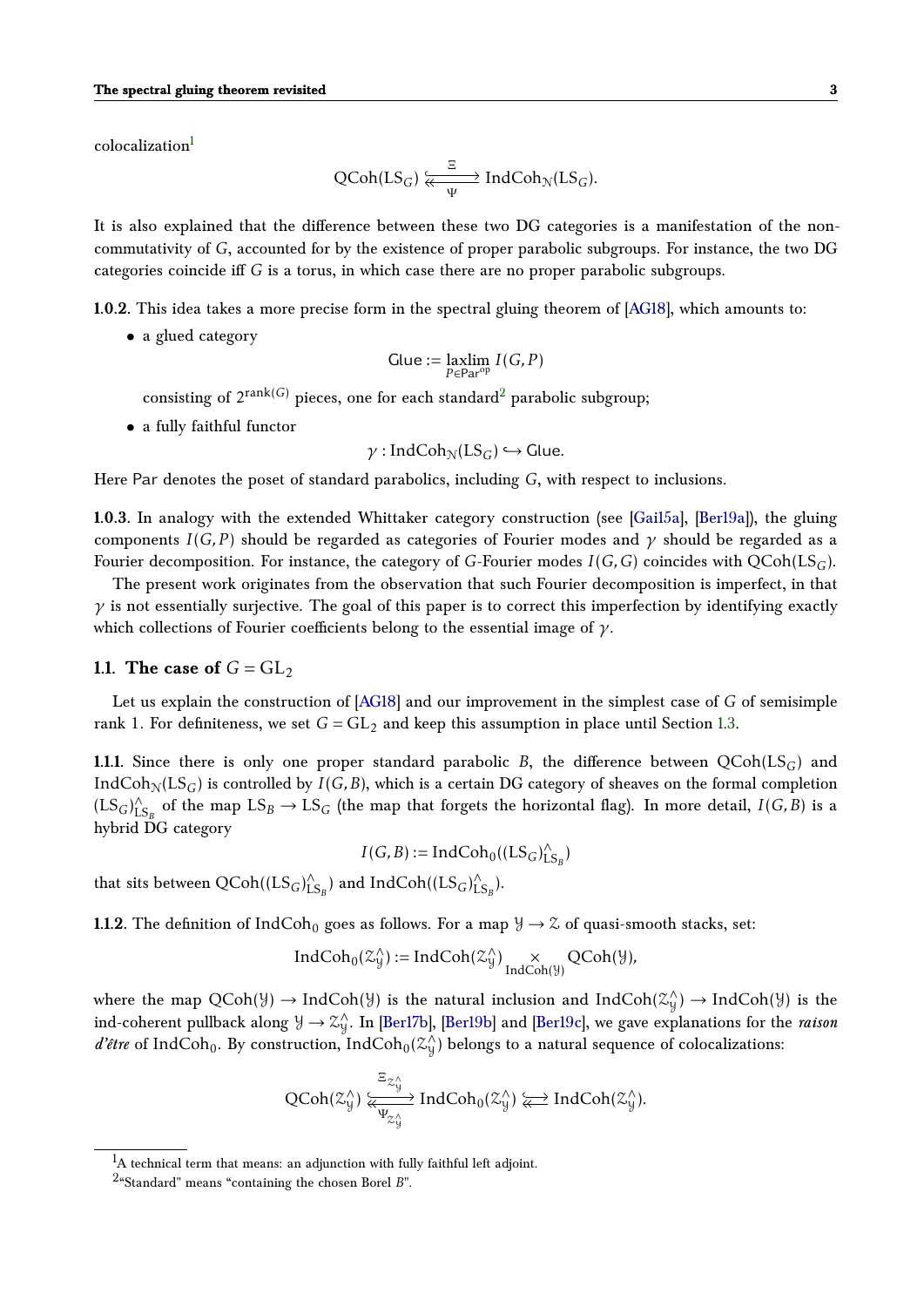colocalization[1]

$$\mathrm{QCoh}(\mathrm{LS}_G) \underset{\Psi}{\overset{\Xi}{\rightleftarrows}} \mathrm{IndCoh}_{\mathcal{N}}(\mathrm{LS}_G).$$

It is also explained that the difference between these two DG categories is a manifestation of the non-commutativity of $G$, accounted for by the existence of proper parabolic subgroups. For instance, the two DG categories coincide iff $G$ is a torus, in which case there are no proper parabolic subgroups.

**1.0.2**. This idea takes a more precise form in the spectral gluing theorem of [AG18], which amounts to:

- a glued category

$$\mathsf{Glue} := \underset{P \in \mathsf{Par}^{\mathrm{op}}}{\mathrm{laxlim}}\, I(G,P)$$

consisting of $2^{\mathrm{rank}(G)}$ pieces, one for each standard[2] parabolic subgroup;

- a fully faithful functor

$$\gamma : \mathrm{IndCoh}_{\mathcal{N}}(\mathrm{LS}_G) \hookrightarrow \mathsf{Glue}.$$

Here $\mathsf{Par}$ denotes the poset of standard parabolics, including $G$, with respect to inclusions.

**1.0.3**. In analogy with the extended Whittaker category construction (see [Gai15a], [Ber19a]), the gluing components $I(G,P)$ should be regarded as categories of Fourier modes and $\gamma$ should be regarded as a Fourier decomposition. For instance, the category of $G$-Fourier modes $I(G,G)$ coincides with $\mathrm{QCoh}(\mathrm{LS}_G)$.

The present work originates from the observation that such Fourier decomposition is imperfect, in that $\gamma$ is not essentially surjective. The goal of this paper is to correct this imperfection by identifying exactly which collections of Fourier coefficients belong to the essential image of $\gamma$.

## 1.1. The case of $G = \mathrm{GL}_2$

Let us explain the construction of [AG18] and our improvement in the simplest case of $G$ of semisimple rank 1. For definiteness, we set $G = \mathrm{GL}_2$ and keep this assumption in place until Section 1.3.

**1.1.1.** Since there is only one proper standard parabolic $B$, the difference between $\mathrm{QCoh}(\mathrm{LS}_G)$ and $\mathrm{IndCoh}_{\mathcal{N}}(\mathrm{LS}_G)$ is controlled by $I(G,B)$, which is a certain DG category of sheaves on the formal completion $(\mathrm{LS}_G)^\wedge_{\mathrm{LS}_B}$ of the map $\mathrm{LS}_B \to \mathrm{LS}_G$ (the map that forgets the horizontal flag). In more detail, $I(G,B)$ is a hybrid DG category

$$I(G,B) := \mathrm{IndCoh}_0((\mathrm{LS}_G)^\wedge_{\mathrm{LS}_B})$$

that sits between $\mathrm{QCoh}((\mathrm{LS}_G)^\wedge_{\mathrm{LS}_B})$ and $\mathrm{IndCoh}((\mathrm{LS}_G)^\wedge_{\mathrm{LS}_B})$.

**1.1.2**. The definition of $\mathrm{IndCoh}_0$ goes as follows. For a map $\mathcal{Y} \to \mathcal{Z}$ of quasi-smooth stacks, set:

$$\mathrm{IndCoh}_0(\mathcal{Z}^\wedge_{\mathcal{Y}}) := \mathrm{IndCoh}(\mathcal{Z}^\wedge_{\mathcal{Y}}) \underset{\mathrm{IndCoh}(\mathcal{Y})}{\times} \mathrm{QCoh}(\mathcal{Y}),$$

where the map $\mathrm{QCoh}(\mathcal{Y}) \to \mathrm{IndCoh}(\mathcal{Y})$ is the natural inclusion and $\mathrm{IndCoh}(\mathcal{Z}^\wedge_{\mathcal{Y}}) \to \mathrm{IndCoh}(\mathcal{Y})$ is the ind-coherent pullback along $\mathcal{Y} \to \mathcal{Z}^\wedge_{\mathcal{Y}}$. In [Ber17b], [Ber19b] and [Ber19c], we gave explanations for the *raison d'être* of $\mathrm{IndCoh}_0$. By construction, $\mathrm{IndCoh}_0(\mathcal{Z}^\wedge_{\mathcal{Y}})$ belongs to a natural sequence of colocalizations:

$$\mathrm{QCoh}(\mathcal{Z}^\wedge_{\mathcal{Y}}) \underset{\Psi_{\mathcal{Z}^\wedge_{\mathcal{Y}}}}{\overset{\Xi_{\mathcal{Z}^\wedge_{\mathcal{Y}}}}{\rightleftarrows}} \mathrm{IndCoh}_0(\mathcal{Z}^\wedge_{\mathcal{Y}}) \rightleftarrows \mathrm{IndCoh}(\mathcal{Z}^\wedge_{\mathcal{Y}}).$$

---

[1] A technical term that means: an adjunction with fully faithful left adjoint.

[2] "Standard" means "containing the chosen Borel $B$".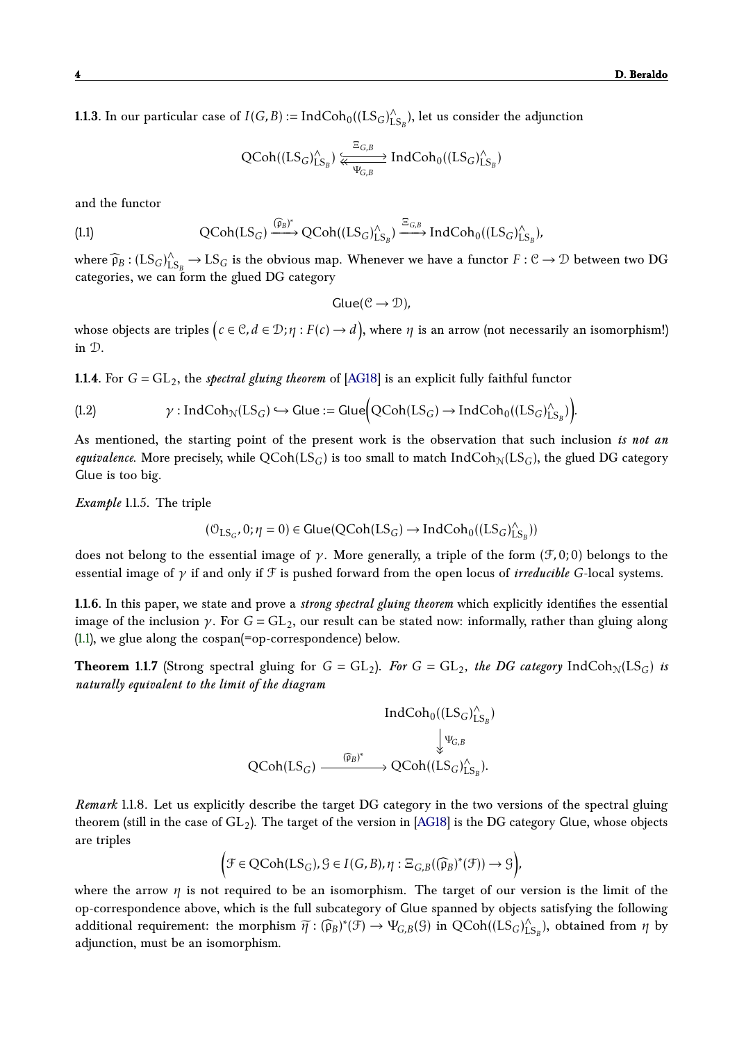**1.1.3.** In our particular case of $I(G,B) := \mathrm{IndCoh}_0((\mathrm{LS}_G)^\wedge_{\mathrm{LS}_B})$, let us consider the adjunction

$$\mathrm{QCoh}((\mathrm{LS}_G)^\wedge_{\mathrm{LS}_B}) \underset{\Psi_{G,B}}{\overset{\Xi_{G,B}}{\rightleftarrows}} \mathrm{IndCoh}_0((\mathrm{LS}_G)^\wedge_{\mathrm{LS}_B})$$

and the functor

$$\mathrm{QCoh}(\mathrm{LS}_G) \xrightarrow{(\widehat{\mathfrak{p}}_B)^*} \mathrm{QCoh}((\mathrm{LS}_G)^\wedge_{\mathrm{LS}_B}) \xrightarrow{\Xi_{G,B}} \mathrm{IndCoh}_0((\mathrm{LS}_G)^\wedge_{\mathrm{LS}_B}), \tag{1.1}$$

where $\widehat{\mathfrak{p}}_B : (\mathrm{LS}_G)^\wedge_{\mathrm{LS}_B} \to \mathrm{LS}_G$ is the obvious map. Whenever we have a functor $F : \mathcal{C} \to \mathcal{D}$ between two DG categories, we can form the glued DG category

$$\mathsf{Glue}(\mathcal{C} \to \mathcal{D}),$$

whose objects are triples $\big(c \in \mathcal{C}, d \in \mathcal{D}; \eta : F(c) \to d\big)$, where $\eta$ is an arrow (not necessarily an isomorphism!) in $\mathcal{D}$.

**1.1.4.** For $G = \mathrm{GL}_2$, the *spectral gluing theorem* of [AG18] is an explicit fully faithful functor

$$\gamma : \mathrm{IndCoh}_{\mathcal{N}}(\mathrm{LS}_G) \hookrightarrow \mathsf{Glue} := \mathsf{Glue}\Big(\mathrm{QCoh}(\mathrm{LS}_G) \to \mathrm{IndCoh}_0((\mathrm{LS}_G)^\wedge_{\mathrm{LS}_B})\Big). \tag{1.2}$$

As mentioned, the starting point of the present work is the observation that such inclusion *is not an equivalence*. More precisely, while $\mathrm{QCoh}(\mathrm{LS}_G)$ is too small to match $\mathrm{IndCoh}_{\mathcal{N}}(\mathrm{LS}_G)$, the glued DG category $\mathsf{Glue}$ is too big.

*Example* 1.1.5. The triple

$$(\mathcal{O}_{\mathrm{LS}_G}, 0; \eta = 0) \in \mathsf{Glue}(\mathrm{QCoh}(\mathrm{LS}_G) \to \mathrm{IndCoh}_0((\mathrm{LS}_G)^\wedge_{\mathrm{LS}_B}))$$

does not belong to the essential image of $\gamma$. More generally, a triple of the form $(\mathcal{F}, 0; 0)$ belongs to the essential image of $\gamma$ if and only if $\mathcal{F}$ is pushed forward from the open locus of *irreducible* $G$-local systems.

**1.1.6.** In this paper, we state and prove a *strong spectral gluing theorem* which explicitly identifies the essential image of the inclusion $\gamma$. For $G = \mathrm{GL}_2$, our result can be stated now: informally, rather than gluing along (1.1), we glue along the cospan(=op-correspondence) below.

**Theorem 1.1.7** (Strong spectral gluing for $G = \mathrm{GL}_2$). *For $G = \mathrm{GL}_2$, the DG category $\mathrm{IndCoh}_{\mathcal{N}}(\mathrm{LS}_G)$ is naturally equivalent to the limit of the diagram*

$$\begin{array}{ccc} & & \mathrm{IndCoh}_0((\mathrm{LS}_G)^\wedge_{\mathrm{LS}_B}) \\ & & \big\downarrow \Psi_{G,B} \\ \mathrm{QCoh}(\mathrm{LS}_G) & \xrightarrow{(\widehat{\mathfrak{p}}_B)^*} & \mathrm{QCoh}((\mathrm{LS}_G)^\wedge_{\mathrm{LS}_B}). \end{array}$$

*Remark* 1.1.8. Let us explicitly describe the target DG category in the two versions of the spectral gluing theorem (still in the case of $\mathrm{GL}_2$). The target of the version in [AG18] is the DG category $\mathsf{Glue}$, whose objects are triples

$$\Big(\mathcal{F} \in \mathrm{QCoh}(\mathrm{LS}_G), \mathcal{G} \in I(G,B), \eta : \Xi_{G,B}((\widehat{\mathfrak{p}}_B)^*(\mathcal{F})) \to \mathcal{G}\Big),$$

where the arrow $\eta$ is not required to be an isomorphism. The target of our version is the limit of the op-correspondence above, which is the full subcategory of $\mathsf{Glue}$ spanned by objects satisfying the following additional requirement: the morphism $\widetilde{\eta} : (\widehat{\mathfrak{p}}_B)^*(\mathcal{F}) \to \Psi_{G,B}(\mathcal{G})$ in $\mathrm{QCoh}((\mathrm{LS}_G)^\wedge_{\mathrm{LS}_B})$, obtained from $\eta$ by adjunction, must be an isomorphism.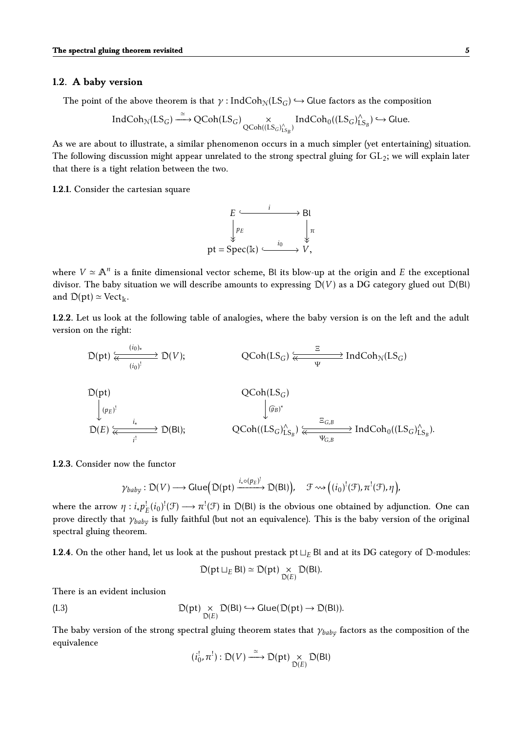## 1.2. A baby version

The point of the above theorem is that $\gamma : \mathrm{IndCoh}_{\mathcal{N}}(\mathrm{LS}_G) \hookrightarrow \mathsf{Glue}$ factors as the composition

$$\mathrm{IndCoh}_{\mathcal{N}}(\mathrm{LS}_G) \xrightarrow{\simeq} \mathrm{QCoh}(\mathrm{LS}_G) \underset{\mathrm{QCoh}((\mathrm{LS}_G)^\wedge_{\mathrm{LS}_B})}{\times} \mathrm{IndCoh}_0((\mathrm{LS}_G)^\wedge_{\mathrm{LS}_B}) \hookrightarrow \mathsf{Glue}.$$

As we are about to illustrate, a similar phenomenon occurs in a much simpler (yet entertaining) situation. The following discussion might appear unrelated to the strong spectral gluing for $\mathrm{GL}_2$; we will explain later that there is a tight relation between the two.

**1.2.1.** Consider the cartesian square

$$\begin{array}{ccc} E & \overset{i}{\hookrightarrow} & \mathsf{Bl} \\ \downarrow {\scriptstyle p_E} & & \downarrow {\scriptstyle \pi} \\ \mathrm{pt} = \mathrm{Spec}(\Bbbk) & \overset{i_0}{\hookrightarrow} & V, \end{array}$$

where $V \simeq \mathbb{A}^n$ is a finite dimensional vector scheme, $\mathsf{Bl}$ its blow-up at the origin and $E$ the exceptional divisor. The baby situation we will describe amounts to expressing $\mathcal{D}(V)$ as a DG category glued out $\mathcal{D}(\mathsf{Bl})$ and $\mathcal{D}(\mathrm{pt}) \simeq \mathrm{Vect}_\Bbbk$.

**1.2.2.** Let us look at the following table of analogies, where the baby version is on the left and the adult version on the right:

$$\mathcal{D}(\mathrm{pt}) \underset{(i_0)^!}{\overset{(i_0)_*}{\rightleftarrows}} \mathcal{D}(V); \qquad\qquad \mathrm{QCoh}(\mathrm{LS}_G) \underset{\Psi}{\overset{\Xi}{\rightleftarrows}} \mathrm{IndCoh}_{\mathcal{N}}(\mathrm{LS}_G)$$

$$\begin{array}{ccc} \mathcal{D}(\mathrm{pt}) & & \\ \downarrow {\scriptstyle (p_E)^!} & & \\ \mathcal{D}(E) & \underset{i^!}{\overset{i_*}{\rightleftarrows}} & \mathcal{D}(\mathsf{Bl}); \end{array} \qquad\qquad \begin{array}{ccc} \mathrm{QCoh}(\mathrm{LS}_G) & & \\ \downarrow {\scriptstyle (\mathfrak{p}_B)^*} & & \\ \mathrm{QCoh}((\mathrm{LS}_G)^\wedge_{\mathrm{LS}_B}) & \underset{\Psi_{G,B}}{\overset{\Xi_{G,B}}{\rightleftarrows}} & \mathrm{IndCoh}_0((\mathrm{LS}_G)^\wedge_{\mathrm{LS}_B}). \end{array}$$

**1.2.3.** Consider now the functor

$$\gamma_{baby} : \mathcal{D}(V) \longrightarrow \mathsf{Glue}\Big(\mathcal{D}(\mathrm{pt}) \xrightarrow{i_* \circ (p_E)^!} \mathcal{D}(\mathsf{Bl})\Big), \quad \mathcal{F} \rightsquigarrow \Big((i_0)^!(\mathcal{F}), \pi^!(\mathcal{F}), \eta\Big),$$

where the arrow $\eta : i_* p_E^! (i_0)^!(\mathcal{F}) \longrightarrow \pi^!(\mathcal{F})$ in $\mathcal{D}(\mathsf{Bl})$ is the obvious one obtained by adjunction. One can prove directly that $\gamma_{baby}$ is fully faithful (but not an equivalence). This is the baby version of the original spectral gluing theorem.

**1.2.4.** On the other hand, let us look at the pushout prestack $\mathrm{pt} \sqcup_E \mathsf{Bl}$ and at its DG category of $\mathcal{D}$-modules:

$$\mathcal{D}(\mathrm{pt} \sqcup_E \mathsf{Bl}) \simeq \mathcal{D}(\mathrm{pt}) \underset{\mathcal{D}(E)}{\times} \mathcal{D}(\mathsf{Bl}).$$

There is an evident inclusion

$$\mathcal{D}(\mathrm{pt}) \underset{\mathcal{D}(E)}{\times} \mathcal{D}(\mathsf{Bl}) \hookrightarrow \mathsf{Glue}(\mathcal{D}(\mathrm{pt}) \to \mathcal{D}(\mathsf{Bl})). \tag{1.3}$$

The baby version of the strong spectral gluing theorem states that $\gamma_{baby}$ factors as the composition of the equivalence

$$(i_0^!, \pi^!) : \mathcal{D}(V) \xrightarrow{\simeq} \mathcal{D}(\mathrm{pt}) \underset{\mathcal{D}(E)}{\times} \mathcal{D}(\mathsf{Bl})$$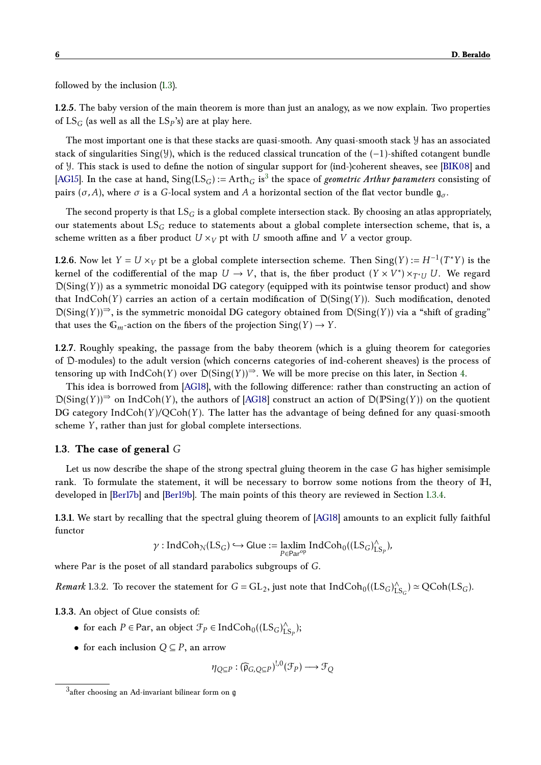followed by the inclusion (1.3).

**1.2.5.** The baby version of the main theorem is more than just an analogy, as we now explain. Two properties of $\mathrm{LS}_G$ (as well as all the $\mathrm{LS}_P$'s) are at play here.

The most important one is that these stacks are quasi-smooth. Any quasi-smooth stack $\mathcal{Y}$ has an associated stack of singularities $\mathrm{Sing}(\mathcal{Y})$, which is the reduced classical truncation of the $(-1)$-shifted cotangent bundle of $\mathcal{Y}$. This stack is used to define the notion of singular support for (ind-)coherent sheaves, see [BIK08] and [AG15]. In the case at hand, $\mathrm{Sing}(\mathrm{LS}_G) := \mathrm{Arth}_G$ is[3] the space of *geometric Arthur parameters* consisting of pairs $(\sigma, A)$, where $\sigma$ is a $G$-local system and $A$ a horizontal section of the flat vector bundle $\mathfrak{g}_\sigma$.

The second property is that $\mathrm{LS}_G$ is a global complete intersection stack. By choosing an atlas appropriately, our statements about $\mathrm{LS}_G$ reduce to statements about a global complete intersection scheme, that is, a scheme written as a fiber product $U \times_V \mathrm{pt}$ with $U$ smooth affine and $V$ a vector group.

**1.2.6.** Now let $Y = U \times_V \mathrm{pt}$ be a global complete intersection scheme. Then $\mathrm{Sing}(Y) := H^{-1}(T^*Y)$ is the kernel of the codifferential of the map $U \to V$, that is, the fiber product $(Y \times V^*) \times_{T^*U} U$. We regard $\mathfrak{D}(\mathrm{Sing}(Y))$ as a symmetric monoidal DG category (equipped with its pointwise tensor product) and show that $\mathrm{IndCoh}(Y)$ carries an action of a certain modification of $\mathfrak{D}(\mathrm{Sing}(Y))$. Such modification, denoted $\mathfrak{D}(\mathrm{Sing}(Y))^{\Rightarrow}$, is the symmetric monoidal DG category obtained from $\mathfrak{D}(\mathrm{Sing}(Y))$ via a "shift of grading" that uses the $\mathbb{G}_m$-action on the fibers of the projection $\mathrm{Sing}(Y) \to Y$.

**1.2.7.** Roughly speaking, the passage from the baby theorem (which is a gluing theorem for categories of $\mathfrak{D}$-modules) to the adult version (which concerns categories of ind-coherent sheaves) is the process of tensoring up with $\mathrm{IndCoh}(Y)$ over $\mathfrak{D}(\mathrm{Sing}(Y))^{\Rightarrow}$. We will be more precise on this later, in Section 4.

This idea is borrowed from [AG18], with the following difference: rather than constructing an action of $\mathfrak{D}(\mathrm{Sing}(Y))^{\Rightarrow}$ on $\mathrm{IndCoh}(Y)$, the authors of [AG18] construct an action of $\mathfrak{D}(\mathbb{P}\mathrm{Sing}(Y))$ on the quotient DG category $\mathrm{IndCoh}(Y)/\mathrm{QCoh}(Y)$. The latter has the advantage of being defined for any quasi-smooth scheme $Y$, rather than just for global complete intersections.

## 1.3. The case of general $G$

Let us now describe the shape of the strong spectral gluing theorem in the case $G$ has higher semisimple rank. To formulate the statement, it will be necessary to borrow some notions from the theory of $\mathbb{H}$, developed in [Ber17b] and [Ber19b]. The main points of this theory are reviewed in Section 1.3.4.

**1.3.1.** We start by recalling that the spectral gluing theorem of [AG18] amounts to an explicit fully faithful functor

$$\gamma : \mathrm{IndCoh}_{\mathcal{N}}(\mathrm{LS}_G) \hookrightarrow \mathsf{Glue} := \underset{P \in \mathsf{Par}^{\mathrm{op}}}{\mathrm{laxlim}}\, \mathrm{IndCoh}_0((\mathrm{LS}_G)^\wedge_{\mathrm{LS}_P}),$$

where $\mathsf{Par}$ is the poset of all standard parabolics subgroups of $G$.

*Remark* 1.3.2. To recover the statement for $G = \mathrm{GL}_2$, just note that $\mathrm{IndCoh}_0((\mathrm{LS}_G)^\wedge_{\mathrm{LS}_G}) \simeq \mathrm{QCoh}(\mathrm{LS}_G)$.

**1.3.3.** An object of $\mathsf{Glue}$ consists of:

- for each $P \in \mathsf{Par}$, an object $\mathcal{F}_P \in \mathrm{IndCoh}_0((\mathrm{LS}_G)^\wedge_{\mathrm{LS}_P})$;
- for each inclusion $Q \subseteq P$, an arrow

$$\eta_{Q \subseteq P} : (\widehat{\mathfrak{p}}_{G, Q \subseteq P})^{!,0}(\mathcal{F}_P) \longrightarrow \mathcal{F}_Q$$

[3] after choosing an Ad-invariant bilinear form on $\mathfrak{g}$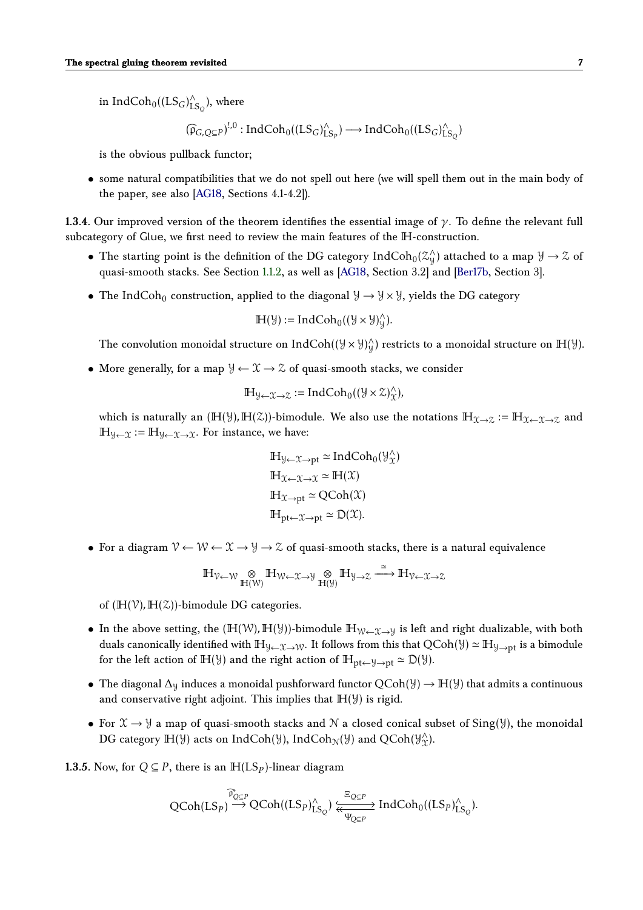in $\mathrm{IndCoh}_0((\mathrm{LS}_G)^\wedge_{\mathrm{LS}_Q})$, where

$$(\widehat{\mathfrak{p}}_{G,Q\subseteq P})^{!,0} : \mathrm{IndCoh}_0((\mathrm{LS}_G)^\wedge_{\mathrm{LS}_P}) \longrightarrow \mathrm{IndCoh}_0((\mathrm{LS}_G)^\wedge_{\mathrm{LS}_Q})$$

is the obvious pullback functor;

- some natural compatibilities that we do not spell out here (we will spell them out in the main body of the paper, see also [AG18, Sections 4.1-4.2]).

**1.3.4**. Our improved version of the theorem identifies the essential image of $\gamma$. To define the relevant full subcategory of Glue, we first need to review the main features of the $\mathbb{H}$-construction.

- The starting point is the definition of the DG category $\mathrm{IndCoh}_0(\mathcal{Z}^\wedge_{\mathcal{Y}})$ attached to a map $\mathcal{Y} \to \mathcal{Z}$ of quasi-smooth stacks. See Section 1.1.2, as well as [AG18, Section 3.2] and [Ber17b, Section 3].
- The $\mathrm{IndCoh}_0$ construction, applied to the diagonal $\mathcal{Y} \to \mathcal{Y} \times \mathcal{Y}$, yields the DG category

$$\mathbb{H}(\mathcal{Y}) := \mathrm{IndCoh}_0((\mathcal{Y}\times\mathcal{Y})^\wedge_{\mathcal{Y}}).$$

The convolution monoidal structure on $\mathrm{IndCoh}((\mathcal{Y}\times\mathcal{Y})^\wedge_{\mathcal{Y}})$ restricts to a monoidal structure on $\mathbb{H}(\mathcal{Y})$.

- More generally, for a map $\mathcal{Y} \leftarrow \mathcal{X} \to \mathcal{Z}$ of quasi-smooth stacks, we consider

$$\mathbb{H}_{\mathcal{Y}\leftarrow\mathcal{X}\to\mathcal{Z}} := \mathrm{IndCoh}_0((\mathcal{Y}\times\mathcal{Z})^\wedge_{\mathcal{X}}),$$

which is naturally an $(\mathbb{H}(\mathcal{Y}), \mathbb{H}(\mathcal{Z}))$-bimodule. We also use the notations $\mathbb{H}_{\mathcal{X}\to\mathcal{Z}} := \mathbb{H}_{\mathcal{X}\leftarrow\mathcal{X}\to\mathcal{Z}}$ and $\mathbb{H}_{\mathcal{Y}\leftarrow\mathcal{X}} := \mathbb{H}_{\mathcal{Y}\leftarrow\mathcal{X}\to\mathcal{X}}$. For instance, we have:

$$\begin{aligned}
\mathbb{H}_{\mathcal{Y}\leftarrow\mathcal{X}\to\mathrm{pt}} &\simeq \mathrm{IndCoh}_0(\mathcal{Y}^\wedge_{\mathcal{X}})\\
\mathbb{H}_{\mathcal{X}\leftarrow\mathcal{X}\to\mathcal{X}} &\simeq \mathbb{H}(\mathcal{X})\\
\mathbb{H}_{\mathcal{X}\to\mathrm{pt}} &\simeq \mathrm{QCoh}(\mathcal{X})\\
\mathbb{H}_{\mathrm{pt}\leftarrow\mathcal{X}\to\mathrm{pt}} &\simeq \mathcal{D}(\mathcal{X}).
\end{aligned}$$

- For a diagram $\mathcal{V} \leftarrow \mathcal{W} \leftarrow \mathcal{X} \to \mathcal{Y} \to \mathcal{Z}$ of quasi-smooth stacks, there is a natural equivalence

$$\mathbb{H}_{\mathcal{V}\leftarrow\mathcal{W}} \underset{\mathbb{H}(\mathcal{W})}{\otimes} \mathbb{H}_{\mathcal{W}\leftarrow\mathcal{X}\to\mathcal{Y}} \underset{\mathbb{H}(\mathcal{Y})}{\otimes} \mathbb{H}_{\mathcal{Y}\to\mathcal{Z}} \xrightarrow{\simeq} \mathbb{H}_{\mathcal{V}\leftarrow\mathcal{X}\to\mathcal{Z}}$$

of $(\mathbb{H}(\mathcal{V}), \mathbb{H}(\mathcal{Z}))$-bimodule DG categories.

- In the above setting, the $(\mathbb{H}(\mathcal{W}), \mathbb{H}(\mathcal{Y}))$-bimodule $\mathbb{H}_{\mathcal{W}\leftarrow\mathcal{X}\to\mathcal{Y}}$ is left and right dualizable, with both duals canonically identified with $\mathbb{H}_{\mathcal{Y}\leftarrow\mathcal{X}\to\mathcal{W}}$. It follows from this that $\mathrm{QCoh}(\mathcal{Y}) \simeq \mathbb{H}_{\mathcal{Y}\to\mathrm{pt}}$ is a bimodule for the left action of $\mathbb{H}(\mathcal{Y})$ and the right action of $\mathbb{H}_{\mathrm{pt}\leftarrow\mathcal{Y}\to\mathrm{pt}} \simeq \mathcal{D}(\mathcal{Y})$.
- The diagonal $\Delta_{\mathcal{Y}}$ induces a monoidal pushforward functor $\mathrm{QCoh}(\mathcal{Y}) \to \mathbb{H}(\mathcal{Y})$ that admits a continuous and conservative right adjoint. This implies that $\mathbb{H}(\mathcal{Y})$ is rigid.
- For $\mathcal{X} \to \mathcal{Y}$ a map of quasi-smooth stacks and $\mathcal{N}$ a closed conical subset of $\mathrm{Sing}(\mathcal{Y})$, the monoidal DG category $\mathbb{H}(\mathcal{Y})$ acts on $\mathrm{IndCoh}(\mathcal{Y})$, $\mathrm{IndCoh}_{\mathcal{N}}(\mathcal{Y})$ and $\mathrm{QCoh}(\mathcal{Y}^\wedge_{\mathcal{X}})$.

**1.3.5**. Now, for $Q \subseteq P$, there is an $\mathbb{H}(\mathrm{LS}_P)$-linear diagram

$$\mathrm{QCoh}(\mathrm{LS}_P) \xrightarrow{\widehat{\mathfrak{p}}_{Q\subseteq P}} \mathrm{QCoh}((\mathrm{LS}_P)^\wedge_{\mathrm{LS}_Q}) \underset{\Psi_{Q\subseteq P}}{\overset{\Xi_{Q\subseteq P}}{\rightleftarrows}} \mathrm{IndCoh}_0((\mathrm{LS}_P)^\wedge_{\mathrm{LS}_Q}).$$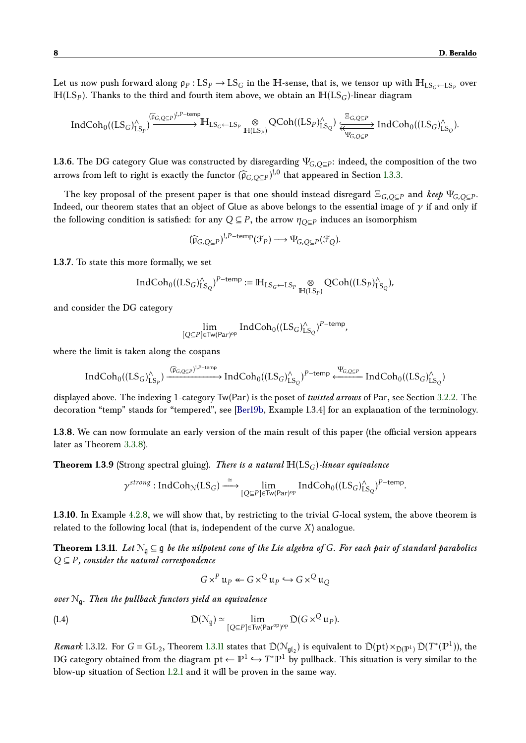Let us now push forward along $\mathfrak{p}_P : \mathrm{LS}_P \to \mathrm{LS}_G$ in the $\mathbb{H}$-sense, that is, we tensor up with $\mathbb{H}_{\mathrm{LS}_G \leftarrow \mathrm{LS}_P}$ over $\mathbb{H}(\mathrm{LS}_P)$. Thanks to the third and fourth item above, we obtain an $\mathbb{H}(\mathrm{LS}_G)$-linear diagram

$$\mathrm{IndCoh}_0((\mathrm{LS}_G)^\wedge_{\mathrm{LS}_P}) \xrightarrow{(\widehat{\mathfrak{p}}_{G,Q\subseteq P})^{!,P\text{-temp}}} \mathbb{H}_{\mathrm{LS}_G \leftarrow \mathrm{LS}_P} \underset{\mathbb{H}(\mathrm{LS}_P)}{\otimes} \mathrm{QCoh}((\mathrm{LS}_P)^\wedge_{\mathrm{LS}_Q}) \underset{\Psi_{G,Q\subseteq P}}{\overset{\Xi_{G,Q\subseteq P}}{\rightleftarrows}} \mathrm{IndCoh}_0((\mathrm{LS}_G)^\wedge_{\mathrm{LS}_Q}).$$

**1.3.6**. The DG category Glue was constructed by disregarding $\Psi_{G,Q\subseteq P}$: indeed, the composition of the two arrows from left to right is exactly the functor $(\widehat{\mathfrak{p}}_{G,Q\subseteq P})^{!,0}$ that appeared in Section 1.3.3.

The key proposal of the present paper is that one should instead disregard $\Xi_{G,Q\subseteq P}$ and *keep* $\Psi_{G,Q\subseteq P}$. Indeed, our theorem states that an object of Glue as above belongs to the essential image of $\gamma$ if and only if the following condition is satisfied: for any $Q \subseteq P$, the arrow $\eta_{Q\subseteq P}$ induces an isomorphism

$$(\widehat{\mathfrak{p}}_{G,Q\subseteq P})^{!,P\text{-temp}}(\mathcal{F}_P) \longrightarrow \Psi_{G,Q\subseteq P}(\mathcal{F}_Q).$$

**1.3.7**. To state this more formally, we set

$$\mathrm{IndCoh}_0((\mathrm{LS}_G)^\wedge_{\mathrm{LS}_Q})^{P\text{-temp}} := \mathbb{H}_{\mathrm{LS}_G \leftarrow \mathrm{LS}_P} \underset{\mathbb{H}(\mathrm{LS}_P)}{\otimes} \mathrm{QCoh}((\mathrm{LS}_P)^\wedge_{\mathrm{LS}_Q}),$$

and consider the DG category

$$\lim_{[Q\subseteq P]\in \mathsf{Tw}(\mathsf{Par})^{\mathrm{op}}} \mathrm{IndCoh}_0((\mathrm{LS}_G)^\wedge_{\mathrm{LS}_Q})^{P\text{-temp}},$$

where the limit is taken along the cospans

$$\mathrm{IndCoh}_0((\mathrm{LS}_G)^\wedge_{\mathrm{LS}_P}) \xrightarrow{(\widehat{\mathfrak{p}}_{G,Q\subseteq P})^{!,P\text{-temp}}} \mathrm{IndCoh}_0((\mathrm{LS}_G)^\wedge_{\mathrm{LS}_Q})^{P\text{-temp}} \xleftarrow{\Psi_{G,Q\subseteq P}} \mathrm{IndCoh}_0((\mathrm{LS}_G)^\wedge_{\mathrm{LS}_Q})$$

displayed above. The indexing 1-category $\mathsf{Tw}(\mathsf{Par})$ is the poset of *twisted arrows* of $\mathsf{Par}$, see Section 3.2.2. The decoration "temp" stands for "tempered", see [Ber19b, Example 1.3.4] for an explanation of the terminology.

**1.3.8**. We can now formulate an early version of the main result of this paper (the official version appears later as Theorem 3.3.8).

**Theorem 1.3.9** (Strong spectral gluing). *There is a natural $\mathbb{H}(\mathrm{LS}_G)$-linear equivalence*

$$\gamma^{strong} : \mathrm{IndCoh}_{\mathcal{N}}(\mathrm{LS}_G) \xrightarrow{\simeq} \lim_{[Q\subseteq P]\in \mathsf{Tw}(\mathsf{Par})^{\mathrm{op}}} \mathrm{IndCoh}_0((\mathrm{LS}_G)^\wedge_{\mathrm{LS}_Q})^{P\text{-temp}}.$$

**1.3.10**. In Example 4.2.8, we will show that, by restricting to the trivial $G$-local system, the above theorem is related to the following local (that is, independent of the curve $X$) analogue.

**Theorem 1.3.11**. *Let $\mathcal{N}_{\mathfrak{g}} \subseteq \mathfrak{g}$ be the nilpotent cone of the Lie algebra of $G$. For each pair of standard parabolics $Q \subseteq P$, consider the natural correspondence*

$$G \times^P \mathfrak{u}_P \twoheadleftarrow G \times^Q \mathfrak{u}_P \hookrightarrow G \times^Q \mathfrak{u}_Q$$

*over $\mathcal{N}_{\mathfrak{g}}$. Then the pullback functors yield an equivalence*

$$\mathfrak{D}(\mathcal{N}_{\mathfrak{g}}) \simeq \lim_{[Q\subseteq P]\in \mathsf{Tw}(\mathsf{Par}^{\mathrm{op}})^{\mathrm{op}}} \mathfrak{D}(G \times^Q \mathfrak{u}_P). \tag{1.4}$$

*Remark* 1.3.12. For $G = \mathrm{GL}_2$, Theorem 1.3.11 states that $\mathfrak{D}(\mathcal{N}_{\mathfrak{gl}_2})$ is equivalent to $\mathfrak{D}(\mathrm{pt}) \times_{\mathfrak{D}(\mathbb{P}^1)} \mathfrak{D}(T^*(\mathbb{P}^1))$, the DG category obtained from the diagram $\mathrm{pt} \leftarrow \mathbb{P}^1 \hookrightarrow T^*\mathbb{P}^1$ by pullback. This situation is very similar to the blow-up situation of Section 1.2.1 and it will be proven in the same way.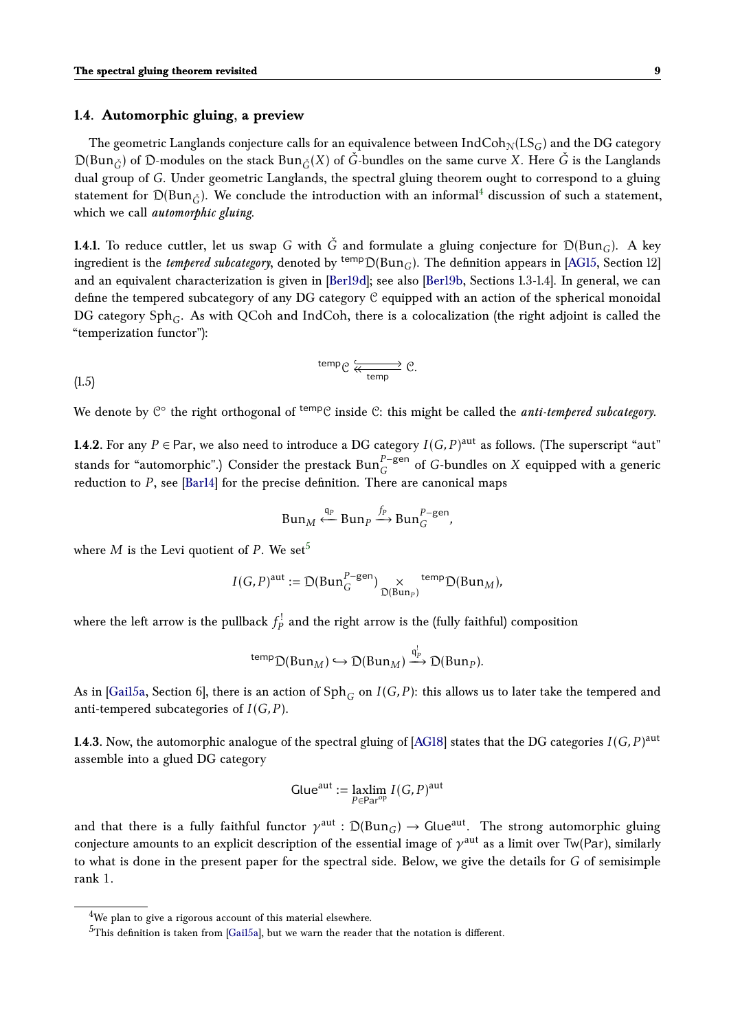## 1.4. Automorphic gluing, a preview

The geometric Langlands conjecture calls for an equivalence between $\mathrm{IndCoh}_{\mathcal{N}}(\mathrm{LS}_G)$ and the DG category $\mathcal{D}(\mathrm{Bun}_{\check{G}})$ of $\mathcal{D}$-modules on the stack $\mathrm{Bun}_{\check{G}}(X)$ of $\check{G}$-bundles on the same curve $X$. Here $\check{G}$ is the Langlands dual group of $G$. Under geometric Langlands, the spectral gluing theorem ought to correspond to a gluing statement for $\mathcal{D}(\mathrm{Bun}_{\check{G}})$. We conclude the introduction with an informal[4] discussion of such a statement, which we call *automorphic gluing*.

**1.4.1.** To reduce cuttler, let us swap $G$ with $\check{G}$ and formulate a gluing conjecture for $\mathcal{D}(\mathrm{Bun}_G)$. A key ingredient is the *tempered subcategory*, denoted by ${}^{\mathsf{temp}}\mathcal{D}(\mathrm{Bun}_G)$. The definition appears in [AG15, Section 12] and an equivalent characterization is given in [Ber19d]; see also [Ber19b, Sections 1.3-1.4]. In general, we can define the tempered subcategory of any DG category $\mathcal{C}$ equipped with an action of the spherical monoidal DG category $\mathrm{Sph}_G$. As with QCoh and IndCoh, there is a colocalization (the right adjoint is called the "temperization functor"):

$$
{}^{\mathsf{temp}}\mathcal{C} \underset{\mathsf{temp}}{\overset{\longleftarrow}{\twoheadleftarrow}} \mathcal{C}. \tag{1.5}
$$

We denote by $\mathcal{C}^{\circ}$ the right orthogonal of ${}^{\mathsf{temp}}\mathcal{C}$ inside $\mathcal{C}$: this might be called the ***anti-tempered subcategory***.

**1.4.2.** For any $P \in \mathsf{Par}$, we also need to introduce a DG category $I(G,P)^{\mathrm{aut}}$ as follows. (The superscript "aut" stands for "automorphic".) Consider the prestack $\mathrm{Bun}_G^{P\text{-gen}}$ of $G$-bundles on $X$ equipped with a generic reduction to $P$, see [Bar14] for the precise definition. There are canonical maps

$$
\mathrm{Bun}_M \xleftarrow{\mathsf{q}_P} \mathrm{Bun}_P \xrightarrow{f_P} \mathrm{Bun}_G^{P\text{-gen}},
$$

where $M$ is the Levi quotient of $P$. We set[5]

$$
I(G,P)^{\mathrm{aut}} := \mathcal{D}(\mathrm{Bun}_G^{P\text{-gen}}) \underset{\mathcal{D}(\mathrm{Bun}_P)}{\times} {}^{\mathsf{temp}}\mathcal{D}(\mathrm{Bun}_M),
$$

where the left arrow is the pullback $f_P^!$ and the right arrow is the (fully faithful) composition

$$
{}^{\mathsf{temp}}\mathcal{D}(\mathrm{Bun}_M) \hookrightarrow \mathcal{D}(\mathrm{Bun}_M) \xrightarrow{\mathsf{q}_P^!} \mathcal{D}(\mathrm{Bun}_P).
$$

As in [Gai15a, Section 6], there is an action of $\mathrm{Sph}_G$ on $I(G,P)$: this allows us to later take the tempered and anti-tempered subcategories of $I(G,P)$.

**1.4.3.** Now, the automorphic analogue of the spectral gluing of [AG18] states that the DG categories $I(G,P)^{\mathrm{aut}}$ assemble into a glued DG category

$$
\mathsf{Glue}^{\mathrm{aut}} := \underset{P \in \mathsf{Par}^{\mathrm{op}}}{\mathrm{laxlim}}\, I(G,P)^{\mathrm{aut}}
$$

and that there is a fully faithful functor $\gamma^{\mathrm{aut}} : \mathcal{D}(\mathrm{Bun}_G) \to \mathsf{Glue}^{\mathrm{aut}}$. The strong automorphic gluing conjecture amounts to an explicit description of the essential image of $\gamma^{\mathrm{aut}}$ as a limit over $\mathrm{Tw}(\mathsf{Par})$, similarly to what is done in the present paper for the spectral side. Below, we give the details for $G$ of semisimple rank 1.

---

[4] We plan to give a rigorous account of this material elsewhere.

[5] This definition is taken from [Gai15a], but we warn the reader that the notation is different.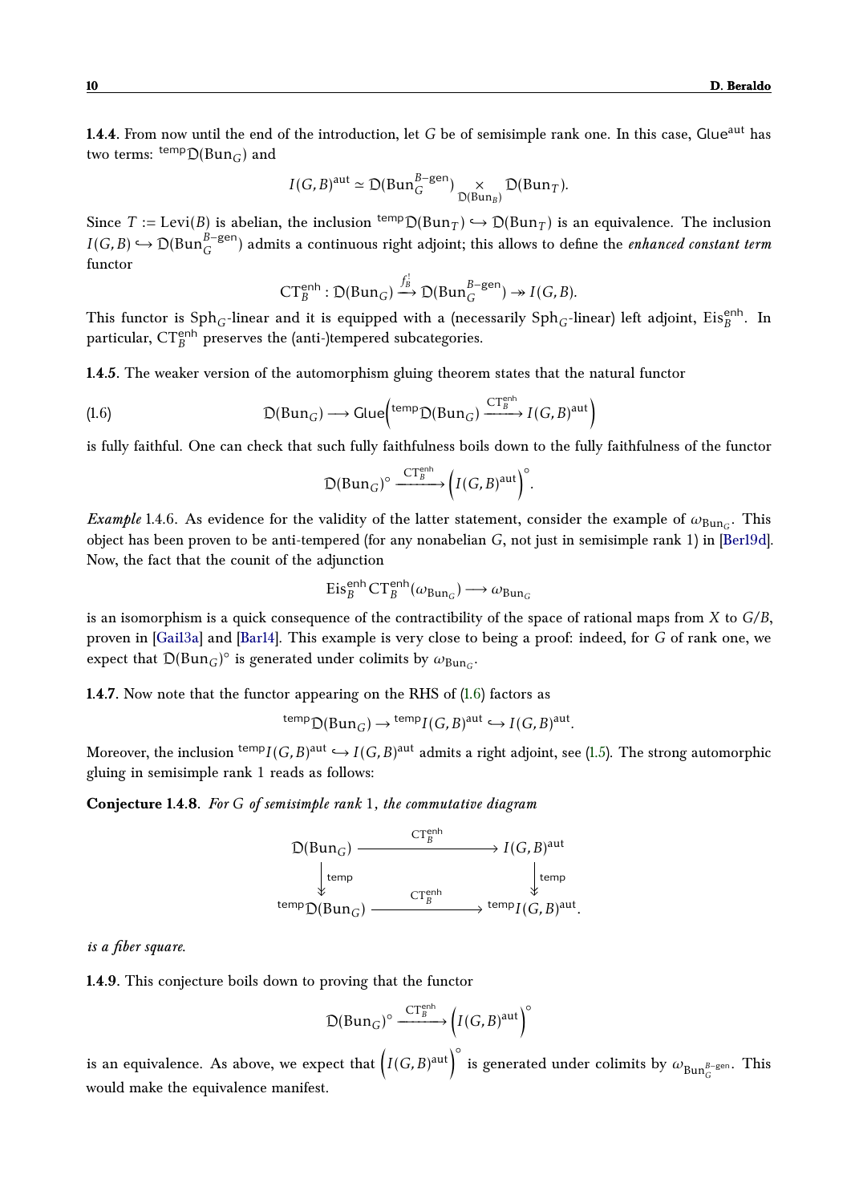**1.4.4**. From now until the end of the introduction, let $G$ be of semisimple rank one. In this case, $\mathsf{Glue}^{\mathrm{aut}}$ has two terms: ${}^{\mathrm{temp}}\mathfrak{D}(\mathrm{Bun}_G)$ and

$$I(G,B)^{\mathrm{aut}} \simeq \mathfrak{D}(\mathrm{Bun}_G^{B\text{-gen}}) \underset{\mathfrak{D}(\mathrm{Bun}_B)}{\times} \mathfrak{D}(\mathrm{Bun}_T).$$

Since $T := \mathrm{Levi}(B)$ is abelian, the inclusion ${}^{\mathrm{temp}}\mathfrak{D}(\mathrm{Bun}_T) \hookrightarrow \mathfrak{D}(\mathrm{Bun}_T)$ is an equivalence. The inclusion $I(G,B) \hookrightarrow \mathfrak{D}(\mathrm{Bun}_G^{B\text{-gen}})$ admits a continuous right adjoint; this allows to define the *enhanced constant term* functor

$$\mathrm{CT}_B^{\mathrm{enh}} : \mathfrak{D}(\mathrm{Bun}_G) \xrightarrow{f_B^!} \mathfrak{D}(\mathrm{Bun}_G^{B\text{-gen}}) \twoheadrightarrow I(G,B).$$

This functor is $\mathrm{Sph}_G$-linear and it is equipped with a (necessarily $\mathrm{Sph}_G$-linear) left adjoint, $\mathrm{Eis}_B^{\mathrm{enh}}$. In particular, $\mathrm{CT}_B^{\mathrm{enh}}$ preserves the (anti-)tempered subcategories.

**1.4.5**. The weaker version of the automorphism gluing theorem states that the natural functor

$$\mathfrak{D}(\mathrm{Bun}_G) \longrightarrow \mathsf{Glue}\Big({}^{\mathrm{temp}}\mathfrak{D}(\mathrm{Bun}_G) \xrightarrow{\mathrm{CT}_B^{\mathrm{enh}}} I(G,B)^{\mathrm{aut}}\Big) \tag{1.6}$$

is fully faithful. One can check that such fully faithfulness boils down to the fully faithfulness of the functor

$$\mathfrak{D}(\mathrm{Bun}_G)^{\circ} \xrightarrow{\mathrm{CT}_B^{\mathrm{enh}}} \Big(I(G,B)^{\mathrm{aut}}\Big)^{\circ}.$$

*Example* 1.4.6. As evidence for the validity of the latter statement, consider the example of $\omega_{\mathrm{Bun}_G}$. This object has been proven to be anti-tempered (for any nonabelian $G$, not just in semisimple rank 1) in [Ber19d]. Now, the fact that the counit of the adjunction

$$\mathrm{Eis}_B^{\mathrm{enh}}\mathrm{CT}_B^{\mathrm{enh}}(\omega_{\mathrm{Bun}_G}) \longrightarrow \omega_{\mathrm{Bun}_G}$$

is an isomorphism is a quick consequence of the contractibility of the space of rational maps from $X$ to $G/B$, proven in [Gai13a] and [Bar14]. This example is very close to being a proof: indeed, for $G$ of rank one, we expect that $\mathfrak{D}(\mathrm{Bun}_G)^{\circ}$ is generated under colimits by $\omega_{\mathrm{Bun}_G}$.

**1.4.7**. Now note that the functor appearing on the RHS of (1.6) factors as

$${}^{\mathrm{temp}}\mathfrak{D}(\mathrm{Bun}_G) \to {}^{\mathrm{temp}}I(G,B)^{\mathrm{aut}} \hookrightarrow I(G,B)^{\mathrm{aut}}.$$

Moreover, the inclusion ${}^{\mathrm{temp}}I(G,B)^{\mathrm{aut}} \hookrightarrow I(G,B)^{\mathrm{aut}}$ admits a right adjoint, see (1.5). The strong automorphic gluing in semisimple rank 1 reads as follows:

**Conjecture 1.4.8**. *For $G$ of semisimple rank* 1*, the commutative diagram*

$$\begin{array}{ccc}
\mathfrak{D}(\mathrm{Bun}_G) & \xrightarrow{\quad \mathrm{CT}_B^{\mathrm{enh}} \quad} & I(G,B)^{\mathrm{aut}} \\
\Big\downarrow{\scriptstyle \mathrm{temp}} & & \Big\downarrow{\scriptstyle \mathrm{temp}} \\
{}^{\mathrm{temp}}\mathfrak{D}(\mathrm{Bun}_G) & \xrightarrow{\quad \mathrm{CT}_B^{\mathrm{enh}} \quad} & {}^{\mathrm{temp}}I(G,B)^{\mathrm{aut}}.
\end{array}$$

*is a fiber square.*

**1.4.9**. This conjecture boils down to proving that the functor

$$\mathfrak{D}(\mathrm{Bun}_G)^{\circ} \xrightarrow{\mathrm{CT}_B^{\mathrm{enh}}} \Big(I(G,B)^{\mathrm{aut}}\Big)^{\circ}$$

is an equivalence. As above, we expect that $\Big(I(G,B)^{\mathrm{aut}}\Big)^{\circ}$ is generated under colimits by $\omega_{\mathrm{Bun}_G^{B\text{-gen}}}$. This would make the equivalence manifest.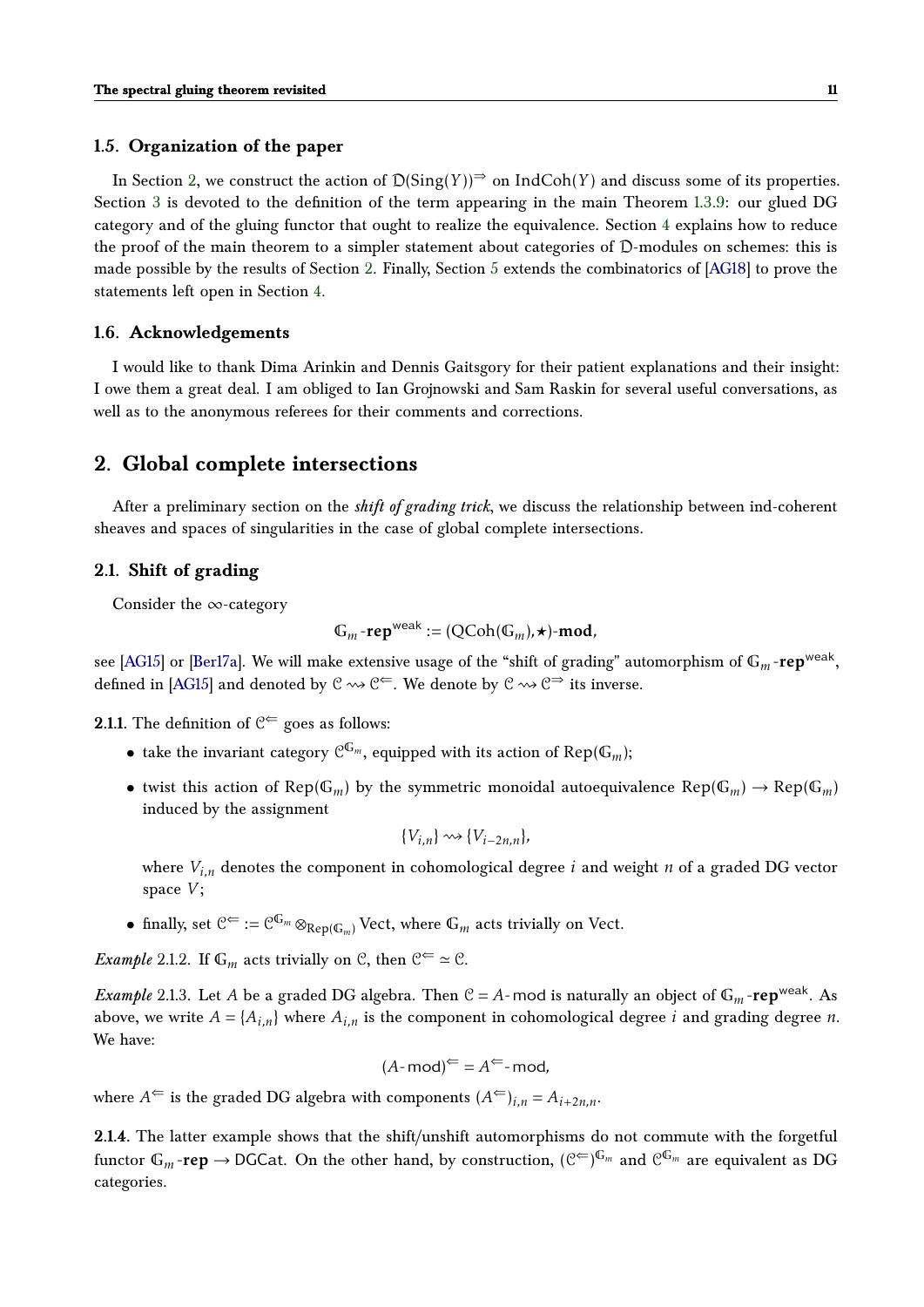### 1.5. Organization of the paper

In Section 2, we construct the action of $\mathcal{D}(\mathrm{Sing}(Y))^{\Rightarrow}$ on $\mathrm{IndCoh}(Y)$ and discuss some of its properties. Section 3 is devoted to the definition of the term appearing in the main Theorem 1.3.9: our glued DG category and of the gluing functor that ought to realize the equivalence. Section 4 explains how to reduce the proof of the main theorem to a simpler statement about categories of $\mathcal{D}$-modules on schemes: this is made possible by the results of Section 2. Finally, Section 5 extends the combinatorics of [AG18] to prove the statements left open in Section 4.

### 1.6. Acknowledgements

I would like to thank Dima Arinkin and Dennis Gaitsgory for their patient explanations and their insight: I owe them a great deal. I am obliged to Ian Grojnowski and Sam Raskin for several useful conversations, as well as to the anonymous referees for their comments and corrections.

## 2. Global complete intersections

After a preliminary section on the *shift of grading trick*, we discuss the relationship between ind-coherent sheaves and spaces of singularities in the case of global complete intersections.

### 2.1. Shift of grading

Consider the $\infty$-category

$$\mathbb{G}_m\text{-}\mathbf{rep}^{\mathsf{weak}} := (\mathrm{QCoh}(\mathbb{G}_m), \star)\text{-}\mathbf{mod},$$

see [AG15] or [Ber17a]. We will make extensive usage of the "shift of grading" automorphism of $\mathbb{G}_m\text{-}\mathbf{rep}^{\mathsf{weak}}$, defined in [AG15] and denoted by $\mathcal{C} \rightsquigarrow \mathcal{C}^{\Leftarrow}$. We denote by $\mathcal{C} \rightsquigarrow \mathcal{C}^{\Rightarrow}$ its inverse.

**2.1.1.** The definition of $\mathcal{C}^{\Leftarrow}$ goes as follows:

- take the invariant category $\mathcal{C}^{\mathbb{G}_m}$, equipped with its action of $\mathrm{Rep}(\mathbb{G}_m)$;
- twist this action of $\mathrm{Rep}(\mathbb{G}_m)$ by the symmetric monoidal autoequivalence $\mathrm{Rep}(\mathbb{G}_m) \to \mathrm{Rep}(\mathbb{G}_m)$ induced by the assignment

$$\{V_{i,n}\} \rightsquigarrow \{V_{i-2n,n}\},$$

  where $V_{i,n}$ denotes the component in cohomological degree $i$ and weight $n$ of a graded DG vector space $V$;
- finally, set $\mathcal{C}^{\Leftarrow} := \mathcal{C}^{\mathbb{G}_m} \otimes_{\mathrm{Rep}(\mathbb{G}_m)} \mathrm{Vect}$, where $\mathbb{G}_m$ acts trivially on Vect.

*Example* 2.1.2. If $\mathbb{G}_m$ acts trivially on $\mathcal{C}$, then $\mathcal{C}^{\Leftarrow} \simeq \mathcal{C}$.

*Example* 2.1.3. Let $A$ be a graded DG algebra. Then $\mathcal{C} = A\text{-}\mathsf{mod}$ is naturally an object of $\mathbb{G}_m\text{-}\mathbf{rep}^{\mathsf{weak}}$. As above, we write $A = \{A_{i,n}\}$ where $A_{i,n}$ is the component in cohomological degree $i$ and grading degree $n$. We have:

$$(A\text{-}\mathsf{mod})^{\Leftarrow} = A^{\Leftarrow}\text{-}\mathsf{mod},$$

where $A^{\Leftarrow}$ is the graded DG algebra with components $(A^{\Leftarrow})_{i,n} = A_{i+2n,n}$.

**2.1.4.** The latter example shows that the shift/unshift automorphisms do not commute with the forgetful functor $\mathbb{G}_m\text{-}\mathbf{rep} \to \mathsf{DGCat}$. On the other hand, by construction, $(\mathcal{C}^{\Leftarrow})^{\mathbb{G}_m}$ and $\mathcal{C}^{\mathbb{G}_m}$ are equivalent as DG categories.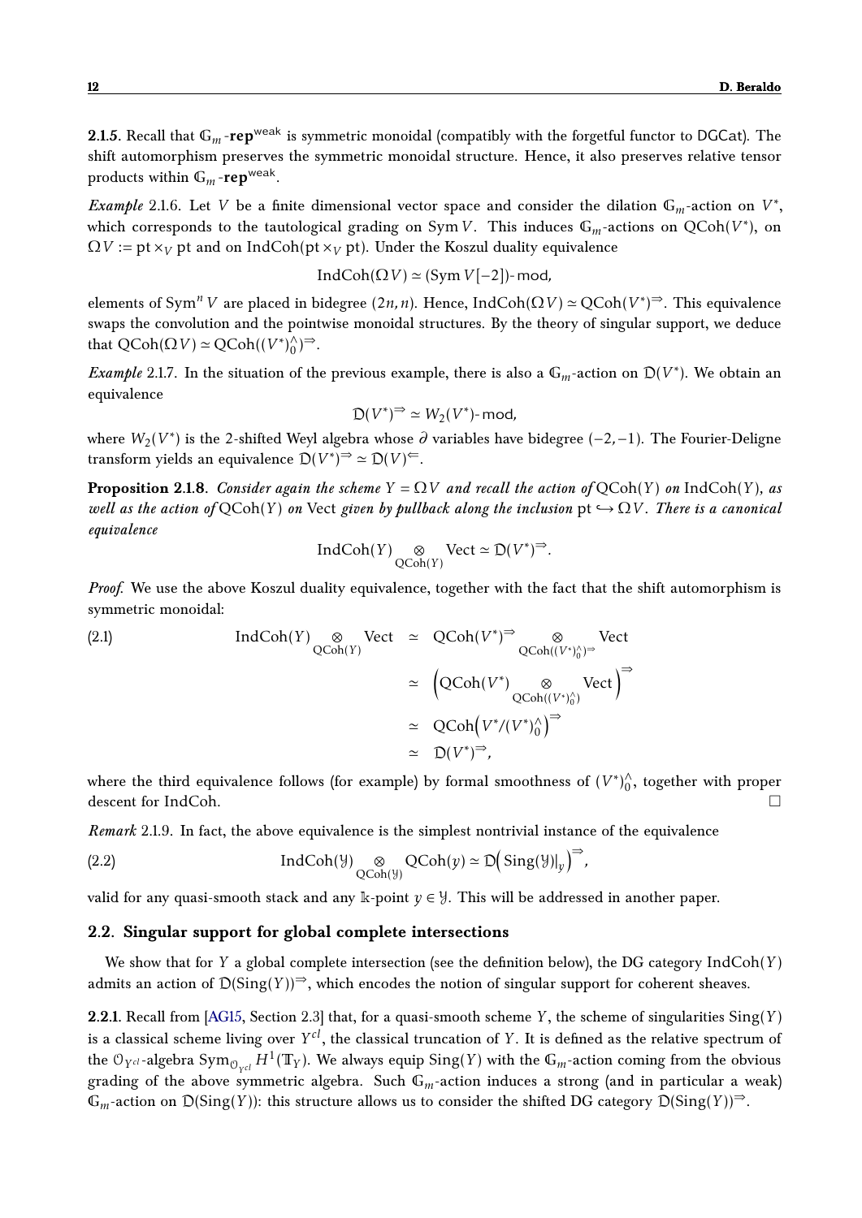**2.1.5**. Recall that $\mathbb{G}_m$-$\mathbf{rep}^{\mathsf{weak}}$ is symmetric monoidal (compatibly with the forgetful functor to DGCat). The shift automorphism preserves the symmetric monoidal structure. Hence, it also preserves relative tensor products within $\mathbb{G}_m$-$\mathbf{rep}^{\mathsf{weak}}$.

*Example* 2.1.6. Let $V$ be a finite dimensional vector space and consider the dilation $\mathbb{G}_m$-action on $V^*$, which corresponds to the tautological grading on $\operatorname{Sym} V$. This induces $\mathbb{G}_m$-actions on $\mathrm{QCoh}(V^*)$, on $\Omega V := \mathrm{pt} \times_V \mathrm{pt}$ and on $\mathrm{IndCoh}(\mathrm{pt} \times_V \mathrm{pt})$. Under the Koszul duality equivalence

$$\mathrm{IndCoh}(\Omega V) \simeq (\operatorname{Sym} V[-2])\text{-}\mathsf{mod},$$

elements of $\operatorname{Sym}^n V$ are placed in bidegree $(2n, n)$. Hence, $\mathrm{IndCoh}(\Omega V) \simeq \mathrm{QCoh}(V^*)^{\Rightarrow}$. This equivalence swaps the convolution and the pointwise monoidal structures. By the theory of singular support, we deduce that $\mathrm{QCoh}(\Omega V) \simeq \mathrm{QCoh}((V^*)^{\wedge}_0)^{\Rightarrow}$.

*Example* 2.1.7. In the situation of the previous example, there is also a $\mathbb{G}_m$-action on $\mathfrak{D}(V^*)$. We obtain an equivalence

$$\mathfrak{D}(V^*)^{\Rightarrow} \simeq W_2(V^*)\text{-}\mathsf{mod},$$

where $W_2(V^*)$ is the 2-shifted Weyl algebra whose $\partial$ variables have bidegree $(-2, -1)$. The Fourier-Deligne transform yields an equivalence $\mathfrak{D}(V^*)^{\Rightarrow} \simeq \mathfrak{D}(V)^{\Leftarrow}$.

**Proposition 2.1.8**. *Consider again the scheme $Y = \Omega V$ and recall the action of* $\mathrm{QCoh}(Y)$ *on* $\mathrm{IndCoh}(Y)$*, as well as the action of* $\mathrm{QCoh}(Y)$ *on* Vect *given by pullback along the inclusion* $\mathrm{pt} \hookrightarrow \Omega V$*. There is a canonical equivalence*

$$\mathrm{IndCoh}(Y) \underset{\mathrm{QCoh}(Y)}{\otimes} \mathrm{Vect} \simeq \mathfrak{D}(V^*)^{\Rightarrow}.$$

*Proof.* We use the above Koszul duality equivalence, together with the fact that the shift automorphism is symmetric monoidal:

$$\begin{aligned}
\mathrm{IndCoh}(Y) \underset{\mathrm{QCoh}(Y)}{\otimes} \mathrm{Vect} &\simeq \mathrm{QCoh}(V^*)^{\Rightarrow} \underset{\mathrm{QCoh}((V^*)^{\wedge}_0)^{\Rightarrow}}{\otimes} \mathrm{Vect} \\
&\simeq \Big( \mathrm{QCoh}(V^*) \underset{\mathrm{QCoh}((V^*)^{\wedge}_0)}{\otimes} \mathrm{Vect} \Big)^{\Rightarrow} \\
&\simeq \mathrm{QCoh}\Big( V^*/(V^*)^{\wedge}_0 \Big)^{\Rightarrow} \\
&\simeq \mathfrak{D}(V^*)^{\Rightarrow},
\end{aligned} \tag{2.1}$$

where the third equivalence follows (for example) by formal smoothness of $(V^*)^{\wedge}_0$, together with proper descent for IndCoh. □

*Remark* 2.1.9. In fact, the above equivalence is the simplest nontrivial instance of the equivalence

$$\mathrm{IndCoh}(\mathcal{Y}) \underset{\mathrm{QCoh}(\mathcal{Y})}{\otimes} \mathrm{QCoh}(y) \simeq \mathfrak{D}\Big( \mathrm{Sing}(\mathcal{Y})|_y \Big)^{\Rightarrow}, \tag{2.2}$$

valid for any quasi-smooth stack and any $\mathbb{k}$-point $y \in \mathcal{Y}$. This will be addressed in another paper.

## 2.2. Singular support for global complete intersections

We show that for $Y$ a global complete intersection (see the definition below), the DG category $\mathrm{IndCoh}(Y)$ admits an action of $\mathfrak{D}(\mathrm{Sing}(Y))^{\Rightarrow}$, which encodes the notion of singular support for coherent sheaves.

**2.2.1**. Recall from [AG15, Section 2.3] that, for a quasi-smooth scheme $Y$, the scheme of singularities $\mathrm{Sing}(Y)$ is a classical scheme living over $Y^{cl}$, the classical truncation of $Y$. It is defined as the relative spectrum of the $\mathcal{O}_{Y^{cl}}$-algebra $\operatorname{Sym}_{\mathcal{O}_{Y^{cl}}} H^1(\mathbb{T}_Y)$. We always equip $\mathrm{Sing}(Y)$ with the $\mathbb{G}_m$-action coming from the obvious grading of the above symmetric algebra. Such $\mathbb{G}_m$-action induces a strong (and in particular a weak) $\mathbb{G}_m$-action on $\mathfrak{D}(\mathrm{Sing}(Y))$: this structure allows us to consider the shifted DG category $\mathfrak{D}(\mathrm{Sing}(Y))^{\Rightarrow}$.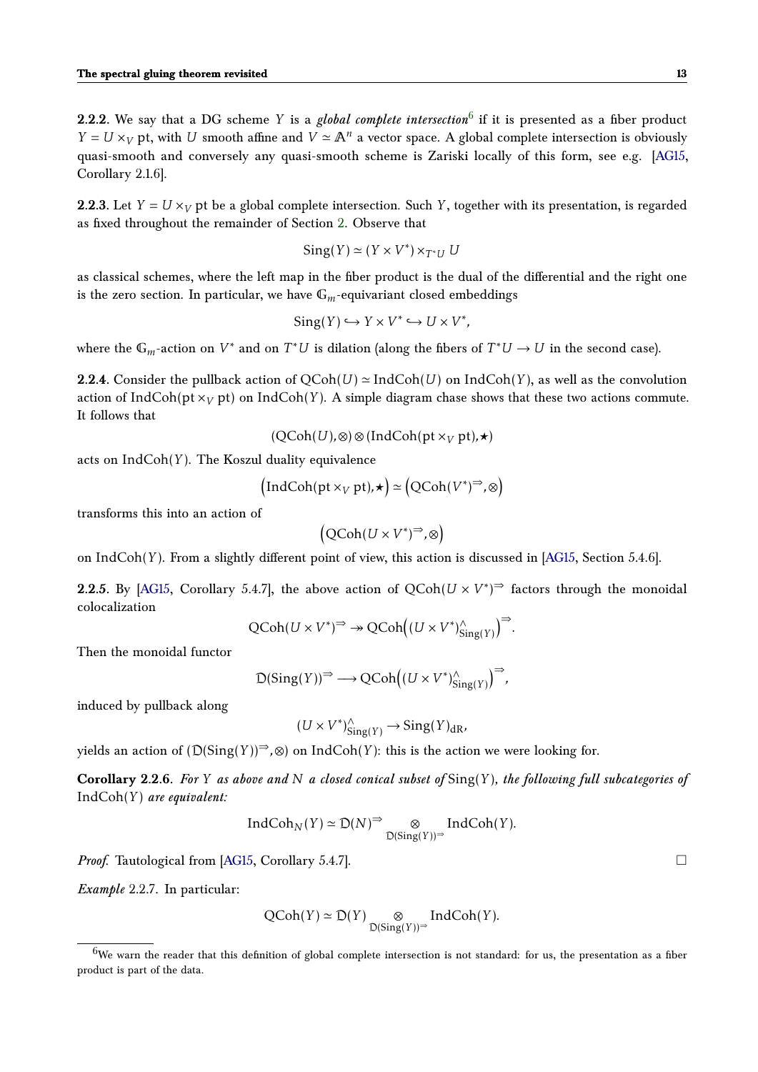**2.2.2**. We say that a DG scheme $Y$ is a ***global complete intersection***[6] if it is presented as a fiber product $Y = U \times_V \mathrm{pt}$, with $U$ smooth affine and $V \simeq \mathbb{A}^n$ a vector space. A global complete intersection is obviously quasi-smooth and conversely any quasi-smooth scheme is Zariski locally of this form, see e.g. [AG15, Corollary 2.1.6].

**2.2.3**. Let $Y = U \times_V \mathrm{pt}$ be a global complete intersection. Such $Y$, together with its presentation, is regarded as fixed throughout the remainder of Section 2. Observe that

$$\mathrm{Sing}(Y) \simeq (Y \times V^*) \times_{T^*U} U$$

as classical schemes, where the left map in the fiber product is the dual of the differential and the right one is the zero section. In particular, we have $\mathbb{G}_m$-equivariant closed embeddings

$$\mathrm{Sing}(Y) \hookrightarrow Y \times V^* \hookrightarrow U \times V^*,$$

where the $\mathbb{G}_m$-action on $V^*$ and on $T^*U$ is dilation (along the fibers of $T^*U \to U$ in the second case).

**2.2.4**. Consider the pullback action of $\mathrm{QCoh}(U) \simeq \mathrm{IndCoh}(U)$ on $\mathrm{IndCoh}(Y)$, as well as the convolution action of $\mathrm{IndCoh}(\mathrm{pt} \times_V \mathrm{pt})$ on $\mathrm{IndCoh}(Y)$. A simple diagram chase shows that these two actions commute. It follows that

$$(\mathrm{QCoh}(U), \otimes) \otimes (\mathrm{IndCoh}(\mathrm{pt} \times_V \mathrm{pt}), \star)$$

acts on $\mathrm{IndCoh}(Y)$. The Koszul duality equivalence

$$\Big(\mathrm{IndCoh}(\mathrm{pt} \times_V \mathrm{pt}), \star\Big) \simeq \Big(\mathrm{QCoh}(V^*)^{\Rightarrow}, \otimes\Big)$$

transforms this into an action of

$$\Big(\mathrm{QCoh}(U \times V^*)^{\Rightarrow}, \otimes\Big)$$

on $\mathrm{IndCoh}(Y)$. From a slightly different point of view, this action is discussed in [AG15, Section 5.4.6].

**2.2.5**. By [AG15, Corollary 5.4.7], the above action of $\mathrm{QCoh}(U \times V^*)^{\Rightarrow}$ factors through the monoidal colocalization

$$\mathrm{QCoh}(U \times V^*)^{\Rightarrow} \twoheadrightarrow \mathrm{QCoh}\Big((U \times V^*)^{\wedge}_{\mathrm{Sing}(Y)}\Big)^{\Rightarrow}.$$

Then the monoidal functor

$$\mathfrak{D}(\mathrm{Sing}(Y))^{\Rightarrow} \longrightarrow \mathrm{QCoh}\Big((U \times V^*)^{\wedge}_{\mathrm{Sing}(Y)}\Big)^{\Rightarrow},$$

induced by pullback along

$$(U \times V^*)^{\wedge}_{\mathrm{Sing}(Y)} \to \mathrm{Sing}(Y)_{\mathrm{dR}},$$

yields an action of $(\mathfrak{D}(\mathrm{Sing}(Y))^{\Rightarrow}, \otimes)$ on $\mathrm{IndCoh}(Y)$: this is the action we were looking for.

**Corollary 2.2.6**. *For $Y$ as above and $N$ a closed conical subset of $\mathrm{Sing}(Y)$, the following full subcategories of $\mathrm{IndCoh}(Y)$ are equivalent:*

$$\mathrm{IndCoh}_N(Y) \simeq \mathfrak{D}(N)^{\Rightarrow} \underset{\mathfrak{D}(\mathrm{Sing}(Y))^{\Rightarrow}}{\otimes} \mathrm{IndCoh}(Y).$$

*Proof.* Tautological from [AG15, Corollary 5.4.7]. □

*Example* 2.2.7. In particular:

$$\mathrm{QCoh}(Y) \simeq \mathfrak{D}(Y) \underset{\mathfrak{D}(\mathrm{Sing}(Y))^{\Rightarrow}}{\otimes} \mathrm{IndCoh}(Y).$$

---

[6] We warn the reader that this definition of global complete intersection is not standard: for us, the presentation as a fiber product is part of the data.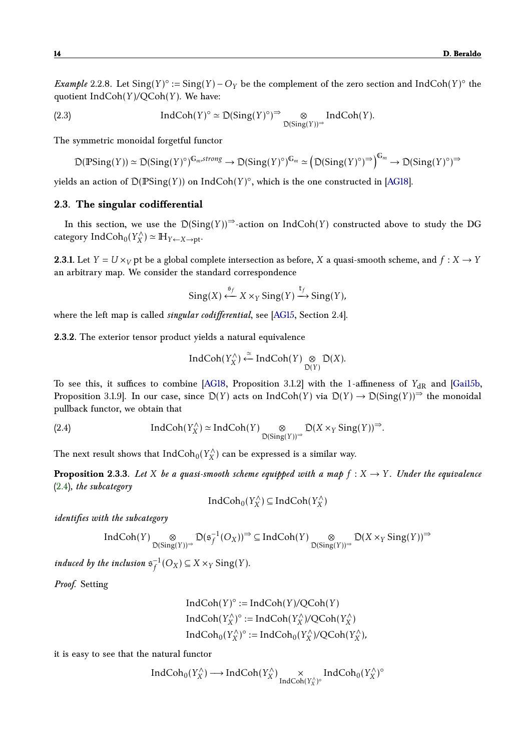*Example* 2.2.8. Let $\mathrm{Sing}(Y)^\circ := \mathrm{Sing}(Y) - O_Y$ be the complement of the zero section and $\mathrm{IndCoh}(Y)^\circ$ the quotient $\mathrm{IndCoh}(Y)/\mathrm{QCoh}(Y)$. We have:

$$\mathrm{IndCoh}(Y)^\circ \simeq \mathfrak{D}(\mathrm{Sing}(Y)^\circ)^{\rightrightarrows} \underset{\mathfrak{D}(\mathrm{Sing}(Y))^{\rightrightarrows}}{\otimes} \mathrm{IndCoh}(Y). \tag{2.3}$$

The symmetric monoidal forgetful functor

$$\mathfrak{D}(\mathbb{P}\mathrm{Sing}(Y)) \simeq \mathfrak{D}(\mathrm{Sing}(Y)^\circ)^{\mathbb{G}_m, strong} \to \mathfrak{D}(\mathrm{Sing}(Y)^\circ)^{\mathbb{G}_m} \simeq \left(\mathfrak{D}(\mathrm{Sing}(Y)^\circ)^{\rightrightarrows}\right)^{\mathbb{G}_m} \to \mathfrak{D}(\mathrm{Sing}(Y)^\circ)^{\rightrightarrows}$$

yields an action of $\mathfrak{D}(\mathbb{P}\mathrm{Sing}(Y))$ on $\mathrm{IndCoh}(Y)^\circ$, which is the one constructed in [AG18].

## 2.3. The singular codifferential

In this section, we use the $\mathfrak{D}(\mathrm{Sing}(Y))^{\rightrightarrows}$-action on $\mathrm{IndCoh}(Y)$ constructed above to study the DG category $\mathrm{IndCoh}_0(Y^\wedge_X) \simeq \mathbb{H}_{Y \leftarrow X \to \mathrm{pt}}$.

**2.3.1.** Let $Y = U \times_V \mathrm{pt}$ be a global complete intersection as before, $X$ a quasi-smooth scheme, and $f : X \to Y$ an arbitrary map. We consider the standard correspondence

$$\mathrm{Sing}(X) \xleftarrow{\mathfrak{s}_f} X \times_Y \mathrm{Sing}(Y) \xrightarrow{\mathfrak{t}_f} \mathrm{Sing}(Y),$$

where the left map is called *singular codifferential*, see [AG15, Section 2.4].

**2.3.2.** The exterior tensor product yields a natural equivalence

$$\mathrm{IndCoh}(Y^\wedge_X) \xleftarrow{\simeq} \mathrm{IndCoh}(Y) \underset{\mathfrak{D}(Y)}{\otimes} \mathfrak{D}(X).$$

To see this, it suffices to combine [AG18, Proposition 3.1.2] with the 1-affineness of $Y_{\mathrm{dR}}$ and [Gai15b, Proposition 3.1.9]. In our case, since $\mathfrak{D}(Y)$ acts on $\mathrm{IndCoh}(Y)$ via $\mathfrak{D}(Y) \to \mathfrak{D}(\mathrm{Sing}(Y))^{\rightrightarrows}$ the monoidal pullback functor, we obtain that

$$\mathrm{IndCoh}(Y^\wedge_X) \simeq \mathrm{IndCoh}(Y) \underset{\mathfrak{D}(\mathrm{Sing}(Y))^{\rightrightarrows}}{\otimes} \mathfrak{D}(X \times_Y \mathrm{Sing}(Y))^{\rightrightarrows}. \tag{2.4}$$

The next result shows that $\mathrm{IndCoh}_0(Y^\wedge_X)$ can be expressed is a similar way.

**Proposition 2.3.3.** *Let $X$ be a quasi-smooth scheme equipped with a map $f : X \to Y$. Under the equivalence* (2.4)*, the subcategory*

$$\mathrm{IndCoh}_0(Y^\wedge_X) \subseteq \mathrm{IndCoh}(Y^\wedge_X)$$

*identifies with the subcategory*

$$\mathrm{IndCoh}(Y) \underset{\mathfrak{D}(\mathrm{Sing}(Y))^{\rightrightarrows}}{\otimes} \mathfrak{D}(\mathfrak{s}_f^{-1}(O_X))^{\rightrightarrows} \subseteq \mathrm{IndCoh}(Y) \underset{\mathfrak{D}(\mathrm{Sing}(Y))^{\rightrightarrows}}{\otimes} \mathfrak{D}(X \times_Y \mathrm{Sing}(Y))^{\rightrightarrows}$$

*induced by the inclusion $\mathfrak{s}_f^{-1}(O_X) \subseteq X \times_Y \mathrm{Sing}(Y)$.*

*Proof.* Setting

$$\mathrm{IndCoh}(Y)^\circ := \mathrm{IndCoh}(Y)/\mathrm{QCoh}(Y)$$
$$\mathrm{IndCoh}(Y^\wedge_X)^\circ := \mathrm{IndCoh}(Y^\wedge_X)/\mathrm{QCoh}(Y^\wedge_X)$$
$$\mathrm{IndCoh}_0(Y^\wedge_X)^\circ := \mathrm{IndCoh}_0(Y^\wedge_X)/\mathrm{QCoh}(Y^\wedge_X),$$

it is easy to see that the natural functor

$$\mathrm{IndCoh}_0(Y^\wedge_X) \longrightarrow \mathrm{IndCoh}(Y^\wedge_X) \underset{\mathrm{IndCoh}(Y^\wedge_X)^\circ}{\times} \mathrm{IndCoh}_0(Y^\wedge_X)^\circ$$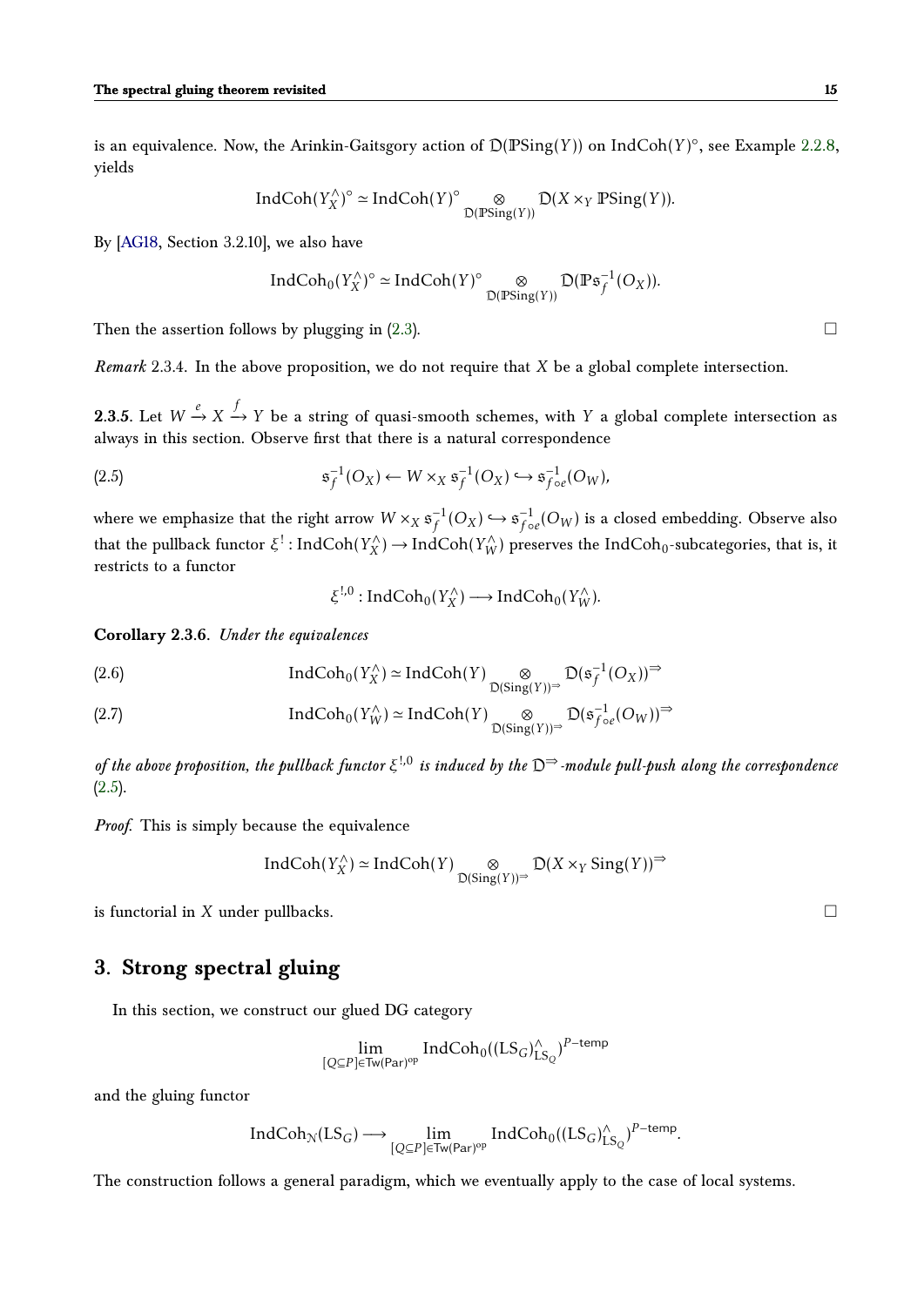is an equivalence. Now, the Arinkin-Gaitsgory action of $\mathcal{D}(\mathbb{P}\mathrm{Sing}(Y))$ on $\mathrm{IndCoh}(Y)^\circ$, see Example 2.2.8, yields

$$\mathrm{IndCoh}(Y_X^\wedge)^\circ \simeq \mathrm{IndCoh}(Y)^\circ \underset{\mathcal{D}(\mathbb{P}\mathrm{Sing}(Y))}{\otimes} \mathcal{D}(X \times_Y \mathbb{P}\mathrm{Sing}(Y)).$$

By [AG18, Section 3.2.10], we also have

$$\mathrm{IndCoh}_0(Y_X^\wedge)^\circ \simeq \mathrm{IndCoh}(Y)^\circ \underset{\mathcal{D}(\mathbb{P}\mathrm{Sing}(Y))}{\otimes} \mathcal{D}(\mathbb{P}\mathfrak{s}_f^{-1}(O_X)).$$

Then the assertion follows by plugging in (2.3). $\square$

*Remark* 2.3.4. In the above proposition, we do not require that $X$ be a global complete intersection.

**2.3.5**. Let $W \xrightarrow{e} X \xrightarrow{f} Y$ be a string of quasi-smooth schemes, with $Y$ a global complete intersection as always in this section. Observe first that there is a natural correspondence

$$\mathfrak{s}_f^{-1}(O_X) \leftarrow W \times_X \mathfrak{s}_f^{-1}(O_X) \hookrightarrow \mathfrak{s}_{f\circ e}^{-1}(O_W), \tag{2.5}$$

where we emphasize that the right arrow $W \times_X \mathfrak{s}_f^{-1}(O_X) \hookrightarrow \mathfrak{s}_{f\circ e}^{-1}(O_W)$ is a closed embedding. Observe also that the pullback functor $\xi^! : \mathrm{IndCoh}(Y_X^\wedge) \to \mathrm{IndCoh}(Y_W^\wedge)$ preserves the $\mathrm{IndCoh}_0$-subcategories, that is, it restricts to a functor

$$\xi^{!,0} : \mathrm{IndCoh}_0(Y_X^\wedge) \longrightarrow \mathrm{IndCoh}_0(Y_W^\wedge).$$

**Corollary 2.3.6**. *Under the equivalences*

$$\mathrm{IndCoh}_0(Y_X^\wedge) \simeq \mathrm{IndCoh}(Y) \underset{\mathcal{D}(\mathrm{Sing}(Y))^\Rightarrow}{\otimes} \mathcal{D}(\mathfrak{s}_f^{-1}(O_X))^\Rightarrow \tag{2.6}$$

$$\mathrm{IndCoh}_0(Y_W^\wedge) \simeq \mathrm{IndCoh}(Y) \underset{\mathcal{D}(\mathrm{Sing}(Y))^\Rightarrow}{\otimes} \mathcal{D}(\mathfrak{s}_{f\circ e}^{-1}(O_W))^\Rightarrow \tag{2.7}$$

*of the above proposition, the pullback functor $\xi^{!,0}$ is induced by the $\mathcal{D}^\Rightarrow$-module pull-push along the correspondence* (2.5).

*Proof.* This is simply because the equivalence

$$\mathrm{IndCoh}(Y_X^\wedge) \simeq \mathrm{IndCoh}(Y) \underset{\mathcal{D}(\mathrm{Sing}(Y))^\Rightarrow}{\otimes} \mathcal{D}(X \times_Y \mathrm{Sing}(Y))^\Rightarrow$$

is functorial in $X$ under pullbacks. $\square$

## 3. Strong spectral gluing

In this section, we construct our glued DG category

$$\lim_{[Q\subseteq P]\in \mathsf{Tw}(\mathsf{Par})^{\mathrm{op}}} \mathrm{IndCoh}_0((\mathrm{LS}_G)^\wedge_{\mathrm{LS}_Q})^{P\text{-temp}}$$

and the gluing functor

$$\mathrm{IndCoh}_{\mathcal{N}}(\mathrm{LS}_G) \longrightarrow \lim_{[Q\subseteq P]\in \mathsf{Tw}(\mathsf{Par})^{\mathrm{op}}} \mathrm{IndCoh}_0((\mathrm{LS}_G)^\wedge_{\mathrm{LS}_Q})^{P\text{-temp}}.$$

The construction follows a general paradigm, which we eventually apply to the case of local systems.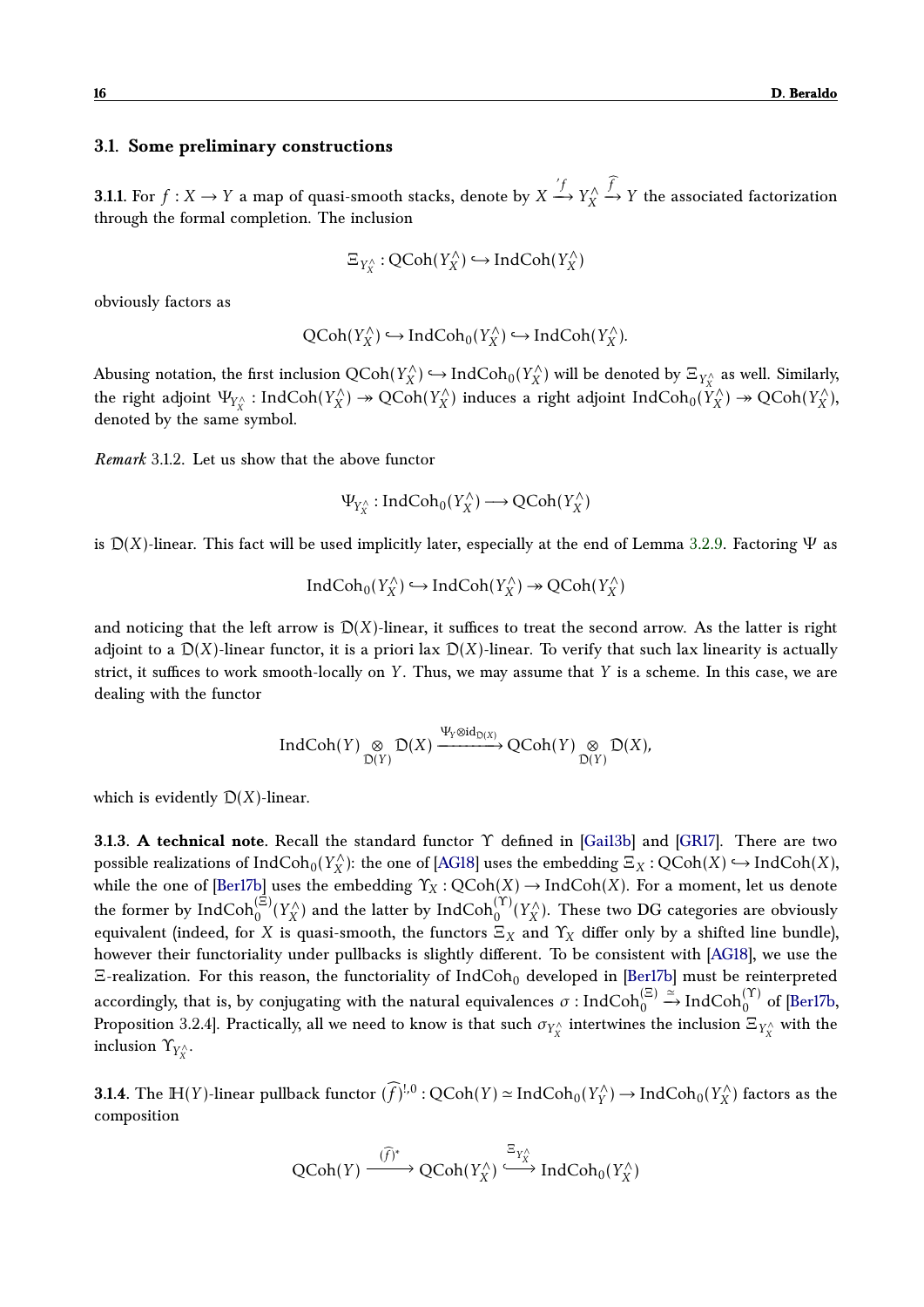### 3.1. Some preliminary constructions

**3.1.1.** For $f : X \to Y$ a map of quasi-smooth stacks, denote by $X \xrightarrow{'f} Y^\wedge_X \xrightarrow{\widehat{f}} Y$ the associated factorization through the formal completion. The inclusion

$$\Xi_{Y^\wedge_X} : \mathrm{QCoh}(Y^\wedge_X) \hookrightarrow \mathrm{IndCoh}(Y^\wedge_X)$$

obviously factors as

$$\mathrm{QCoh}(Y^\wedge_X) \hookrightarrow \mathrm{IndCoh}_0(Y^\wedge_X) \hookrightarrow \mathrm{IndCoh}(Y^\wedge_X).$$

Abusing notation, the first inclusion $\mathrm{QCoh}(Y^\wedge_X) \hookrightarrow \mathrm{IndCoh}_0(Y^\wedge_X)$ will be denoted by $\Xi_{Y^\wedge_X}$ as well. Similarly, the right adjoint $\Psi_{Y^\wedge_X} : \mathrm{IndCoh}(Y^\wedge_X) \twoheadrightarrow \mathrm{QCoh}(Y^\wedge_X)$ induces a right adjoint $\mathrm{IndCoh}_0(Y^\wedge_X) \twoheadrightarrow \mathrm{QCoh}(Y^\wedge_X)$, denoted by the same symbol.

*Remark* 3.1.2. Let us show that the above functor

$$\Psi_{Y^\wedge_X} : \mathrm{IndCoh}_0(Y^\wedge_X) \longrightarrow \mathrm{QCoh}(Y^\wedge_X)$$

is $\mathfrak{D}(X)$-linear. This fact will be used implicitly later, especially at the end of Lemma 3.2.9. Factoring $\Psi$ as

$$\mathrm{IndCoh}_0(Y^\wedge_X) \hookrightarrow \mathrm{IndCoh}(Y^\wedge_X) \twoheadrightarrow \mathrm{QCoh}(Y^\wedge_X)$$

and noticing that the left arrow is $\mathfrak{D}(X)$-linear, it suffices to treat the second arrow. As the latter is right adjoint to a $\mathfrak{D}(X)$-linear functor, it is a priori lax $\mathfrak{D}(X)$-linear. To verify that such lax linearity is actually strict, it suffices to work smooth-locally on $Y$. Thus, we may assume that $Y$ is a scheme. In this case, we are dealing with the functor

$$\mathrm{IndCoh}(Y) \underset{\mathfrak{D}(Y)}{\otimes} \mathfrak{D}(X) \xrightarrow{\Psi_Y \otimes \mathrm{id}_{\mathfrak{D}(X)}} \mathrm{QCoh}(Y) \underset{\mathfrak{D}(Y)}{\otimes} \mathfrak{D}(X),$$

which is evidently $\mathfrak{D}(X)$-linear.

**3.1.3. A technical note**. Recall the standard functor $\Upsilon$ defined in [Gai13b] and [GR17]. There are two possible realizations of $\mathrm{IndCoh}_0(Y^\wedge_X)$: the one of [AG18] uses the embedding $\Xi_X : \mathrm{QCoh}(X) \hookrightarrow \mathrm{IndCoh}(X)$, while the one of [Ber17b] uses the embedding $\Upsilon_X : \mathrm{QCoh}(X) \to \mathrm{IndCoh}(X)$. For a moment, let us denote the former by $\mathrm{IndCoh}_0^{(\Xi)}(Y^\wedge_X)$ and the latter by $\mathrm{IndCoh}_0^{(\Upsilon)}(Y^\wedge_X)$. These two DG categories are obviously equivalent (indeed, for $X$ is quasi-smooth, the functors $\Xi_X$ and $\Upsilon_X$ differ only by a shifted line bundle), however their functoriality under pullbacks is slightly different. To be consistent with [AG18], we use the $\Xi$-realization. For this reason, the functoriality of $\mathrm{IndCoh}_0$ developed in [Ber17b] must be reinterpreted accordingly, that is, by conjugating with the natural equivalences $\sigma : \mathrm{IndCoh}_0^{(\Xi)} \xrightarrow{\simeq} \mathrm{IndCoh}_0^{(\Upsilon)}$ of [Ber17b, Proposition 3.2.4]. Practically, all we need to know is that such $\sigma_{Y^\wedge_X}$ intertwines the inclusion $\Xi_{Y^\wedge_X}$ with the inclusion $\Upsilon_{Y^\wedge_X}$.

**3.1.4.** The $\mathbb{H}(Y)$-linear pullback functor $(\widehat{f})^{!,0} : \mathrm{QCoh}(Y) \simeq \mathrm{IndCoh}_0(Y^\wedge_Y) \to \mathrm{IndCoh}_0(Y^\wedge_X)$ factors as the composition

$$\mathrm{QCoh}(Y) \xrightarrow{(\widehat{f})^*} \mathrm{QCoh}(Y^\wedge_X) \xhookrightarrow{\Xi_{Y^\wedge_X}} \mathrm{IndCoh}_0(Y^\wedge_X)$$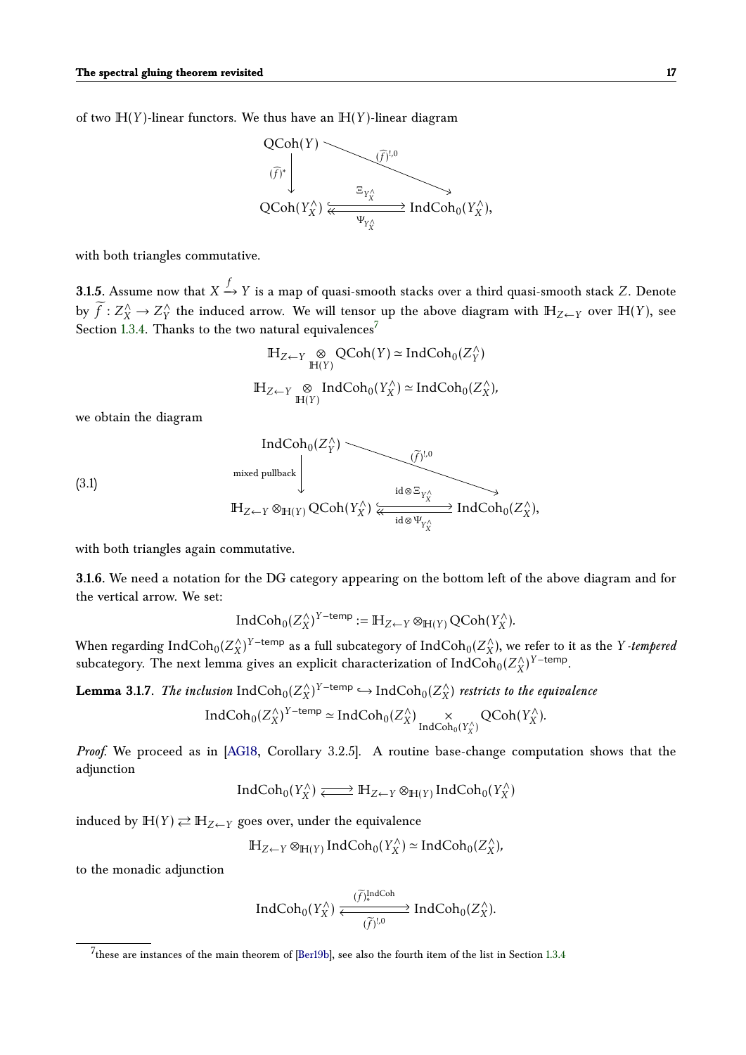of two $\mathbb{H}(Y)$-linear functors. We thus have an $\mathbb{H}(Y)$-linear diagram

$$
\begin{array}{ccc}
\mathrm{QCoh}(Y) & \xrightarrow{\quad (\widehat{f})^{!,0} \quad} & \\
{\scriptstyle (\widehat{f})^*}\downarrow & & \searrow \\
\mathrm{QCoh}(Y^\wedge_X) & \underset{\Psi_{Y^\wedge_X}}{\overset{\Xi_{Y^\wedge_X}}{\rightleftarrows}} & \mathrm{IndCoh}_0(Y^\wedge_X),
\end{array}
$$

with both triangles commutative.

**3.1.5**. Assume now that $X \xrightarrow{f} Y$ is a map of quasi-smooth stacks over a third quasi-smooth stack $Z$. Denote by $\widetilde{f}: Z^\wedge_X \to Z^\wedge_Y$ the induced arrow. We will tensor up the above diagram with $\mathbb{H}_{Z\leftarrow Y}$ over $\mathbb{H}(Y)$, see Section 1.3.4. Thanks to the two natural equivalences[7]

$$\mathbb{H}_{Z\leftarrow Y} \underset{\mathbb{H}(Y)}{\otimes} \mathrm{QCoh}(Y) \simeq \mathrm{IndCoh}_0(Z^\wedge_Y)$$

$$\mathbb{H}_{Z\leftarrow Y} \underset{\mathbb{H}(Y)}{\otimes} \mathrm{IndCoh}_0(Y^\wedge_X) \simeq \mathrm{IndCoh}_0(Z^\wedge_X),$$

we obtain the diagram

$$
\begin{array}{ccc}
\mathrm{IndCoh}_0(Z^\wedge_Y) & \xrightarrow{\quad (\widetilde{f})^{!,0} \quad} & \\
{\scriptstyle \text{mixed pullback}}\downarrow & & \searrow \\
\mathbb{H}_{Z\leftarrow Y} \otimes_{\mathbb{H}(Y)} \mathrm{QCoh}(Y^\wedge_X) & \underset{\mathrm{id}\otimes\Psi_{Y^\wedge_X}}{\overset{\mathrm{id}\otimes\Xi_{Y^\wedge_X}}{\rightleftarrows}} & \mathrm{IndCoh}_0(Z^\wedge_X),
\end{array}
\tag{3.1}
$$

with both triangles again commutative.

**3.1.6**. We need a notation for the DG category appearing on the bottom left of the above diagram and for the vertical arrow. We set:

$$\mathrm{IndCoh}_0(Z^\wedge_X)^{Y-\mathsf{temp}} := \mathbb{H}_{Z\leftarrow Y} \otimes_{\mathbb{H}(Y)} \mathrm{QCoh}(Y^\wedge_X).$$

When regarding $\mathrm{IndCoh}_0(Z^\wedge_X)^{Y-\mathsf{temp}}$ as a full subcategory of $\mathrm{IndCoh}_0(Z^\wedge_X)$, we refer to it as the *$Y$-tempered* subcategory. The next lemma gives an explicit characterization of $\mathrm{IndCoh}_0(Z^\wedge_X)^{Y-\mathsf{temp}}$.

**Lemma 3.1.7**. *The inclusion* $\mathrm{IndCoh}_0(Z^\wedge_X)^{Y-\mathsf{temp}} \hookrightarrow \mathrm{IndCoh}_0(Z^\wedge_X)$ *restricts to the equivalence*

$$\mathrm{IndCoh}_0(Z^\wedge_X)^{Y-\mathsf{temp}} \simeq \mathrm{IndCoh}_0(Z^\wedge_X) \underset{\mathrm{IndCoh}_0(Y^\wedge_X)}{\times} \mathrm{QCoh}(Y^\wedge_X).$$

*Proof.* We proceed as in [AG18, Corollary 3.2.5]. A routine base-change computation shows that the adjunction

$$\mathrm{IndCoh}_0(Y^\wedge_X) \rightleftarrows \mathbb{H}_{Z\leftarrow Y} \otimes_{\mathbb{H}(Y)} \mathrm{IndCoh}_0(Y^\wedge_X)$$

induced by $\mathbb{H}(Y) \rightleftarrows \mathbb{H}_{Z\leftarrow Y}$ goes over, under the equivalence

$$\mathbb{H}_{Z\leftarrow Y} \otimes_{\mathbb{H}(Y)} \mathrm{IndCoh}_0(Y^\wedge_X) \simeq \mathrm{IndCoh}_0(Z^\wedge_X),$$

to the monadic adjunction

$$\mathrm{IndCoh}_0(Y^\wedge_X) \underset{(\widetilde{f})^{!,0}}{\overset{(\widetilde{f})^{\mathrm{IndCoh}}_*}{\rightleftarrows}} \mathrm{IndCoh}_0(Z^\wedge_X).$$

---

[7] these are instances of the main theorem of [Ber19b], see also the fourth item of the list in Section 1.3.4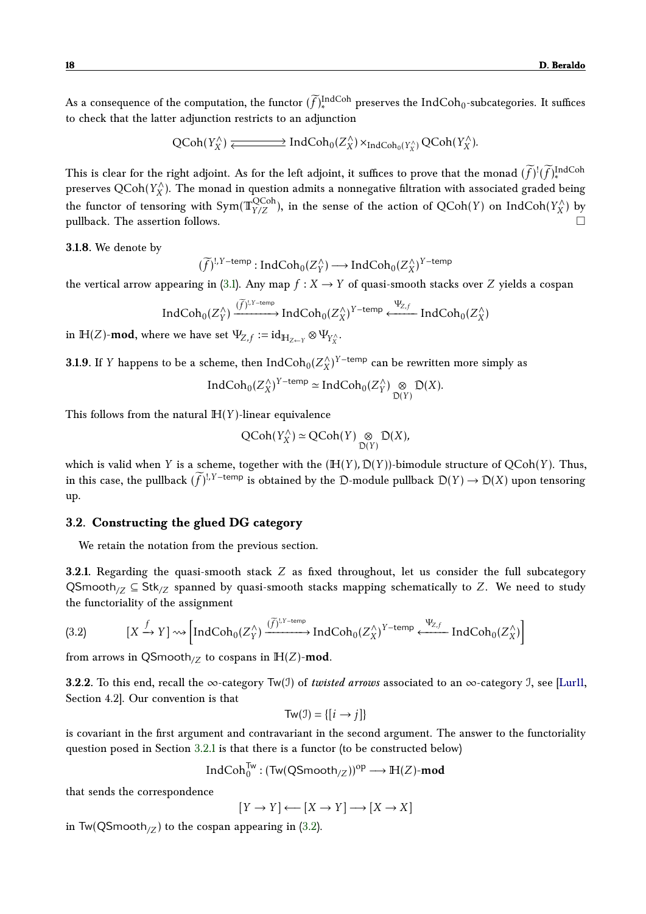As a consequence of the computation, the functor $(\widetilde{f})_*^{\mathrm{IndCoh}}$ preserves the $\mathrm{IndCoh}_0$-subcategories. It suffices to check that the latter adjunction restricts to an adjunction

$$\mathrm{QCoh}(Y_X^\wedge) \rightleftarrows \mathrm{IndCoh}_0(Z_X^\wedge) \times_{\mathrm{IndCoh}_0(Y_X^\wedge)} \mathrm{QCoh}(Y_X^\wedge).$$

This is clear for the right adjoint. As for the left adjoint, it suffices to prove that the monad $(\widetilde{f})^!(\widetilde{f})_*^{\mathrm{IndCoh}}$ preserves $\mathrm{QCoh}(Y_X^\wedge)$. The monad in question admits a nonnegative filtration with associated graded being the functor of tensoring with $\mathrm{Sym}(\mathbb{T}_{Y/Z}^{\mathrm{QCoh}})$, in the sense of the action of $\mathrm{QCoh}(Y)$ on $\mathrm{IndCoh}(Y_X^\wedge)$ by pullback. The assertion follows. $\square$

**3.1.8**. We denote by

$$(\widetilde{f})^{!,Y\text{-temp}} : \mathrm{IndCoh}_0(Z_Y^\wedge) \longrightarrow \mathrm{IndCoh}_0(Z_X^\wedge)^{Y\text{-temp}}$$

the vertical arrow appearing in (3.1). Any map $f : X \to Y$ of quasi-smooth stacks over $Z$ yields a cospan

$$\mathrm{IndCoh}_0(Z_Y^\wedge) \xrightarrow{(\widetilde{f})^{!,Y\text{-temp}}} \mathrm{IndCoh}_0(Z_X^\wedge)^{Y\text{-temp}} \xleftarrow{\Psi_{Z,f}} \mathrm{IndCoh}_0(Z_X^\wedge)$$

in $\mathbb{H}(Z)$-**mod**, where we have set $\Psi_{Z,f} := \mathrm{id}_{\mathbb{H}_{Z\leftarrow Y}} \otimes \Psi_{Y_X^\wedge}$.

**3.1.9**. If $Y$ happens to be a scheme, then $\mathrm{IndCoh}_0(Z_X^\wedge)^{Y\text{-temp}}$ can be rewritten more simply as

$$\mathrm{IndCoh}_0(Z_X^\wedge)^{Y\text{-temp}} \simeq \mathrm{IndCoh}_0(Z_Y^\wedge) \underset{\mathfrak{D}(Y)}{\otimes} \mathfrak{D}(X).$$

This follows from the natural $\mathbb{H}(Y)$-linear equivalence

$$\mathrm{QCoh}(Y_X^\wedge) \simeq \mathrm{QCoh}(Y) \underset{\mathfrak{D}(Y)}{\otimes} \mathfrak{D}(X),$$

which is valid when $Y$ is a scheme, together with the $(\mathbb{H}(Y), \mathfrak{D}(Y))$-bimodule structure of $\mathrm{QCoh}(Y)$. Thus, in this case, the pullback $(\widetilde{f})^{!,Y\text{-temp}}$ is obtained by the $\mathfrak{D}$-module pullback $\mathfrak{D}(Y) \to \mathfrak{D}(X)$ upon tensoring up.

## 3.2. Constructing the glued DG category

We retain the notation from the previous section.

**3.2.1**. Regarding the quasi-smooth stack $Z$ as fixed throughout, let us consider the full subcategory $\mathsf{QSmooth}_{/Z} \subseteq \mathsf{Stk}_{/Z}$ spanned by quasi-smooth stacks mapping schematically to $Z$. We need to study the functoriality of the assignment

$$[X \xrightarrow{f} Y] \rightsquigarrow \Big[\mathrm{IndCoh}_0(Z_Y^\wedge) \xrightarrow{(\widetilde{f})^{!,Y\text{-temp}}} \mathrm{IndCoh}_0(Z_X^\wedge)^{Y\text{-temp}} \xleftarrow{\Psi_{Z,f}} \mathrm{IndCoh}_0(Z_X^\wedge)\Big] \tag{3.2}$$

from arrows in $\mathsf{QSmooth}_{/Z}$ to cospans in $\mathbb{H}(Z)$-**mod**.

**3.2.2**. To this end, recall the $\infty$-category $\mathsf{Tw}(\mathcal{I})$ of *twisted arrows* associated to an $\infty$-category $\mathcal{I}$, see [Lur11, Section 4.2]. Our convention is that

$$\mathsf{Tw}(\mathcal{I}) = \{[i \to j]\}$$

is covariant in the first argument and contravariant in the second argument. The answer to the functoriality question posed in Section 3.2.1 is that there is a functor (to be constructed below)

$$\mathrm{IndCoh}_0^{\mathsf{Tw}} : (\mathsf{Tw}(\mathsf{QSmooth}_{/Z}))^{\mathrm{op}} \longrightarrow \mathbb{H}(Z)\text{-}\mathbf{mod}$$

that sends the correspondence

$$[Y \to Y] \longleftarrow [X \to Y] \longrightarrow [X \to X]$$

in $\mathsf{Tw}(\mathsf{QSmooth}_{/Z})$ to the cospan appearing in (3.2).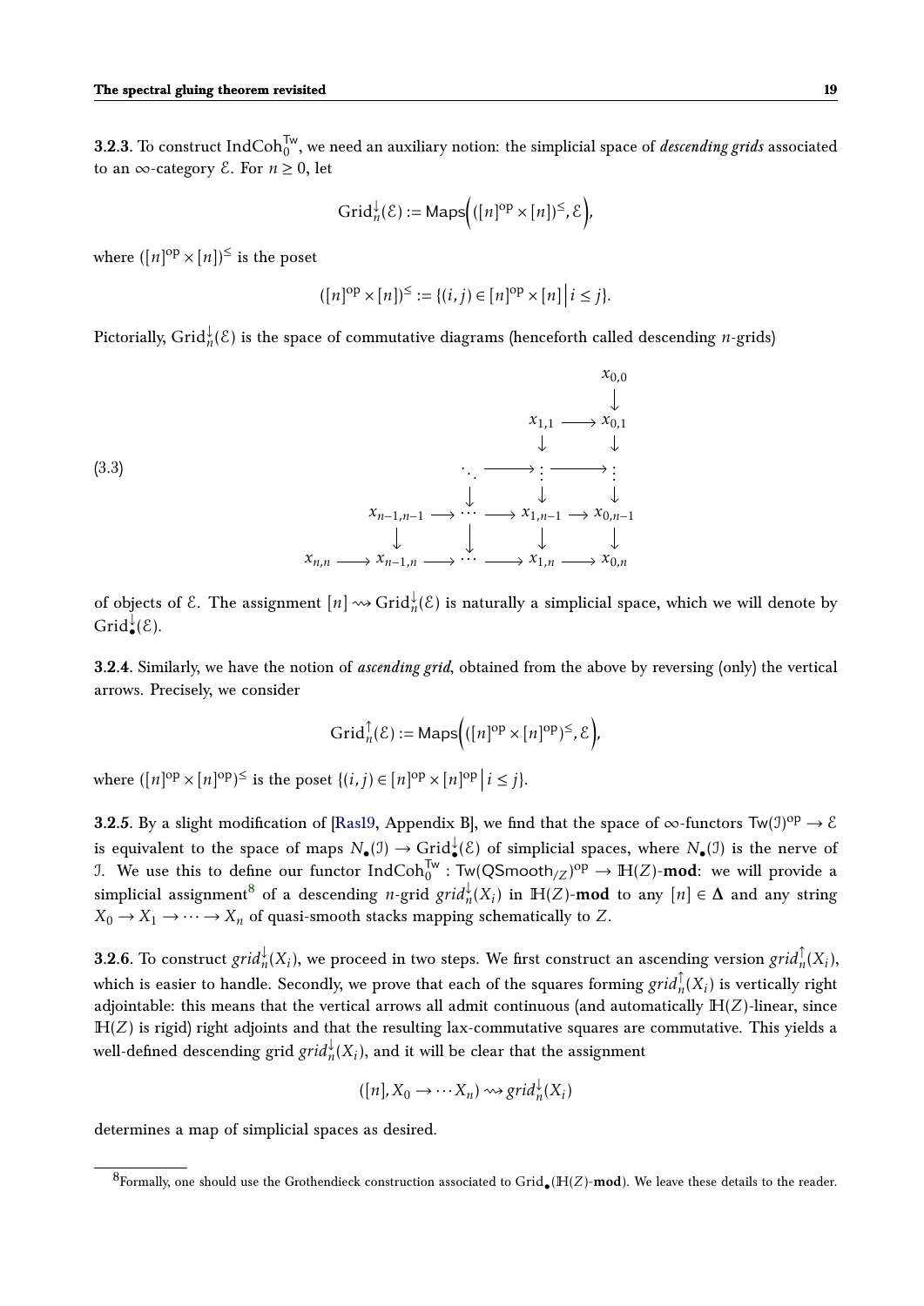**3.2.3.** To construct $\mathrm{IndCoh}_0^{\mathsf{Tw}}$, we need an auxiliary notion: the simplicial space of *descending grids* associated to an $\infty$-category $\mathcal{E}$. For $n \geq 0$, let

$$\mathrm{Grid}_n^{\downarrow}(\mathcal{E}) := \mathsf{Maps}\Big(([n]^{\mathrm{op}} \times [n])^{\leq}, \mathcal{E}\Big),$$

where $([n]^{\mathrm{op}} \times [n])^{\leq}$ is the poset

$$([n]^{\mathrm{op}} \times [n])^{\leq} := \{(i,j) \in [n]^{\mathrm{op}} \times [n] \,\big|\, i \leq j\}.$$

Pictorially, $\mathrm{Grid}_n^{\downarrow}(\mathcal{E})$ is the space of commutative diagrams (henceforth called descending $n$-grids)

$$\begin{array}{ccccccccc}
 & & & & & & & & x_{0,0} \\
 & & & & & & & & \downarrow \\
 & & & & & & x_{1,1} & \longrightarrow & x_{0,1} \\
 & & & & & & \downarrow & & \downarrow \\
 & & & & \ddots & \longrightarrow & \vdots & \longrightarrow & \vdots \\
 & & & & \downarrow & & \downarrow & & \downarrow \\
 & & x_{n-1,n-1} & \longrightarrow & \cdots & \longrightarrow & x_{1,n-1} & \longrightarrow & x_{0,n-1} \\
 & & \downarrow & & \downarrow & & \downarrow & & \downarrow \\
x_{n,n} & \longrightarrow & x_{n-1,n} & \longrightarrow & \cdots & \longrightarrow & x_{1,n} & \longrightarrow & x_{0,n}
\end{array} \tag{3.3}$$

of objects of $\mathcal{E}$. The assignment $[n] \rightsquigarrow \mathrm{Grid}_n^{\downarrow}(\mathcal{E})$ is naturally a simplicial space, which we will denote by $\mathrm{Grid}_\bullet^{\downarrow}(\mathcal{E})$.

**3.2.4.** Similarly, we have the notion of *ascending grid*, obtained from the above by reversing (only) the vertical arrows. Precisely, we consider

$$\mathrm{Grid}_n^{\uparrow}(\mathcal{E}) := \mathsf{Maps}\Big(([n]^{\mathrm{op}} \times [n]^{\mathrm{op}})^{\leq}, \mathcal{E}\Big),$$

where $([n]^{\mathrm{op}} \times [n]^{\mathrm{op}})^{\leq}$ is the poset $\{(i,j) \in [n]^{\mathrm{op}} \times [n]^{\mathrm{op}} \,\big|\, i \leq j\}$.

**3.2.5.** By a slight modification of [Ras19, Appendix B], we find that the space of $\infty$-functors $\mathsf{Tw}(\mathcal{I})^{\mathrm{op}} \to \mathcal{E}$ is equivalent to the space of maps $N_\bullet(\mathcal{I}) \to \mathrm{Grid}_\bullet^{\downarrow}(\mathcal{E})$ of simplicial spaces, where $N_\bullet(\mathcal{I})$ is the nerve of $\mathcal{I}$. We use this to define our functor $\mathrm{IndCoh}_0^{\mathsf{Tw}} : \mathsf{Tw}(\mathsf{QSmooth}_{/Z})^{\mathrm{op}} \to \mathbb{H}(Z)\text{-}\mathbf{mod}$: we will provide a simplicial assignment[8] of a descending $n$-grid $grid_n^{\downarrow}(X_i)$ in $\mathbb{H}(Z)\text{-}\mathbf{mod}$ to any $[n] \in \mathbf{\Delta}$ and any string $X_0 \to X_1 \to \cdots \to X_n$ of quasi-smooth stacks mapping schematically to $Z$.

**3.2.6.** To construct $grid_n^{\downarrow}(X_i)$, we proceed in two steps. We first construct an ascending version $grid_n^{\uparrow}(X_i)$, which is easier to handle. Secondly, we prove that each of the squares forming $grid_n^{\uparrow}(X_i)$ is vertically right adjointable: this means that the vertical arrows all admit continuous (and automatically $\mathbb{H}(Z)$-linear, since $\mathbb{H}(Z)$ is rigid) right adjoints and that the resulting lax-commutative squares are commutative. This yields a well-defined descending grid $grid_n^{\downarrow}(X_i)$, and it will be clear that the assignment

$$([n], X_0 \to \cdots X_n) \rightsquigarrow grid_n^{\downarrow}(X_i)$$

determines a map of simplicial spaces as desired.

[8] Formally, one should use the Grothendieck construction associated to $\mathrm{Grid}_\bullet(\mathbb{H}(Z)\text{-}\mathbf{mod})$. We leave these details to the reader.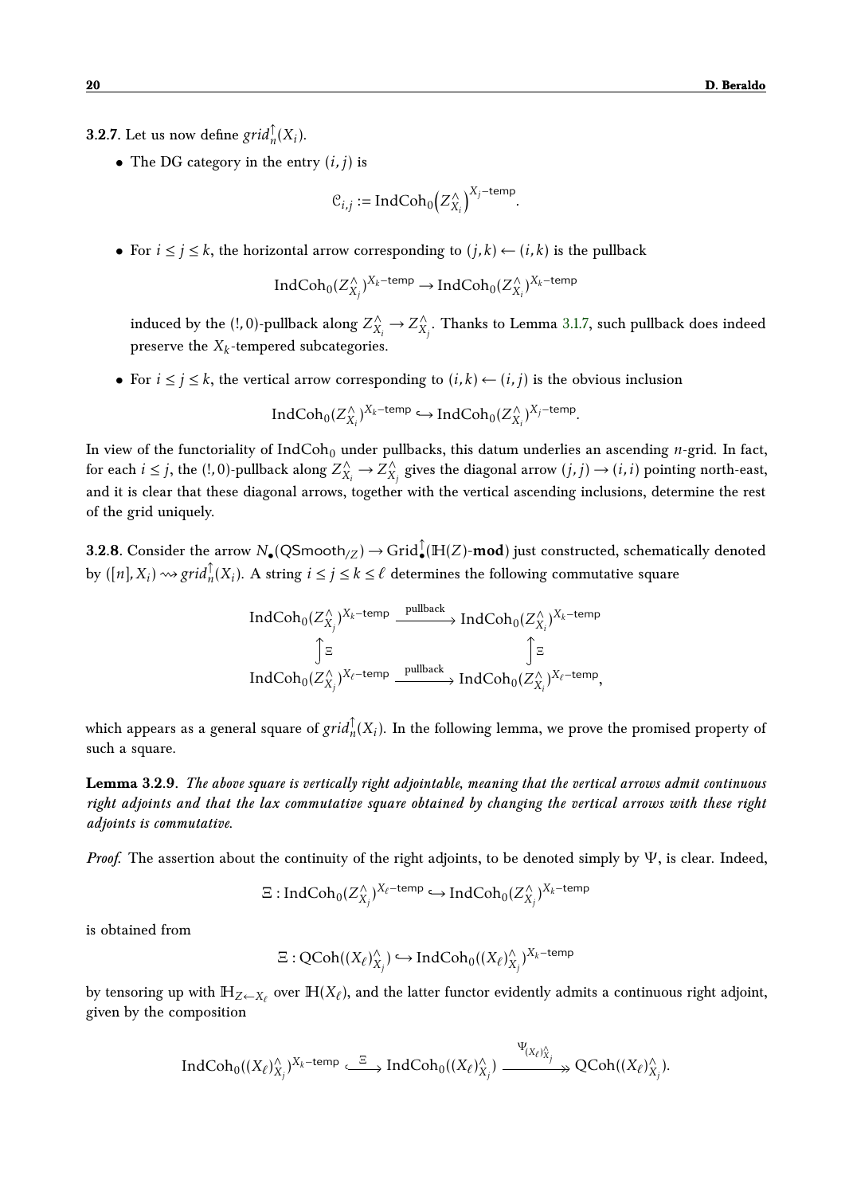**3.2.7**. Let us now define $grid_n^{\uparrow}(X_i)$.

- The DG category in the entry $(i,j)$ is

$$\mathcal{C}_{i,j} := \mathrm{IndCoh}_0\big(Z^{\wedge}_{X_i}\big)^{X_j\text{–temp}}.$$

- For $i \leq j \leq k$, the horizontal arrow corresponding to $(j,k) \leftarrow (i,k)$ is the pullback

$$\mathrm{IndCoh}_0(Z^{\wedge}_{X_j})^{X_k\text{–temp}} \to \mathrm{IndCoh}_0(Z^{\wedge}_{X_i})^{X_k\text{–temp}}$$

  induced by the $(!,0)$-pullback along $Z^{\wedge}_{X_i} \to Z^{\wedge}_{X_j}$. Thanks to Lemma 3.1.7, such pullback does indeed preserve the $X_k$-tempered subcategories.

- For $i \leq j \leq k$, the vertical arrow corresponding to $(i,k) \leftarrow (i,j)$ is the obvious inclusion

$$\mathrm{IndCoh}_0(Z^{\wedge}_{X_i})^{X_k\text{–temp}} \hookrightarrow \mathrm{IndCoh}_0(Z^{\wedge}_{X_i})^{X_j\text{–temp}}.$$

In view of the functoriality of $\mathrm{IndCoh}_0$ under pullbacks, this datum underlies an ascending $n$-grid. In fact, for each $i \leq j$, the $(!,0)$-pullback along $Z^{\wedge}_{X_i} \to Z^{\wedge}_{X_j}$ gives the diagonal arrow $(j,j) \to (i,i)$ pointing north-east, and it is clear that these diagonal arrows, together with the vertical ascending inclusions, determine the rest of the grid uniquely.

**3.2.8**. Consider the arrow $N_\bullet(\mathsf{QSmooth}_{/Z}) \to \mathrm{Grid}^{\uparrow}_\bullet(\mathbb{H}(Z)\text{-}\mathbf{mod})$ just constructed, schematically denoted by $([n], X_i) \rightsquigarrow grid_n^{\uparrow}(X_i)$. A string $i \leq j \leq k \leq \ell$ determines the following commutative square

$$\begin{array}{ccc}
\mathrm{IndCoh}_0(Z^{\wedge}_{X_j})^{X_k\text{–temp}} & \xrightarrow{\text{pullback}} & \mathrm{IndCoh}_0(Z^{\wedge}_{X_i})^{X_k\text{–temp}} \\
\Big\uparrow \Xi & & \Big\uparrow \Xi \\
\mathrm{IndCoh}_0(Z^{\wedge}_{X_j})^{X_\ell\text{–temp}} & \xrightarrow{\text{pullback}} & \mathrm{IndCoh}_0(Z^{\wedge}_{X_i})^{X_\ell\text{–temp}},
\end{array}$$

which appears as a general square of $grid_n^{\uparrow}(X_i)$. In the following lemma, we prove the promised property of such a square.

**Lemma 3.2.9**. *The above square is vertically right adjointable, meaning that the vertical arrows admit continuous right adjoints and that the lax commutative square obtained by changing the vertical arrows with these right adjoints is commutative.*

*Proof.* The assertion about the continuity of the right adjoints, to be denoted simply by $\Psi$, is clear. Indeed,

$$\Xi : \mathrm{IndCoh}_0(Z^{\wedge}_{X_j})^{X_\ell\text{–temp}} \hookrightarrow \mathrm{IndCoh}_0(Z^{\wedge}_{X_j})^{X_k\text{–temp}}$$

is obtained from

$$\Xi : \mathrm{QCoh}((X_\ell)^{\wedge}_{X_j}) \hookrightarrow \mathrm{IndCoh}_0((X_\ell)^{\wedge}_{X_j})^{X_k\text{–temp}}$$

by tensoring up with $\mathbb{H}_{Z \leftarrow X_\ell}$ over $\mathbb{H}(X_\ell)$, and the latter functor evidently admits a continuous right adjoint, given by the composition

$$\mathrm{IndCoh}_0((X_\ell)^{\wedge}_{X_j})^{X_k\text{–temp}} \xhookrightarrow{\ \Xi\ } \mathrm{IndCoh}_0((X_\ell)^{\wedge}_{X_j}) \xrightarrow{\Psi_{(X_\ell)^{\wedge}_{X_j}}} \mathrm{QCoh}((X_\ell)^{\wedge}_{X_j}).$$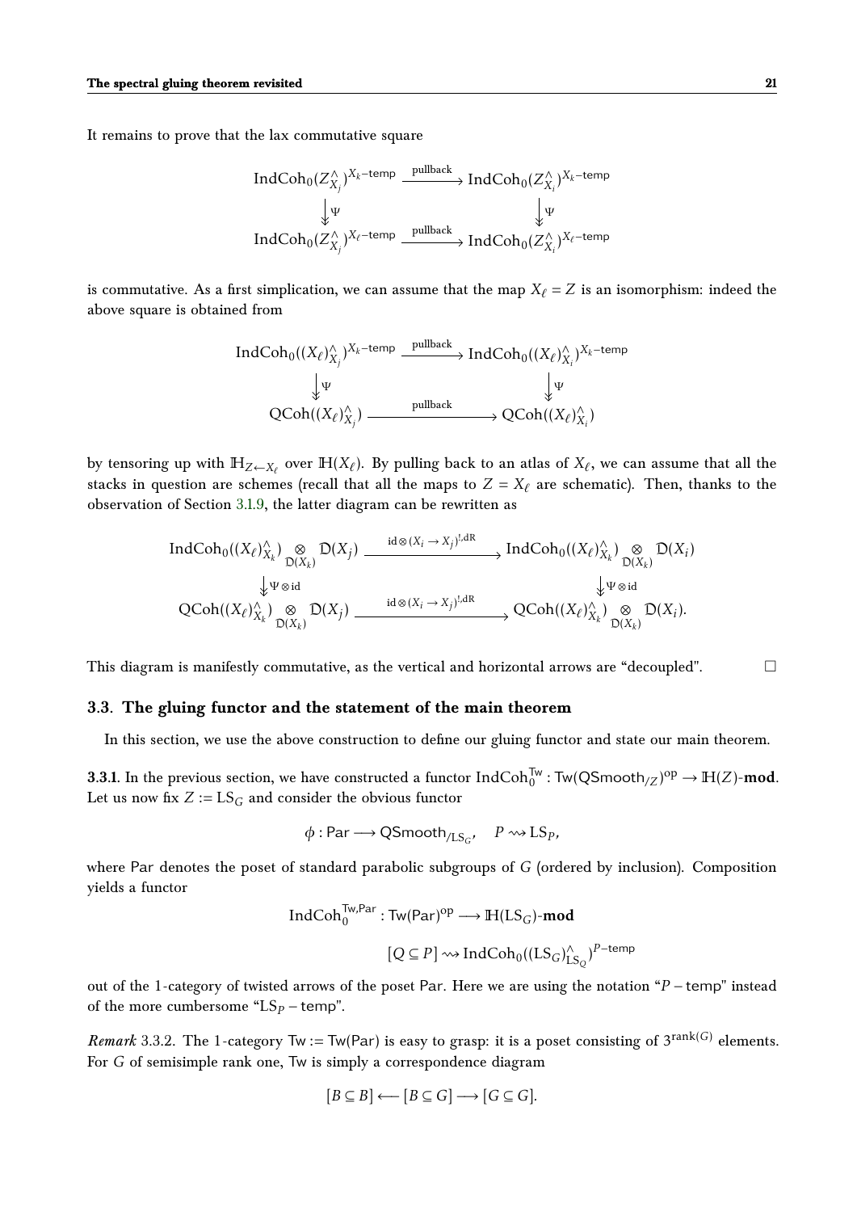It remains to prove that the lax commutative square

$$
\begin{array}{ccc}
\mathrm{IndCoh}_0(Z^\wedge_{X_j})^{X_k-\mathsf{temp}} & \xrightarrow{\text{pullback}} & \mathrm{IndCoh}_0(Z^\wedge_{X_i})^{X_k-\mathsf{temp}} \\
\downarrow \Psi & & \downarrow \Psi \\
\mathrm{IndCoh}_0(Z^\wedge_{X_j})^{X_\ell-\mathsf{temp}} & \xrightarrow{\text{pullback}} & \mathrm{IndCoh}_0(Z^\wedge_{X_i})^{X_\ell-\mathsf{temp}}
\end{array}
$$

is commutative. As a first simplication, we can assume that the map $X_\ell = Z$ is an isomorphism: indeed the above square is obtained from

$$
\begin{array}{ccc}
\mathrm{IndCoh}_0((X_\ell)^\wedge_{X_j})^{X_k-\mathsf{temp}} & \xrightarrow{\text{pullback}} & \mathrm{IndCoh}_0((X_\ell)^\wedge_{X_i})^{X_k-\mathsf{temp}} \\
\downarrow \Psi & & \downarrow \Psi \\
\mathrm{QCoh}((X_\ell)^\wedge_{X_j}) & \xrightarrow{\text{pullback}} & \mathrm{QCoh}((X_\ell)^\wedge_{X_i})
\end{array}
$$

by tensoring up with $\mathbb{H}_{Z \leftarrow X_\ell}$ over $\mathbb{H}(X_\ell)$. By pulling back to an atlas of $X_\ell$, we can assume that all the stacks in question are schemes (recall that all the maps to $Z = X_\ell$ are schematic). Then, thanks to the observation of Section 3.1.9, the latter diagram can be rewritten as

$$
\begin{array}{ccc}
\mathrm{IndCoh}_0((X_\ell)^\wedge_{X_k}) \underset{\mathcal{D}(X_k)}{\otimes} \mathcal{D}(X_j) & \xrightarrow{\mathrm{id} \otimes (X_i \to X_j)^{!,\mathrm{dR}}} & \mathrm{IndCoh}_0((X_\ell)^\wedge_{X_k}) \underset{\mathcal{D}(X_k)}{\otimes} \mathcal{D}(X_i) \\
\downarrow \Psi \otimes \mathrm{id} & & \downarrow \Psi \otimes \mathrm{id} \\
\mathrm{QCoh}((X_\ell)^\wedge_{X_k}) \underset{\mathcal{D}(X_k)}{\otimes} \mathcal{D}(X_j) & \xrightarrow{\mathrm{id} \otimes (X_i \to X_j)^{!,\mathrm{dR}}} & \mathrm{QCoh}((X_\ell)^\wedge_{X_k}) \underset{\mathcal{D}(X_k)}{\otimes} \mathcal{D}(X_i).
\end{array}
$$

This diagram is manifestly commutative, as the vertical and horizontal arrows are "decoupled". □

### 3.3. The gluing functor and the statement of the main theorem

In this section, we use the above construction to define our gluing functor and state our main theorem.

**3.3.1.** In the previous section, we have constructed a functor $\mathrm{IndCoh}_0^{\mathsf{Tw}} : \mathsf{Tw}(\mathsf{QSmooth}_{/Z})^{\mathrm{op}} \to \mathbb{H}(Z)\text{-}\mathbf{mod}$. Let us now fix $Z := \mathrm{LS}_G$ and consider the obvious functor

$$\phi : \mathsf{Par} \longrightarrow \mathsf{QSmooth}_{/\mathrm{LS}_G}, \quad P \rightsquigarrow \mathrm{LS}_P,$$

where $\mathsf{Par}$ denotes the poset of standard parabolic subgroups of $G$ (ordered by inclusion). Composition yields a functor

$$\mathrm{IndCoh}_0^{\mathsf{Tw},\mathsf{Par}} : \mathsf{Tw}(\mathsf{Par})^{\mathrm{op}} \longrightarrow \mathbb{H}(\mathrm{LS}_G)\text{-}\mathbf{mod}$$

$$[Q \subseteq P] \rightsquigarrow \mathrm{IndCoh}_0((\mathrm{LS}_G)^\wedge_{\mathrm{LS}_Q})^{P-\mathsf{temp}}$$

out of the 1-category of twisted arrows of the poset $\mathsf{Par}$. Here we are using the notation "$P-\mathsf{temp}$" instead of the more cumbersome "$\mathrm{LS}_P-\mathsf{temp}$".

*Remark* 3.3.2. The 1-category $\mathsf{Tw} := \mathsf{Tw}(\mathsf{Par})$ is easy to grasp: it is a poset consisting of $3^{\mathrm{rank}(G)}$ elements. For $G$ of semisimple rank one, $\mathsf{Tw}$ is simply a correspondence diagram

$$[B \subseteq B] \longleftarrow [B \subseteq G] \longrightarrow [G \subseteq G].$$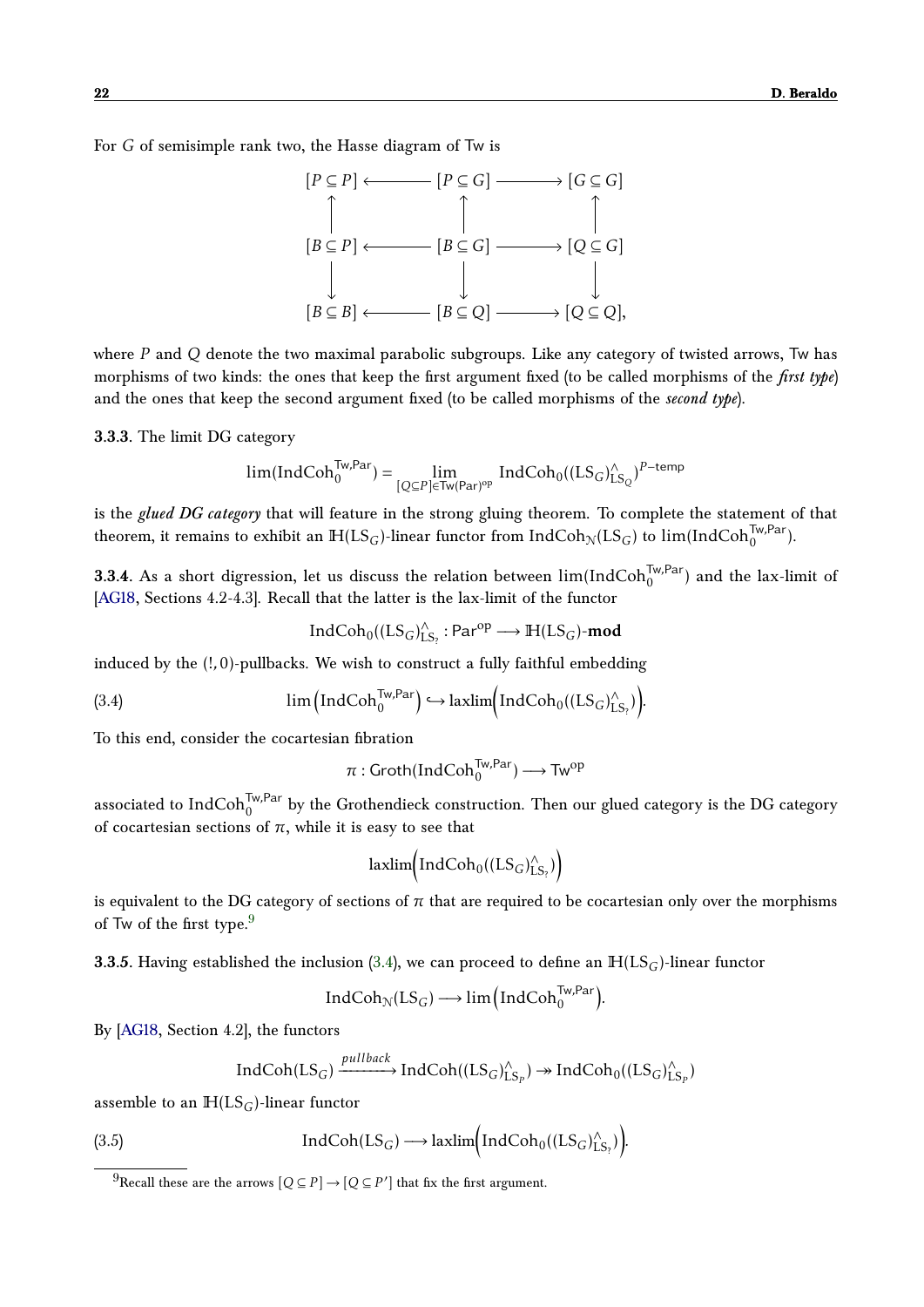For $G$ of semisimple rank two, the Hasse diagram of Tw is

$$
\begin{array}{ccccc}
[P \subseteq P] & \longleftarrow & [P \subseteq G] & \longrightarrow & [G \subseteq G] \\
\uparrow & & \uparrow & & \uparrow \\
[B \subseteq P] & \longleftarrow & [B \subseteq G] & \longrightarrow & [Q \subseteq G] \\
\downarrow & & \downarrow & & \downarrow \\
[B \subseteq B] & \longleftarrow & [B \subseteq Q] & \longrightarrow & [Q \subseteq Q],
\end{array}
$$

where $P$ and $Q$ denote the two maximal parabolic subgroups. Like any category of twisted arrows, Tw has morphisms of two kinds: the ones that keep the first argument fixed (to be called morphisms of the ***first type***) and the ones that keep the second argument fixed (to be called morphisms of the ***second type***).

**3.3.3**. The limit DG category

$$
\lim(\mathrm{IndCoh}_0^{\mathsf{Tw,Par}}) = \lim_{[Q \subseteq P] \in \mathsf{Tw}(\mathsf{Par})^{\mathrm{op}}} \mathrm{IndCoh}_0((\mathrm{LS}_G)^{\wedge}_{\mathrm{LS}_Q})^{P\text{-temp}}
$$

is the ***glued DG category*** that will feature in the strong gluing theorem. To complete the statement of that theorem, it remains to exhibit an $\mathbb{H}(\mathrm{LS}_G)$-linear functor from $\mathrm{IndCoh}_{\mathcal{N}}(\mathrm{LS}_G)$ to $\lim(\mathrm{IndCoh}_0^{\mathsf{Tw,Par}})$.

**3.3.4**. As a short digression, let us discuss the relation between $\lim(\mathrm{IndCoh}_0^{\mathsf{Tw,Par}})$ and the lax-limit of [AG18, Sections 4.2-4.3]. Recall that the latter is the lax-limit of the functor

$$
\mathrm{IndCoh}_0((\mathrm{LS}_G)^{\wedge}_{\mathrm{LS}_?}) : \mathsf{Par}^{\mathrm{op}} \longrightarrow \mathbb{H}(\mathrm{LS}_G)\text{-}\mathbf{mod}
$$

induced by the $(!, 0)$-pullbacks. We wish to construct a fully faithful embedding

$$
\lim\Big(\mathrm{IndCoh}_0^{\mathsf{Tw,Par}}\Big) \hookrightarrow \mathrm{laxlim}\Big(\mathrm{IndCoh}_0((\mathrm{LS}_G)^{\wedge}_{\mathrm{LS}_?})\Big). \tag{3.4}
$$

To this end, consider the cocartesian fibration

$$
\pi : \mathsf{Groth}(\mathrm{IndCoh}_0^{\mathsf{Tw,Par}}) \longrightarrow \mathsf{Tw}^{\mathrm{op}}
$$

associated to $\mathrm{IndCoh}_0^{\mathsf{Tw,Par}}$ by the Grothendieck construction. Then our glued category is the DG category of cocartesian sections of $\pi$, while it is easy to see that

$$
\mathrm{laxlim}\Big(\mathrm{IndCoh}_0((\mathrm{LS}_G)^{\wedge}_{\mathrm{LS}_?})\Big)
$$

is equivalent to the DG category of sections of $\pi$ that are required to be cocartesian only over the morphisms of Tw of the first type.[9]

**3.3.5**. Having established the inclusion (3.4), we can proceed to define an $\mathbb{H}(\mathrm{LS}_G)$-linear functor

$$
\mathrm{IndCoh}_{\mathcal{N}}(\mathrm{LS}_G) \longrightarrow \lim\Big(\mathrm{IndCoh}_0^{\mathsf{Tw,Par}}\Big).
$$

By [AG18, Section 4.2], the functors

$$
\mathrm{IndCoh}(\mathrm{LS}_G) \xrightarrow{\;pullback\;} \mathrm{IndCoh}((\mathrm{LS}_G)^{\wedge}_{\mathrm{LS}_P}) \twoheadrightarrow \mathrm{IndCoh}_0((\mathrm{LS}_G)^{\wedge}_{\mathrm{LS}_P})
$$

assemble to an $\mathbb{H}(\mathrm{LS}_G)$-linear functor

$$
\mathrm{IndCoh}(\mathrm{LS}_G) \longrightarrow \mathrm{laxlim}\Big(\mathrm{IndCoh}_0((\mathrm{LS}_G)^{\wedge}_{\mathrm{LS}_?})\Big). \tag{3.5}
$$

[9] Recall these are the arrows $[Q \subseteq P] \to [Q \subseteq P']$ that fix the first argument.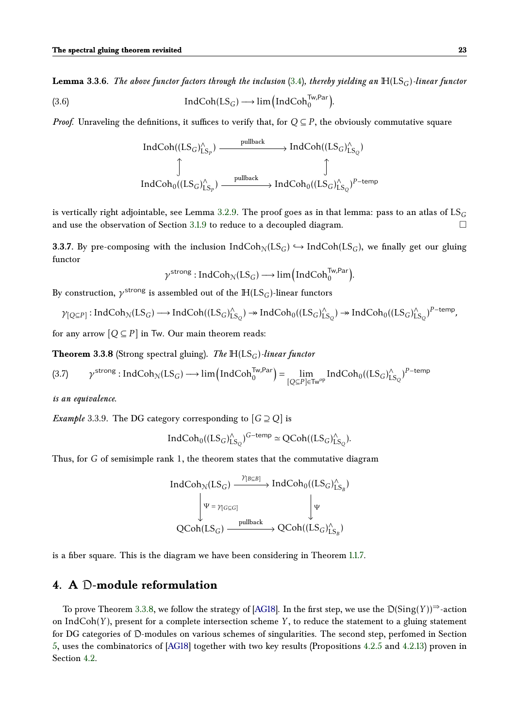**Lemma 3.3.6**. *The above functor factors through the inclusion* (3.4)*, thereby yielding an* $\mathbb{H}(\mathrm{LS}_G)$*-linear functor*

$$\mathrm{IndCoh}(\mathrm{LS}_G) \longrightarrow \lim\left(\mathrm{IndCoh}_0^{\mathsf{Tw},\mathsf{Par}}\right). \tag{3.6}$$

*Proof.* Unraveling the definitions, it suffices to verify that, for $Q \subseteq P$, the obviously commutative square

$$\begin{array}{ccc}
\mathrm{IndCoh}((\mathrm{LS}_G)^\wedge_{\mathrm{LS}_P}) & \xrightarrow{\text{pullback}} & \mathrm{IndCoh}((\mathrm{LS}_G)^\wedge_{\mathrm{LS}_Q}) \\
\uparrow & & \uparrow \\
\mathrm{IndCoh}_0((\mathrm{LS}_G)^\wedge_{\mathrm{LS}_P}) & \xrightarrow{\text{pullback}} & \mathrm{IndCoh}_0((\mathrm{LS}_G)^\wedge_{\mathrm{LS}_Q})^{P\text{-temp}}
\end{array}$$

is vertically right adjointable, see Lemma 3.2.9. The proof goes as in that lemma: pass to an atlas of $\mathrm{LS}_G$ and use the observation of Section 3.1.9 to reduce to a decoupled diagram. ☐

**3.3.7**. By pre-composing with the inclusion $\mathrm{IndCoh}_{\mathcal{N}}(\mathrm{LS}_G) \hookrightarrow \mathrm{IndCoh}(\mathrm{LS}_G)$, we finally get our gluing functor

$$\gamma^{\mathsf{strong}} : \mathrm{IndCoh}_{\mathcal{N}}(\mathrm{LS}_G) \longrightarrow \lim\left(\mathrm{IndCoh}_0^{\mathsf{Tw},\mathsf{Par}}\right).$$

By construction, $\gamma^{\mathsf{strong}}$ is assembled out of the $\mathbb{H}(\mathrm{LS}_G)$-linear functors

$$\gamma_{[Q\subseteq P]} : \mathrm{IndCoh}_{\mathcal{N}}(\mathrm{LS}_G) \longrightarrow \mathrm{IndCoh}((\mathrm{LS}_G)^\wedge_{\mathrm{LS}_Q}) \twoheadrightarrow \mathrm{IndCoh}_0((\mathrm{LS}_G)^\wedge_{\mathrm{LS}_Q}) \twoheadrightarrow \mathrm{IndCoh}_0((\mathrm{LS}_G)^\wedge_{\mathrm{LS}_Q})^{P\text{-temp}},$$

for any arrow $[Q \subseteq P]$ in $\mathsf{Tw}$. Our main theorem reads:

**Theorem 3.3.8** (Strong spectral gluing). *The* $\mathbb{H}(\mathrm{LS}_G)$*-linear functor*

$$\gamma^{\mathsf{strong}} : \mathrm{IndCoh}_{\mathcal{N}}(\mathrm{LS}_G) \longrightarrow \lim\left(\mathrm{IndCoh}_0^{\mathsf{Tw},\mathsf{Par}}\right) = \lim_{[Q\subseteq P]\in\mathsf{Tw}^{\mathrm{op}}} \mathrm{IndCoh}_0((\mathrm{LS}_G)^\wedge_{\mathrm{LS}_Q})^{P\text{-temp}} \tag{3.7}$$

*is an equivalence.*

*Example* 3.3.9. The DG category corresponding to $[G \supseteq Q]$ is

$$\mathrm{IndCoh}_0((\mathrm{LS}_G)^\wedge_{\mathrm{LS}_Q})^{G\text{-temp}} \simeq \mathrm{QCoh}((\mathrm{LS}_G)^\wedge_{\mathrm{LS}_Q}).$$

Thus, for $G$ of semisimple rank 1, the theorem states that the commutative diagram

$$\begin{array}{ccc}
\mathrm{IndCoh}_{\mathcal{N}}(\mathrm{LS}_G) & \xrightarrow{\gamma_{[B\subseteq B]}} & \mathrm{IndCoh}_0((\mathrm{LS}_G)^\wedge_{\mathrm{LS}_B}) \\
\downarrow{\scriptstyle \Psi = \gamma_{[G\subseteq G]}} & & \downarrow{\scriptstyle \Psi} \\
\mathrm{QCoh}(\mathrm{LS}_G) & \xrightarrow{\text{pullback}} & \mathrm{QCoh}((\mathrm{LS}_G)^\wedge_{\mathrm{LS}_B})
\end{array}$$

is a fiber square. This is the diagram we have been considering in Theorem 1.1.7.

# 4. A $\mathcal{D}$-module reformulation

To prove Theorem 3.3.8, we follow the strategy of [AG18]. In the first step, we use the $\mathcal{D}(\mathrm{Sing}(Y))^{\Rightarrow}$-action on $\mathrm{IndCoh}(Y)$, present for a complete intersection scheme $Y$, to reduce the statement to a gluing statement for DG categories of $\mathcal{D}$-modules on various schemes of singularities. The second step, perfomed in Section 5, uses the combinatorics of [AG18] together with two key results (Propositions 4.2.5 and 4.2.13) proven in Section 4.2.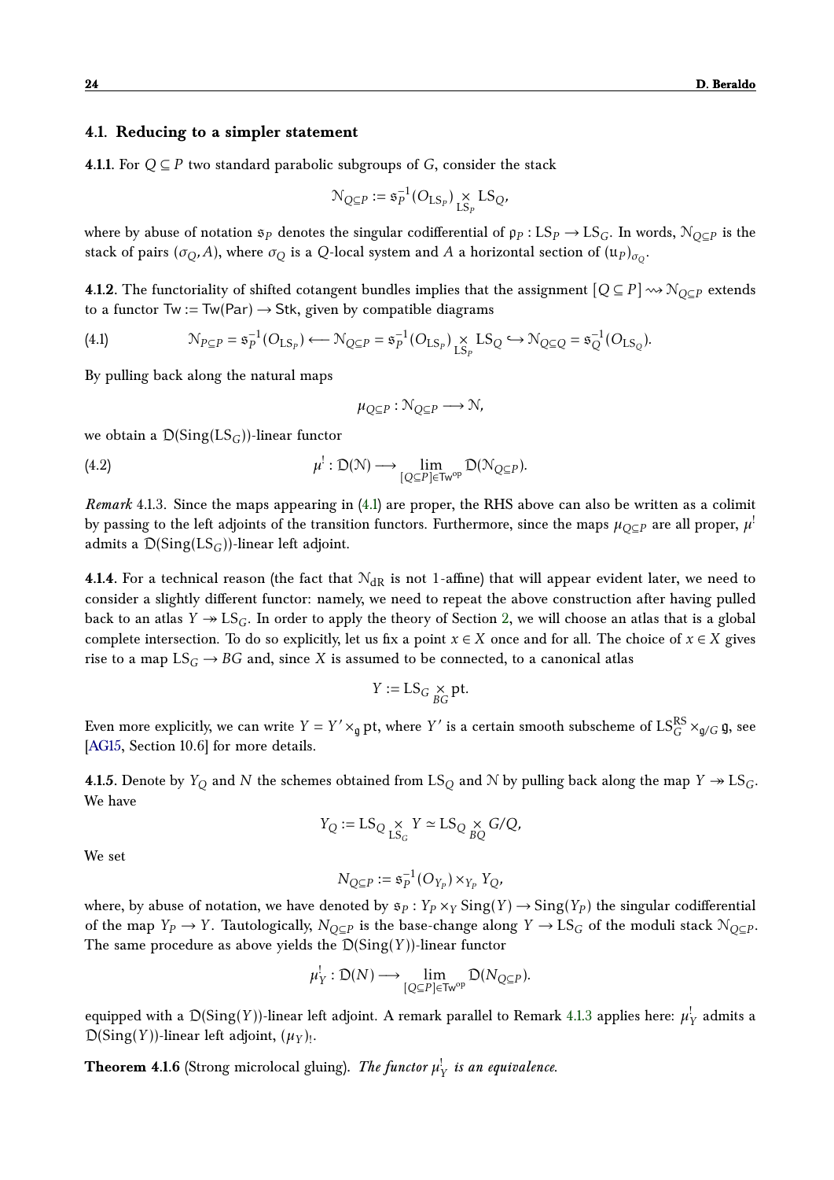### 4.1. Reducing to a simpler statement

**4.1.1.** For $Q \subseteq P$ two standard parabolic subgroups of $G$, consider the stack

$$\mathcal{N}_{Q\subseteq P} := \mathfrak{s}_P^{-1}(O_{\mathrm{LS}_P}) \underset{\mathrm{LS}_P}{\times} \mathrm{LS}_Q,$$

where by abuse of notation $\mathfrak{s}_P$ denotes the singular codifferential of $\mathfrak{p}_P : \mathrm{LS}_P \to \mathrm{LS}_G$. In words, $\mathcal{N}_{Q\subseteq P}$ is the stack of pairs $(\sigma_Q, A)$, where $\sigma_Q$ is a $Q$-local system and $A$ a horizontal section of $(\mathfrak{u}_P)_{\sigma_Q}$.

**4.1.2.** The functoriality of shifted cotangent bundles implies that the assignment $[Q \subseteq P] \rightsquigarrow \mathcal{N}_{Q\subseteq P}$ extends to a functor $\mathsf{Tw} := \mathsf{Tw}(\mathsf{Par}) \to \mathsf{Stk}$, given by compatible diagrams

$$\mathcal{N}_{P\subseteq P} = \mathfrak{s}_P^{-1}(O_{\mathrm{LS}_P}) \longleftarrow \mathcal{N}_{Q\subseteq P} = \mathfrak{s}_P^{-1}(O_{\mathrm{LS}_P}) \underset{\mathrm{LS}_P}{\times} \mathrm{LS}_Q \hookrightarrow \mathcal{N}_{Q\subseteq Q} = \mathfrak{s}_Q^{-1}(O_{\mathrm{LS}_Q}). \tag{4.1}$$

By pulling back along the natural maps

$$\mu_{Q\subseteq P} : \mathcal{N}_{Q\subseteq P} \longrightarrow \mathcal{N},$$

we obtain a $\mathcal{D}(\mathrm{Sing}(\mathrm{LS}_G))$-linear functor

$$\mu^! : \mathcal{D}(\mathcal{N}) \longrightarrow \lim_{[Q\subseteq P]\in \mathsf{Tw}^{\mathrm{op}}} \mathcal{D}(\mathcal{N}_{Q\subseteq P}). \tag{4.2}$$

*Remark* 4.1.3. Since the maps appearing in (4.1) are proper, the RHS above can also be written as a colimit by passing to the left adjoints of the transition functors. Furthermore, since the maps $\mu_{Q\subseteq P}$ are all proper, $\mu^!$ admits a $\mathcal{D}(\mathrm{Sing}(\mathrm{LS}_G))$-linear left adjoint.

**4.1.4.** For a technical reason (the fact that $\mathcal{N}_{\mathrm{dR}}$ is not 1-affine) that will appear evident later, we need to consider a slightly different functor: namely, we need to repeat the above construction after having pulled back to an atlas $Y \twoheadrightarrow \mathrm{LS}_G$. In order to apply the theory of Section 2, we will choose an atlas that is a global complete intersection. To do so explicitly, let us fix a point $x \in X$ once and for all. The choice of $x \in X$ gives rise to a map $\mathrm{LS}_G \to BG$ and, since $X$ is assumed to be connected, to a canonical atlas

$$Y := \mathrm{LS}_G \underset{BG}{\times} \mathrm{pt}.$$

Even more explicitly, we can write $Y = Y' \times_{\mathfrak{g}} \mathrm{pt}$, where $Y'$ is a certain smooth subscheme of $\mathrm{LS}_G^{\mathrm{RS}} \times_{\mathfrak{g}/G} \mathfrak{g}$, see [AG15, Section 10.6] for more details.

**4.1.5.** Denote by $Y_Q$ and $N$ the schemes obtained from $\mathrm{LS}_Q$ and $\mathcal{N}$ by pulling back along the map $Y \twoheadrightarrow \mathrm{LS}_G$. We have

$$Y_Q := \mathrm{LS}_Q \underset{\mathrm{LS}_G}{\times} Y \simeq \mathrm{LS}_Q \underset{BQ}{\times} G/Q,$$

We set

$$N_{Q\subseteq P} := \mathfrak{s}_P^{-1}(O_{Y_P}) \times_{Y_P} Y_Q,$$

where, by abuse of notation, we have denoted by $\mathfrak{s}_P : Y_P \times_Y \mathrm{Sing}(Y) \to \mathrm{Sing}(Y_P)$ the singular codifferential of the map $Y_P \to Y$. Tautologically, $N_{Q\subseteq P}$ is the base-change along $Y \to \mathrm{LS}_G$ of the moduli stack $\mathcal{N}_{Q\subseteq P}$. The same procedure as above yields the $\mathcal{D}(\mathrm{Sing}(Y))$-linear functor

$$\mu_Y^! : \mathcal{D}(N) \longrightarrow \lim_{[Q\subseteq P]\in \mathsf{Tw}^{\mathrm{op}}} \mathcal{D}(N_{Q\subseteq P}).$$

equipped with a $\mathcal{D}(\mathrm{Sing}(Y))$-linear left adjoint. A remark parallel to Remark 4.1.3 applies here: $\mu_Y^!$ admits a $\mathcal{D}(\mathrm{Sing}(Y))$-linear left adjoint, $(\mu_Y)_!$.

**Theorem 4.1.6** (Strong microlocal gluing). *The functor $\mu_Y^!$ is an equivalence.*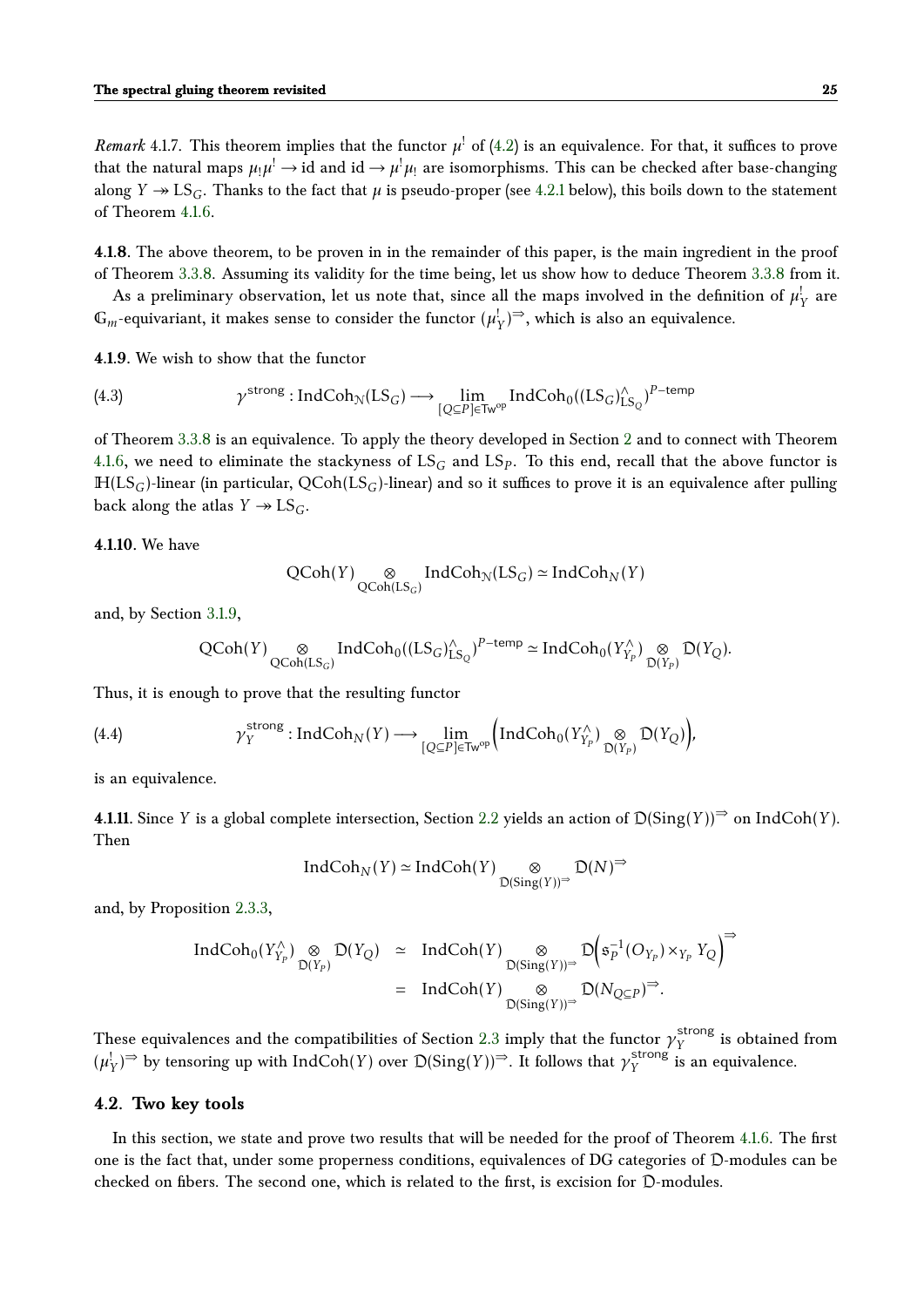*Remark* 4.1.7. This theorem implies that the functor $\mu^!$ of (4.2) is an equivalence. For that, it suffices to prove that the natural maps $\mu_! \mu^! \to \mathrm{id}$ and $\mathrm{id} \to \mu^! \mu_!$ are isomorphisms. This can be checked after base-changing along $Y \twoheadrightarrow \mathrm{LS}_G$. Thanks to the fact that $\mu$ is pseudo-proper (see 4.2.1 below), this boils down to the statement of Theorem 4.1.6.

**4.1.8**. The above theorem, to be proven in in the remainder of this paper, is the main ingredient in the proof of Theorem 3.3.8. Assuming its validity for the time being, let us show how to deduce Theorem 3.3.8 from it.

As a preliminary observation, let us note that, since all the maps involved in the definition of $\mu_Y^!$ are $\mathbb{G}_m$-equivariant, it makes sense to consider the functor $(\mu_Y^!)^{\Rightarrow}$, which is also an equivalence.

**4.1.9**. We wish to show that the functor

$$\gamma^{\mathsf{strong}} : \mathrm{IndCoh}_{\mathcal{N}}(\mathrm{LS}_G) \longrightarrow \lim_{[Q \subseteq P] \in \mathsf{Tw}^{\mathrm{op}}} \mathrm{IndCoh}_0((\mathrm{LS}_G)^{\wedge}_{\mathrm{LS}_Q})^{P-\mathsf{temp}} \tag{4.3}$$

of Theorem 3.3.8 is an equivalence. To apply the theory developed in Section 2 and to connect with Theorem 4.1.6, we need to eliminate the stackyness of $\mathrm{LS}_G$ and $\mathrm{LS}_P$. To this end, recall that the above functor is $\mathbb{H}(\mathrm{LS}_G)$-linear (in particular, $\mathrm{QCoh}(\mathrm{LS}_G)$-linear) and so it suffices to prove it is an equivalence after pulling back along the atlas $Y \twoheadrightarrow \mathrm{LS}_G$.

**4.1.10**. We have

$$\mathrm{QCoh}(Y) \underset{\mathrm{QCoh}(\mathrm{LS}_G)}{\otimes} \mathrm{IndCoh}_{\mathcal{N}}(\mathrm{LS}_G) \simeq \mathrm{IndCoh}_N(Y)$$

and, by Section 3.1.9,

$$\mathrm{QCoh}(Y) \underset{\mathrm{QCoh}(\mathrm{LS}_G)}{\otimes} \mathrm{IndCoh}_0((\mathrm{LS}_G)^{\wedge}_{\mathrm{LS}_Q})^{P-\mathsf{temp}} \simeq \mathrm{IndCoh}_0(Y^{\wedge}_{Y_P}) \underset{\mathcal{D}(Y_P)}{\otimes} \mathcal{D}(Y_Q).$$

Thus, it is enough to prove that the resulting functor

$$\gamma_Y^{\mathsf{strong}} : \mathrm{IndCoh}_N(Y) \longrightarrow \lim_{[Q \subseteq P] \in \mathsf{Tw}^{\mathrm{op}}} \Big( \mathrm{IndCoh}_0(Y^{\wedge}_{Y_P}) \underset{\mathcal{D}(Y_P)}{\otimes} \mathcal{D}(Y_Q) \Big), \tag{4.4}$$

is an equivalence.

**4.1.11**. Since $Y$ is a global complete intersection, Section 2.2 yields an action of $\mathcal{D}(\mathrm{Sing}(Y))^{\Rightarrow}$ on $\mathrm{IndCoh}(Y)$. Then

$$\mathrm{IndCoh}_N(Y) \simeq \mathrm{IndCoh}(Y) \underset{\mathcal{D}(\mathrm{Sing}(Y))^{\Rightarrow}}{\otimes} \mathcal{D}(N)^{\Rightarrow}$$

and, by Proposition 2.3.3,

$$\begin{aligned}
\mathrm{IndCoh}_0(Y^{\wedge}_{Y_P}) \underset{\mathcal{D}(Y_P)}{\otimes} \mathcal{D}(Y_Q) &\simeq \mathrm{IndCoh}(Y) \underset{\mathcal{D}(\mathrm{Sing}(Y))^{\Rightarrow}}{\otimes} \mathcal{D}\Big(\mathfrak{s}_P^{-1}(O_{Y_P}) \times_{Y_P} Y_Q\Big)^{\Rightarrow} \\
&= \mathrm{IndCoh}(Y) \underset{\mathcal{D}(\mathrm{Sing}(Y))^{\Rightarrow}}{\otimes} \mathcal{D}(N_{Q \subseteq P})^{\Rightarrow}.
\end{aligned}$$

These equivalences and the compatibilities of Section 2.3 imply that the functor $\gamma_Y^{\mathsf{strong}}$ is obtained from $(\mu_Y^!)^{\Rightarrow}$ by tensoring up with $\mathrm{IndCoh}(Y)$ over $\mathcal{D}(\mathrm{Sing}(Y))^{\Rightarrow}$. It follows that $\gamma_Y^{\mathsf{strong}}$ is an equivalence.

## 4.2. Two key tools

In this section, we state and prove two results that will be needed for the proof of Theorem 4.1.6. The first one is the fact that, under some properness conditions, equivalences of DG categories of $\mathcal{D}$-modules can be checked on fibers. The second one, which is related to the first, is excision for $\mathcal{D}$-modules.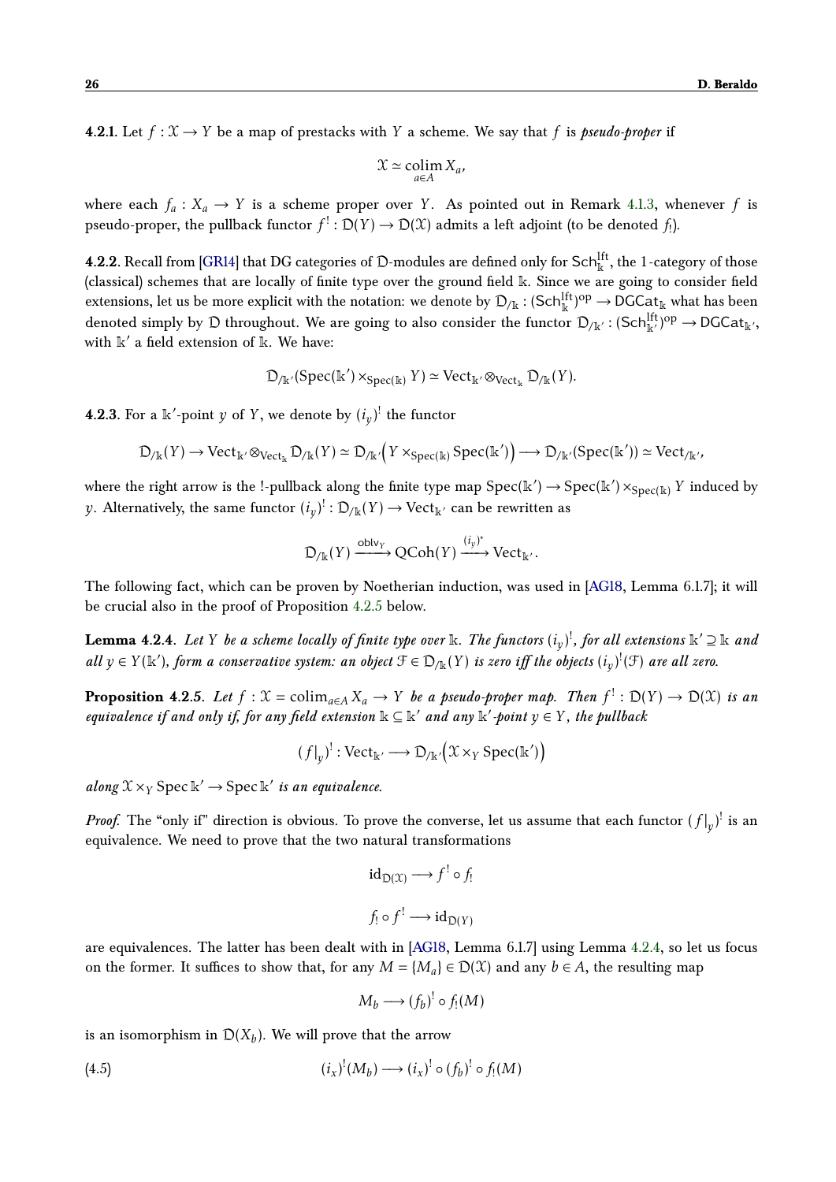**4.2.1.** Let $f : \mathcal{X} \to Y$ be a map of prestacks with $Y$ a scheme. We say that $f$ is *pseudo-proper* if

$$\mathcal{X} \simeq \operatorname*{colim}_{a \in A} X_a,$$

where each $f_a : X_a \to Y$ is a scheme proper over $Y$. As pointed out in Remark 4.1.3, whenever $f$ is pseudo-proper, the pullback functor $f^! : \mathcal{D}(Y) \to \mathcal{D}(\mathcal{X})$ admits a left adjoint (to be denoted $f_!$).

**4.2.2.** Recall from [GR14] that DG categories of $\mathcal{D}$-modules are defined only for $\mathsf{Sch}^{\mathrm{lft}}_{\Bbbk}$, the 1-category of those (classical) schemes that are locally of finite type over the ground field $\Bbbk$. Since we are going to consider field extensions, let us be more explicit with the notation: we denote by $\mathcal{D}_{/\Bbbk} : (\mathsf{Sch}^{\mathrm{lft}}_{\Bbbk})^{\mathrm{op}} \to \mathsf{DGCat}_{\Bbbk}$ what has been denoted simply by $\mathcal{D}$ throughout. We are going to also consider the functor $\mathcal{D}_{/\Bbbk'} : (\mathsf{Sch}^{\mathrm{lft}}_{\Bbbk'})^{\mathrm{op}} \to \mathsf{DGCat}_{\Bbbk'}$, with $\Bbbk'$ a field extension of $\Bbbk$. We have:

$$\mathcal{D}_{/\Bbbk'}(\mathrm{Spec}(\Bbbk') \times_{\mathrm{Spec}(\Bbbk)} Y) \simeq \mathrm{Vect}_{\Bbbk'} \otimes_{\mathrm{Vect}_{\Bbbk}} \mathcal{D}_{/\Bbbk}(Y).$$

**4.2.3.** For a $\Bbbk'$-point $y$ of $Y$, we denote by $(i_y)^!$ the functor

$$\mathcal{D}_{/\Bbbk}(Y) \to \mathrm{Vect}_{\Bbbk'} \otimes_{\mathrm{Vect}_{\Bbbk}} \mathcal{D}_{/\Bbbk}(Y) \simeq \mathcal{D}_{/\Bbbk'}\Big(Y \times_{\mathrm{Spec}(\Bbbk)} \mathrm{Spec}(\Bbbk')\Big) \longrightarrow \mathcal{D}_{/\Bbbk'}(\mathrm{Spec}(\Bbbk')) \simeq \mathrm{Vect}_{/\Bbbk'},$$

where the right arrow is the !-pullback along the finite type map $\mathrm{Spec}(\Bbbk') \to \mathrm{Spec}(\Bbbk') \times_{\mathrm{Spec}(\Bbbk)} Y$ induced by $y$. Alternatively, the same functor $(i_y)^! : \mathcal{D}_{/\Bbbk}(Y) \to \mathrm{Vect}_{\Bbbk'}$ can be rewritten as

$$\mathcal{D}_{/\Bbbk}(Y) \xrightarrow{\mathrm{oblv}_Y} \mathrm{QCoh}(Y) \xrightarrow{(i_y)^*} \mathrm{Vect}_{\Bbbk'}.$$

The following fact, which can be proven by Noetherian induction, was used in [AG18, Lemma 6.1.7]; it will be crucial also in the proof of Proposition 4.2.5 below.

**Lemma 4.2.4.** *Let $Y$ be a scheme locally of finite type over $\Bbbk$. The functors $(i_y)^!$, for all extensions $\Bbbk' \supseteq \Bbbk$ and all $y \in Y(\Bbbk')$, form a conservative system: an object $\mathcal{F} \in \mathcal{D}_{/\Bbbk}(Y)$ is zero iff the objects $(i_y)^!(\mathcal{F})$ are all zero.*

**Proposition 4.2.5.** *Let $f : \mathcal{X} = \mathrm{colim}_{a \in A} X_a \to Y$ be a pseudo-proper map. Then $f^! : \mathcal{D}(Y) \to \mathcal{D}(\mathcal{X})$ is an equivalence if and only if, for any field extension $\Bbbk \subseteq \Bbbk'$ and any $\Bbbk'$-point $y \in Y$, the pullback*

$$(f|_y)^! : \mathrm{Vect}_{\Bbbk'} \longrightarrow \mathcal{D}_{/\Bbbk'}\Big(\mathcal{X} \times_Y \mathrm{Spec}(\Bbbk')\Big)$$

*along $\mathcal{X} \times_Y \mathrm{Spec}\,\Bbbk' \to \mathrm{Spec}\,\Bbbk'$ is an equivalence.*

*Proof.* The "only if" direction is obvious. To prove the converse, let us assume that each functor $(f|_y)^!$ is an equivalence. We need to prove that the two natural transformations

$$\mathrm{id}_{\mathcal{D}(\mathcal{X})} \longrightarrow f^! \circ f_!$$

$$f_! \circ f^! \longrightarrow \mathrm{id}_{\mathcal{D}(Y)}$$

are equivalences. The latter has been dealt with in [AG18, Lemma 6.1.7] using Lemma 4.2.4, so let us focus on the former. It suffices to show that, for any $M = \{M_a\} \in \mathcal{D}(\mathcal{X})$ and any $b \in A$, the resulting map

$$M_b \longrightarrow (f_b)^! \circ f_!(M)$$

is an isomorphism in $\mathcal{D}(X_b)$. We will prove that the arrow

$$(i_x)^!(M_b) \longrightarrow (i_x)^! \circ (f_b)^! \circ f_!(M) \tag{4.5}$$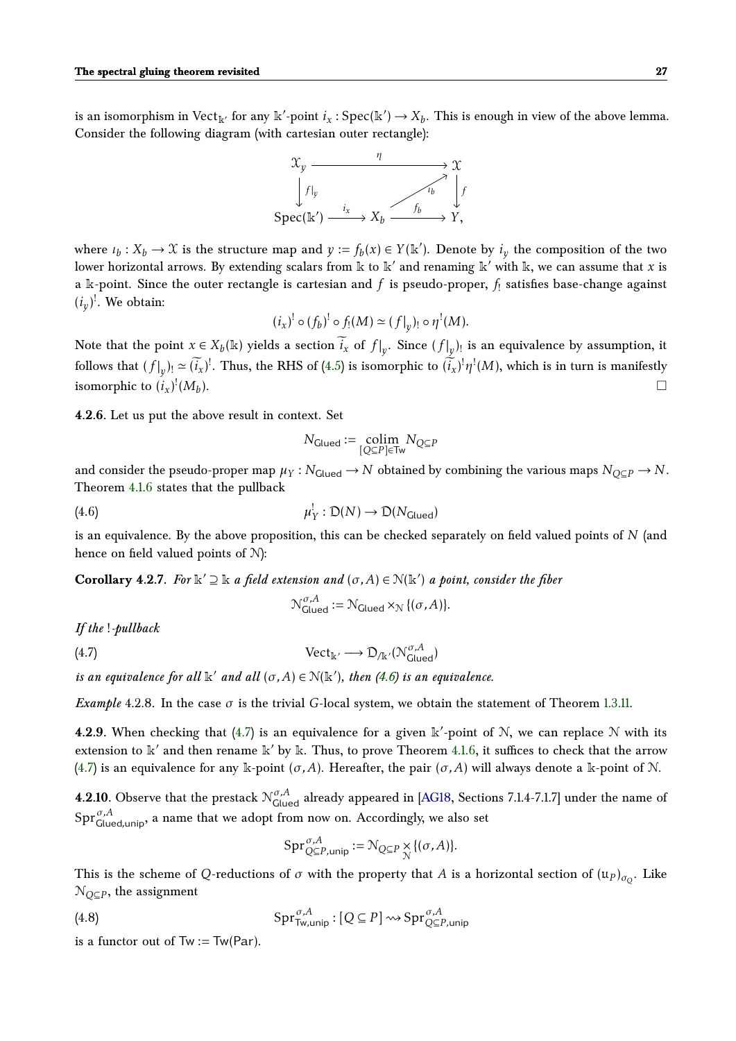is an isomorphism in $\mathrm{Vect}_{\Bbbk'}$ for any $\Bbbk'$-point $i_x : \mathrm{Spec}(\Bbbk') \to X_b$. This is enough in view of the above lemma. Consider the following diagram (with cartesian outer rectangle):

$$
\begin{array}{ccccc}
\mathcal{X}_y & & \xrightarrow{\quad\eta\quad} & & \mathcal{X} \\
\Big\downarrow f|_y & & & \nearrow \iota_b & \Big\downarrow f \\
\mathrm{Spec}(\Bbbk') & \xrightarrow{i_x} & X_b & \xrightarrow{f_b} & Y,
\end{array}
$$

where $\iota_b : X_b \to \mathcal{X}$ is the structure map and $y := f_b(x) \in Y(\Bbbk')$. Denote by $i_y$ the composition of the two lower horizontal arrows. By extending scalars from $\Bbbk$ to $\Bbbk'$ and renaming $\Bbbk'$ with $\Bbbk$, we can assume that $x$ is a $\Bbbk$-point. Since the outer rectangle is cartesian and $f$ is pseudo-proper, $f_!$ satisfies base-change against $(i_y)^!$. We obtain:

$$(i_x)^! \circ (f_b)^! \circ f_!(M) \simeq (f|_y)_! \circ \eta^!(M).$$

Note that the point $x \in X_b(\Bbbk)$ yields a section $\widetilde{i_x}$ of $f|_y$. Since $(f|_y)_!$ is an equivalence by assumption, it follows that $(f|_y)_! \simeq (\widetilde{i_x})^!$. Thus, the RHS of (4.5) is isomorphic to $(\widetilde{i_x})^! \eta^!(M)$, which is in turn is manifestly isomorphic to $(i_x)^!(M_b)$. □

**4.2.6**. Let us put the above result in context. Set

$$N_{\mathsf{Glued}} := \underset{[Q \subseteq P] \in \mathsf{Tw}}{\mathrm{colim}}\, N_{Q \subseteq P}$$

and consider the pseudo-proper map $\mu_Y : N_{\mathsf{Glued}} \to N$ obtained by combining the various maps $N_{Q \subseteq P} \to N$. Theorem 4.1.6 states that the pullback

$$\mu_Y^! : \mathcal{D}(N) \to \mathcal{D}(N_{\mathsf{Glued}}) \tag{4.6}$$

is an equivalence. By the above proposition, this can be checked separately on field valued points of $N$ (and hence on field valued points of $\mathcal{N}$):

**Corollary 4.2.7**. *For $\Bbbk' \supseteq \Bbbk$ a field extension and $(\sigma, A) \in \mathcal{N}(\Bbbk')$ a point, consider the fiber*

$$\mathcal{N}^{\sigma,A}_{\mathsf{Glued}} := \mathcal{N}_{\mathsf{Glued}} \times_{\mathcal{N}} \{(\sigma, A)\}.$$

*If the $!$-pullback*

$$\mathrm{Vect}_{\Bbbk'} \longrightarrow \mathcal{D}_{/\Bbbk'}(\mathcal{N}^{\sigma,A}_{\mathsf{Glued}}) \tag{4.7}$$

*is an equivalence for all $\Bbbk'$ and all $(\sigma, A) \in \mathcal{N}(\Bbbk')$, then (4.6) is an equivalence.*

*Example* 4.2.8. In the case $\sigma$ is the trivial $G$-local system, we obtain the statement of Theorem 1.3.11.

**4.2.9**. When checking that (4.7) is an equivalence for a given $\Bbbk'$-point of $\mathcal{N}$, we can replace $\mathcal{N}$ with its extension to $\Bbbk'$ and then rename $\Bbbk'$ by $\Bbbk$. Thus, to prove Theorem 4.1.6, it suffices to check that the arrow (4.7) is an equivalence for any $\Bbbk$-point $(\sigma, A)$. Hereafter, the pair $(\sigma, A)$ will always denote a $\Bbbk$-point of $\mathcal{N}$.

**4.2.10**. Observe that the prestack $\mathcal{N}^{\sigma,A}_{\mathsf{Glued}}$ already appeared in [AG18, Sections 7.1.4-7.1.7] under the name of $\mathrm{Spr}^{\sigma,A}_{\mathsf{Glued,unip}}$, a name that we adopt from now on. Accordingly, we also set

$$\mathrm{Spr}^{\sigma,A}_{Q\subseteq P,\mathsf{unip}} := \mathcal{N}_{Q\subseteq P} \underset{\mathcal{N}}{\times} \{(\sigma, A)\}.$$

This is the scheme of $Q$-reductions of $\sigma$ with the property that $A$ is a horizontal section of $(\mathfrak{u}_P)_{\sigma_Q}$. Like $\mathcal{N}_{Q\subseteq P}$, the assignment

$$\mathrm{Spr}^{\sigma,A}_{\mathsf{Tw,unip}} : [Q \subseteq P] \rightsquigarrow \mathrm{Spr}^{\sigma,A}_{Q\subseteq P,\mathsf{unip}} \tag{4.8}$$

is a functor out of $\mathsf{Tw} := \mathsf{Tw}(\mathsf{Par})$.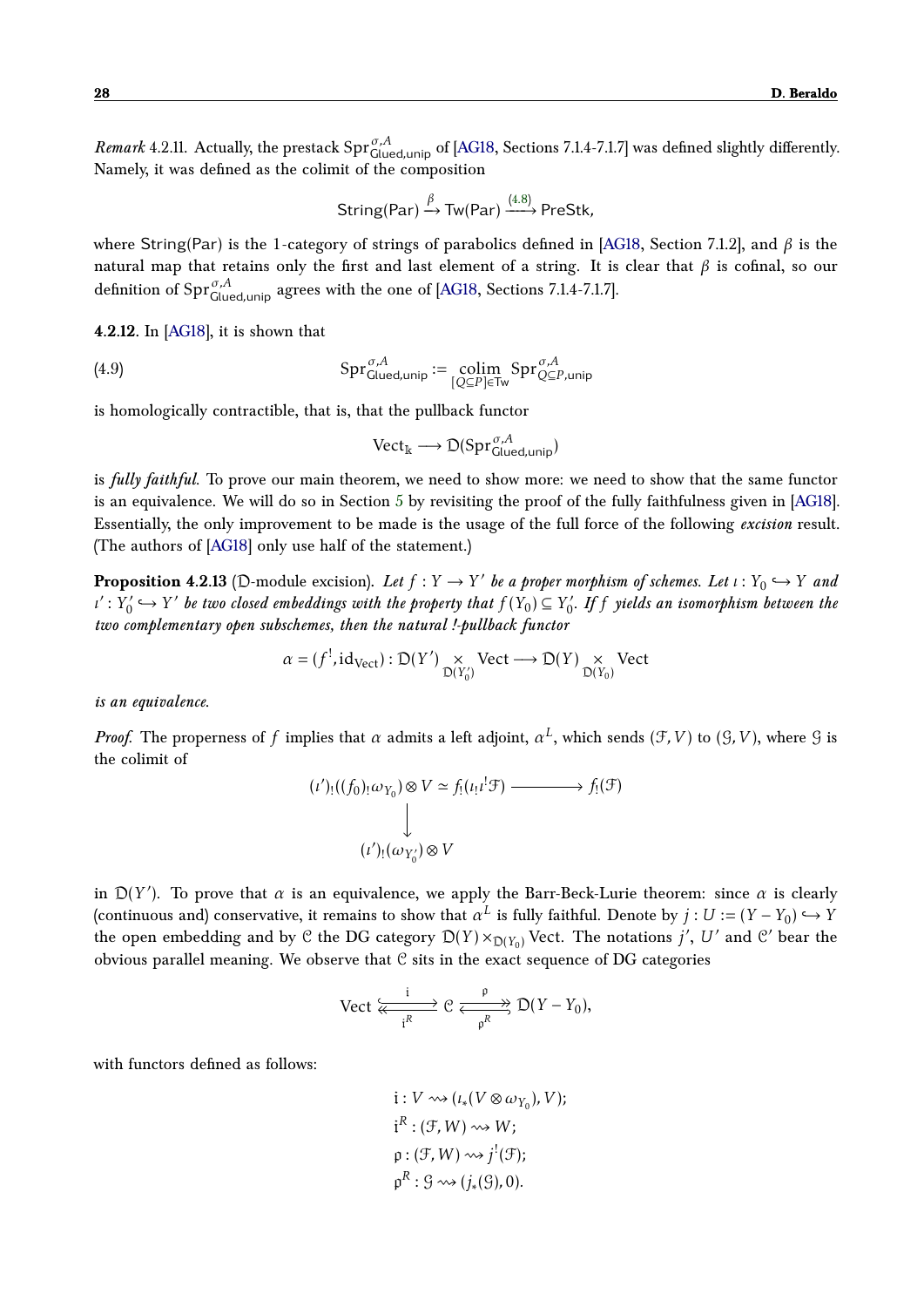*Remark* 4.2.11. Actually, the prestack $\mathrm{Spr}^{\sigma,A}_{\mathsf{Glued,unip}}$ of [AG18, Sections 7.1.4-7.1.7] was defined slightly differently. Namely, it was defined as the colimit of the composition

$$\mathsf{String}(\mathsf{Par}) \xrightarrow{\beta} \mathsf{Tw}(\mathsf{Par}) \xrightarrow{(4.8)} \mathsf{PreStk},$$

where $\mathsf{String}(\mathsf{Par})$ is the 1-category of strings of parabolics defined in [AG18, Section 7.1.2], and $\beta$ is the natural map that retains only the first and last element of a string. It is clear that $\beta$ is cofinal, so our definition of $\mathrm{Spr}^{\sigma,A}_{\mathsf{Glued,unip}}$ agrees with the one of [AG18, Sections 7.1.4-7.1.7].

**4.2.12.** In [AG18], it is shown that

$$\mathrm{Spr}^{\sigma,A}_{\mathsf{Glued,unip}} := \operatorname*{colim}_{[Q\subseteq P]\in\mathsf{Tw}} \mathrm{Spr}^{\sigma,A}_{Q\subseteq P,\mathsf{unip}} \tag{4.9}$$

is homologically contractible, that is, that the pullback functor

$$\mathrm{Vect}_{\Bbbk} \longrightarrow \mathcal{D}(\mathrm{Spr}^{\sigma,A}_{\mathsf{Glued,unip}})$$

is *fully faithful*. To prove our main theorem, we need to show more: we need to show that the same functor is an equivalence. We will do so in Section 5 by revisiting the proof of the fully faithfulness given in [AG18]. Essentially, the only improvement to be made is the usage of the full force of the following *excision* result. (The authors of [AG18] only use half of the statement.)

**Proposition 4.2.13** ($\mathcal{D}$-module excision). *Let $f : Y \to Y'$ be a proper morphism of schemes. Let $\iota : Y_0 \hookrightarrow Y$ and $\iota' : Y_0' \hookrightarrow Y'$ be two closed embeddings with the property that $f(Y_0) \subseteq Y_0'$. If $f$ yields an isomorphism between the two complementary open subschemes, then the natural !-pullback functor*

$$\alpha = (f^!, \mathrm{id}_{\mathrm{Vect}}) : \mathcal{D}(Y') \underset{\mathcal{D}(Y_0')}{\times} \mathrm{Vect} \longrightarrow \mathcal{D}(Y) \underset{\mathcal{D}(Y_0)}{\times} \mathrm{Vect}$$

*is an equivalence.*

*Proof.* The properness of $f$ implies that $\alpha$ admits a left adjoint, $\alpha^L$, which sends $(\mathcal{F}, V)$ to $(\mathcal{G}, V)$, where $\mathcal{G}$ is the colimit of

$$\begin{array}{ccc}
(\iota')_!((f_0)_!\omega_{Y_0}) \otimes V \simeq f_!(\iota_!\iota^!\mathcal{F}) & \longrightarrow & f_!(\mathcal{F}) \\
\big\downarrow & & \\
(\iota')_!(\omega_{Y_0'}) \otimes V & &
\end{array}$$

in $\mathcal{D}(Y')$. To prove that $\alpha$ is an equivalence, we apply the Barr-Beck-Lurie theorem: since $\alpha$ is clearly (continuous and) conservative, it remains to show that $\alpha^L$ is fully faithful. Denote by $j : U := (Y - Y_0) \hookrightarrow Y$ the open embedding and by $\mathcal{C}$ the DG category $\mathcal{D}(Y) \times_{\mathcal{D}(Y_0)} \mathrm{Vect}$. The notations $j'$, $U'$ and $\mathcal{C}'$ bear the obvious parallel meaning. We observe that $\mathcal{C}$ sits in the exact sequence of DG categories

$$\mathrm{Vect} \underset{\mathfrak{i}^R}{\overset{\mathfrak{i}}{\rightleftarrows}} \mathcal{C} \underset{\mathfrak{p}^R}{\overset{\mathfrak{p}}{\rightleftarrows}} \mathcal{D}(Y - Y_0),$$

with functors defined as follows:

$$\begin{aligned}
&\mathfrak{i} : V \rightsquigarrow (\iota_*(V \otimes \omega_{Y_0}), V);\\
&\mathfrak{i}^R : (\mathcal{F}, W) \rightsquigarrow W;\\
&\mathfrak{p} : (\mathcal{F}, W) \rightsquigarrow j^!(\mathcal{F});\\
&\mathfrak{p}^R : \mathcal{G} \rightsquigarrow (j_*(\mathcal{G}), 0).
\end{aligned}$$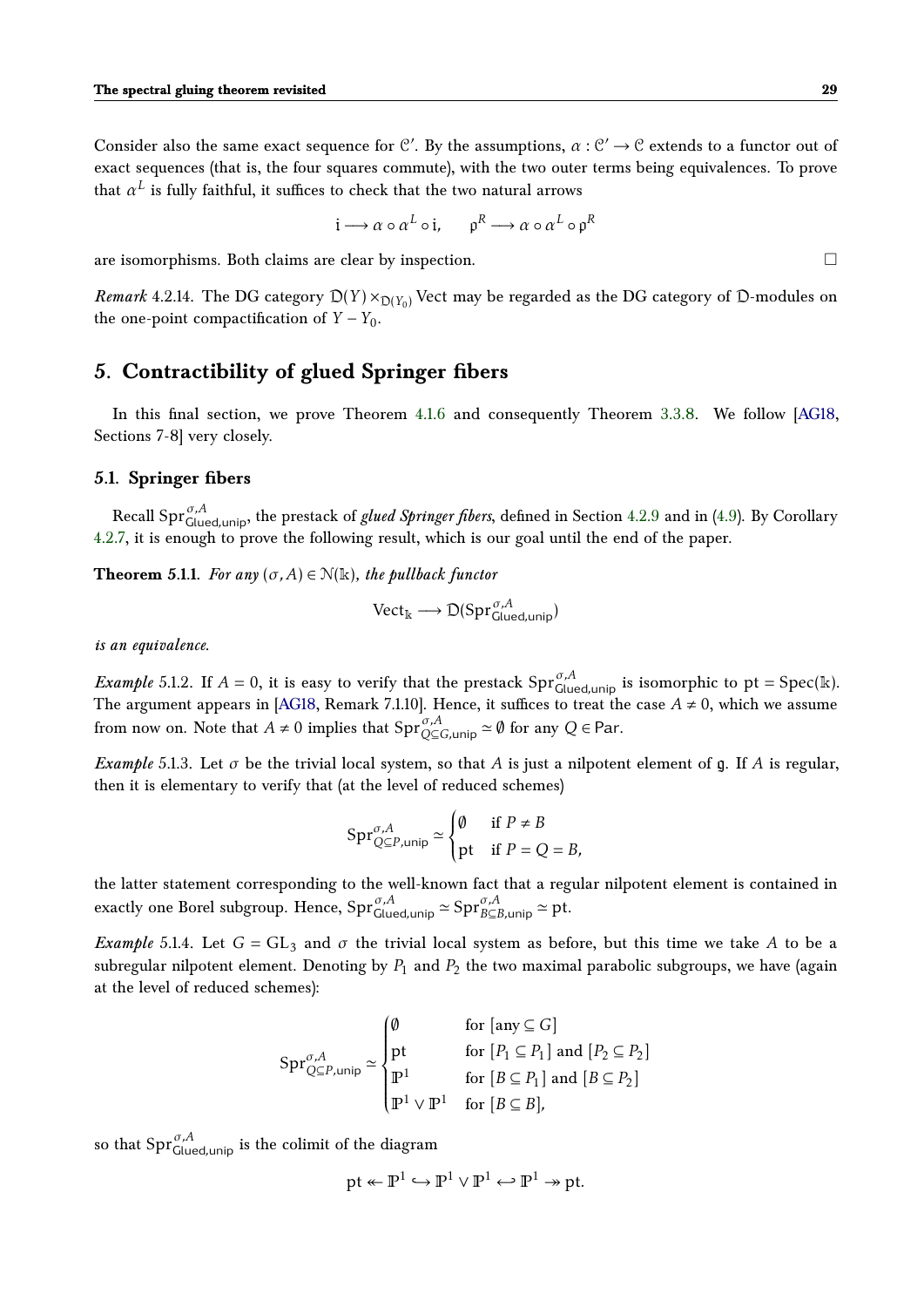Consider also the same exact sequence for $\mathcal{C}'$. By the assumptions, $\alpha : \mathcal{C}' \to \mathcal{C}$ extends to a functor out of exact sequences (that is, the four squares commute), with the two outer terms being equivalences. To prove that $\alpha^L$ is fully faithful, it suffices to check that the two natural arrows

$$\mathfrak{i} \longrightarrow \alpha \circ \alpha^L \circ \mathfrak{i}, \qquad \mathfrak{p}^R \longrightarrow \alpha \circ \alpha^L \circ \mathfrak{p}^R$$

are isomorphisms. Both claims are clear by inspection. □

*Remark* 4.2.14. The DG category $\mathcal{D}(Y) \times_{\mathcal{D}(Y_0)} \mathrm{Vect}$ may be regarded as the DG category of $\mathcal{D}$-modules on the one-point compactification of $Y - Y_0$.

## 5. Contractibility of glued Springer fibers

In this final section, we prove Theorem 4.1.6 and consequently Theorem 3.3.8. We follow [AG18, Sections 7-8] very closely.

### 5.1. Springer fibers

Recall $\mathrm{Spr}^{\sigma,A}_{\mathsf{Glued,unip}}$, the prestack of *glued Springer fibers*, defined in Section 4.2.9 and in (4.9). By Corollary 4.2.7, it is enough to prove the following result, which is our goal until the end of the paper.

**Theorem 5.1.1.** *For any $(\sigma, A) \in \mathcal{N}(\Bbbk)$, the pullback functor*

$$\mathrm{Vect}_{\Bbbk} \longrightarrow \mathcal{D}(\mathrm{Spr}^{\sigma,A}_{\mathsf{Glued,unip}})$$

*is an equivalence.*

*Example* 5.1.2. If $A = 0$, it is easy to verify that the prestack $\mathrm{Spr}^{\sigma,A}_{\mathsf{Glued,unip}}$ is isomorphic to $\mathrm{pt} = \mathrm{Spec}(\Bbbk)$. The argument appears in [AG18, Remark 7.1.10]. Hence, it suffices to treat the case $A \neq 0$, which we assume from now on. Note that $A \neq 0$ implies that $\mathrm{Spr}^{\sigma,A}_{Q \subseteq G,\mathsf{unip}} \simeq \emptyset$ for any $Q \in \mathrm{Par}$.

*Example* 5.1.3. Let $\sigma$ be the trivial local system, so that $A$ is just a nilpotent element of $\mathfrak{g}$. If $A$ is regular, then it is elementary to verify that (at the level of reduced schemes)

$$\mathrm{Spr}^{\sigma,A}_{Q \subseteq P,\mathsf{unip}} \simeq \begin{cases} \emptyset & \text{if } P \neq B \\ \mathrm{pt} & \text{if } P = Q = B, \end{cases}$$

the latter statement corresponding to the well-known fact that a regular nilpotent element is contained in exactly one Borel subgroup. Hence, $\mathrm{Spr}^{\sigma,A}_{\mathsf{Glued,unip}} \simeq \mathrm{Spr}^{\sigma,A}_{B \subseteq B,\mathsf{unip}} \simeq \mathrm{pt}$.

*Example* 5.1.4. Let $G = \mathrm{GL}_3$ and $\sigma$ the trivial local system as before, but this time we take $A$ to be a subregular nilpotent element. Denoting by $P_1$ and $P_2$ the two maximal parabolic subgroups, we have (again at the level of reduced schemes):

$$\mathrm{Spr}^{\sigma,A}_{Q \subseteq P,\mathsf{unip}} \simeq \begin{cases} \emptyset & \text{for } [\text{any} \subseteq G] \\ \mathrm{pt} & \text{for } [P_1 \subseteq P_1] \text{ and } [P_2 \subseteq P_2] \\ \mathbb{P}^1 & \text{for } [B \subseteq P_1] \text{ and } [B \subseteq P_2] \\ \mathbb{P}^1 \vee \mathbb{P}^1 & \text{for } [B \subseteq B], \end{cases}$$

so that $\mathrm{Spr}^{\sigma,A}_{\mathsf{Glued,unip}}$ is the colimit of the diagram

$$\mathrm{pt} \twoheadleftarrow \mathbb{P}^1 \hookrightarrow \mathbb{P}^1 \vee \mathbb{P}^1 \hookleftarrow \mathbb{P}^1 \twoheadrightarrow \mathrm{pt}.$$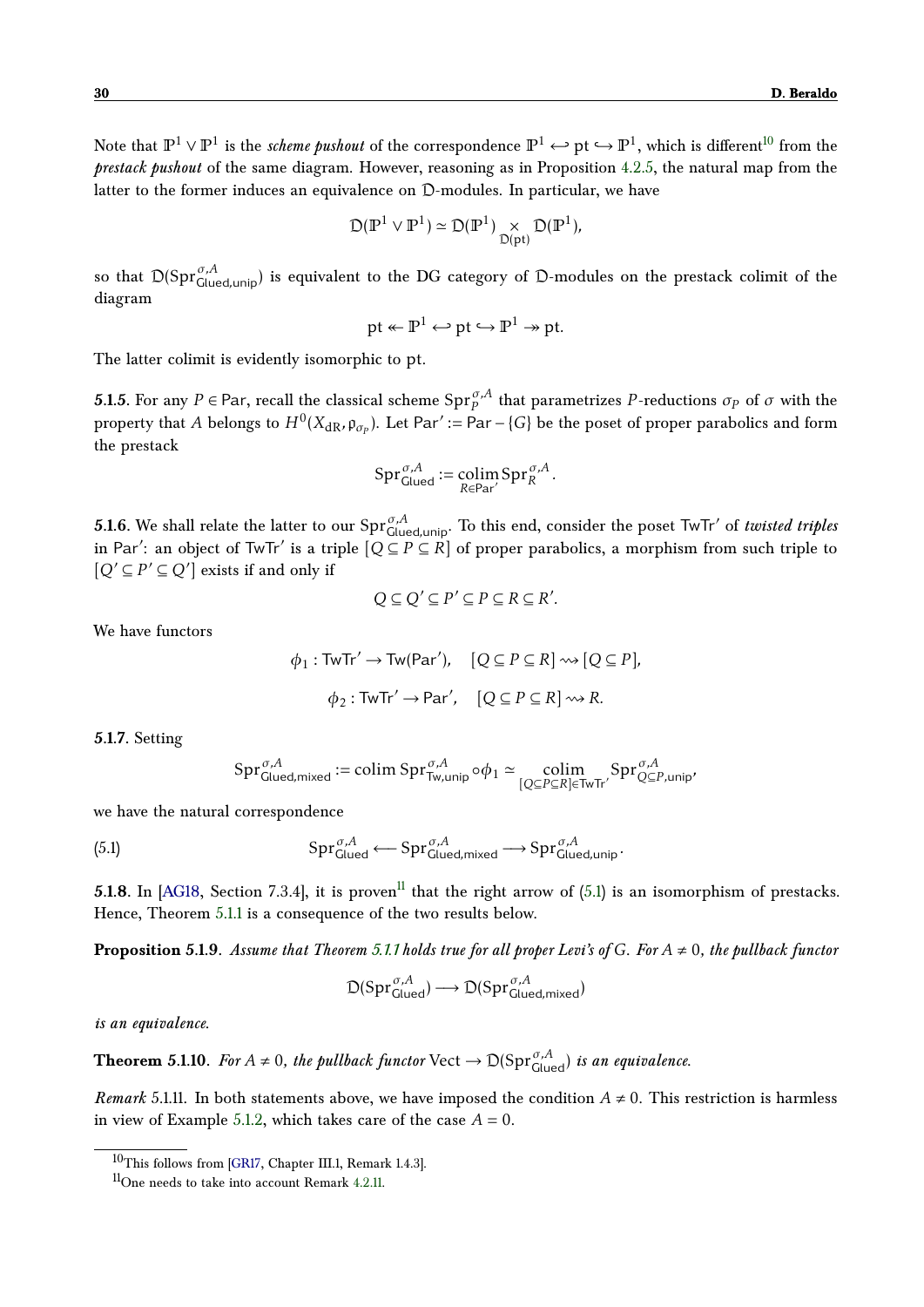Note that $\mathbb{P}^1 \vee \mathbb{P}^1$ is the *scheme pushout* of the correspondence $\mathbb{P}^1 \hookleftarrow \mathrm{pt} \hookrightarrow \mathbb{P}^1$, which is different[10] from the *prestack pushout* of the same diagram. However, reasoning as in Proposition 4.2.5, the natural map from the latter to the former induces an equivalence on $\mathcal{D}$-modules. In particular, we have

$$\mathcal{D}(\mathbb{P}^1 \vee \mathbb{P}^1) \simeq \mathcal{D}(\mathbb{P}^1) \underset{\mathcal{D}(\mathrm{pt})}{\times} \mathcal{D}(\mathbb{P}^1),$$

so that $\mathcal{D}(\mathrm{Spr}^{\sigma,A}_{\mathsf{Glued,unip}})$ is equivalent to the DG category of $\mathcal{D}$-modules on the prestack colimit of the diagram

$$\mathrm{pt} \twoheadleftarrow \mathbb{P}^1 \hookleftarrow \mathrm{pt} \hookrightarrow \mathbb{P}^1 \twoheadrightarrow \mathrm{pt}.$$

The latter colimit is evidently isomorphic to pt.

**5.1.5**. For any $P \in \mathsf{Par}$, recall the classical scheme $\mathrm{Spr}^{\sigma,A}_P$ that parametrizes $P$-reductions $\sigma_P$ of $\sigma$ with the property that $A$ belongs to $H^0(X_{\mathrm{dR}}, \mathfrak{p}_{\sigma_P})$. Let $\mathsf{Par}' := \mathsf{Par} - \{G\}$ be the poset of proper parabolics and form the prestack

$$\mathrm{Spr}^{\sigma,A}_{\mathsf{Glued}} := \underset{R \in \mathsf{Par}'}{\mathrm{colim}}\, \mathrm{Spr}^{\sigma,A}_R.$$

**5.1.6**. We shall relate the latter to our $\mathrm{Spr}^{\sigma,A}_{\mathsf{Glued,unip}}$. To this end, consider the poset $\mathsf{TwTr}'$ of *twisted triples* in $\mathsf{Par}'$: an object of $\mathsf{TwTr}'$ is a triple $[Q \subseteq P \subseteq R]$ of proper parabolics, a morphism from such triple to $[Q' \subseteq P' \subseteq Q']$ exists if and only if

$$Q \subseteq Q' \subseteq P' \subseteq P \subseteq R \subseteq R'.$$

We have functors

$$\phi_1 : \mathsf{TwTr}' \to \mathsf{Tw}(\mathsf{Par}'), \quad [Q \subseteq P \subseteq R] \rightsquigarrow [Q \subseteq P],$$

$$\phi_2 : \mathsf{TwTr}' \to \mathsf{Par}', \quad [Q \subseteq P \subseteq R] \rightsquigarrow R.$$

**5.1.7**. Setting

$$\mathrm{Spr}^{\sigma,A}_{\mathsf{Glued,mixed}} := \mathrm{colim}\, \mathrm{Spr}^{\sigma,A}_{\mathsf{Tw,unip}} \circ \phi_1 \simeq \underset{[Q \subseteq P \subseteq R] \in \mathsf{TwTr}'}{\mathrm{colim}} \mathrm{Spr}^{\sigma,A}_{Q \subseteq P, \mathsf{unip}},$$

we have the natural correspondence

$$\mathrm{Spr}^{\sigma,A}_{\mathsf{Glued}} \longleftarrow \mathrm{Spr}^{\sigma,A}_{\mathsf{Glued,mixed}} \longrightarrow \mathrm{Spr}^{\sigma,A}_{\mathsf{Glued,unip}}. \tag{5.1}$$

**5.1.8**. In [AG18, Section 7.3.4], it is proven[11] that the right arrow of (5.1) is an isomorphism of prestacks. Hence, Theorem 5.1.1 is a consequence of the two results below.

**Proposition 5.1.9**. *Assume that Theorem 5.1.1 holds true for all proper Levi's of $G$. For $A \neq 0$, the pullback functor*

$$\mathcal{D}(\mathrm{Spr}^{\sigma,A}_{\mathsf{Glued}}) \longrightarrow \mathcal{D}(\mathrm{Spr}^{\sigma,A}_{\mathsf{Glued,mixed}})$$

*is an equivalence.*

**Theorem 5.1.10**. *For $A \neq 0$, the pullback functor* $\mathrm{Vect} \to \mathcal{D}(\mathrm{Spr}^{\sigma,A}_{\mathsf{Glued}})$ *is an equivalence.*

*Remark* 5.1.11. In both statements above, we have imposed the condition $A \neq 0$. This restriction is harmless in view of Example 5.1.2, which takes care of the case $A = 0$.

---

[10] This follows from [GR17, Chapter III.1, Remark 1.4.3].

[11] One needs to take into account Remark 4.2.11.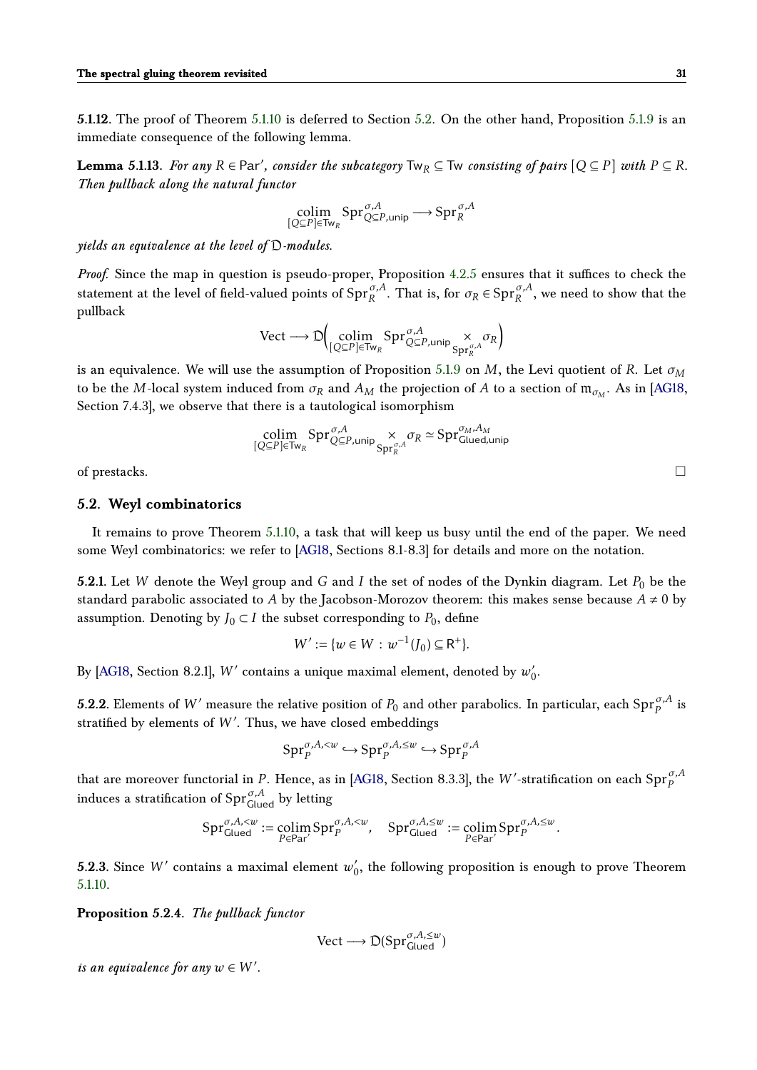**5.1.12**. The proof of Theorem 5.1.10 is deferred to Section 5.2. On the other hand, Proposition 5.1.9 is an immediate consequence of the following lemma.

**Lemma 5.1.13**. *For any $R \in \mathsf{Par}'$, consider the subcategory $\mathsf{Tw}_R \subseteq \mathsf{Tw}$ consisting of pairs $[Q \subseteq P]$ with $P \subseteq R$. Then pullback along the natural functor*

$$\underset{[Q\subseteq P]\in \mathsf{Tw}_R}{\operatorname{colim}} \operatorname{Spr}^{\sigma,A}_{Q\subseteq P,\mathsf{unip}} \longrightarrow \operatorname{Spr}^{\sigma,A}_R$$

*yields an equivalence at the level of $\mathfrak{D}$-modules.*

*Proof.* Since the map in question is pseudo-proper, Proposition 4.2.5 ensures that it suffices to check the statement at the level of field-valued points of $\operatorname{Spr}^{\sigma,A}_R$. That is, for $\sigma_R \in \operatorname{Spr}^{\sigma,A}_R$, we need to show that the pullback

$$\mathrm{Vect} \longrightarrow \mathfrak{D}\Big( \underset{[Q\subseteq P]\in \mathsf{Tw}_R}{\operatorname{colim}} \operatorname{Spr}^{\sigma,A}_{Q\subseteq P,\mathsf{unip}} \underset{\operatorname{Spr}^{\sigma,A}_R}{\times} \sigma_R \Big)$$

is an equivalence. We will use the assumption of Proposition 5.1.9 on $M$, the Levi quotient of $R$. Let $\sigma_M$ to be the $M$-local system induced from $\sigma_R$ and $A_M$ the projection of $A$ to a section of $\mathfrak{m}_{\sigma_M}$. As in [AG18, Section 7.4.3], we observe that there is a tautological isomorphism

$$\underset{[Q\subseteq P]\in \mathsf{Tw}_R}{\operatorname{colim}} \operatorname{Spr}^{\sigma,A}_{Q\subseteq P,\mathsf{unip}} \underset{\operatorname{Spr}^{\sigma,A}_R}{\times} \sigma_R \simeq \operatorname{Spr}^{\sigma_M,A_M}_{\mathsf{Glued},\mathsf{unip}}$$

of prestacks. □

## 5.2. Weyl combinatorics

It remains to prove Theorem 5.1.10, a task that will keep us busy until the end of the paper. We need some Weyl combinatorics: we refer to [AG18, Sections 8.1-8.3] for details and more on the notation.

**5.2.1**. Let $W$ denote the Weyl group and $G$ and $I$ the set of nodes of the Dynkin diagram. Let $P_0$ be the standard parabolic associated to $A$ by the Jacobson-Morozov theorem: this makes sense because $A \neq 0$ by assumption. Denoting by $J_0 \subset I$ the subset corresponding to $P_0$, define

$$W' := \{w \in W \,:\, w^{-1}(J_0) \subseteq \mathsf{R}^+\}.$$

By [AG18, Section 8.2.1], $W'$ contains a unique maximal element, denoted by $w'_0$.

**5.2.2**. Elements of $W'$ measure the relative position of $P_0$ and other parabolics. In particular, each $\operatorname{Spr}^{\sigma,A}_P$ is stratified by elements of $W'$. Thus, we have closed embeddings

$$\operatorname{Spr}^{\sigma,A,<w}_P \hookrightarrow \operatorname{Spr}^{\sigma,A,\leq w}_P \hookrightarrow \operatorname{Spr}^{\sigma,A}_P$$

that are moreover functorial in $P$. Hence, as in [AG18, Section 8.3.3], the $W'$-stratification on each $\operatorname{Spr}^{\sigma,A}_P$ induces a stratification of $\operatorname{Spr}^{\sigma,A}_{\mathsf{Glued}}$ by letting

$$\operatorname{Spr}^{\sigma,A,<w}_{\mathsf{Glued}} := \underset{P\in \mathsf{Par}'}{\operatorname{colim}} \operatorname{Spr}^{\sigma,A,<w}_P, \quad \operatorname{Spr}^{\sigma,A,\leq w}_{\mathsf{Glued}} := \underset{P\in \mathsf{Par}'}{\operatorname{colim}} \operatorname{Spr}^{\sigma,A,\leq w}_P.$$

**5.2.3**. Since $W'$ contains a maximal element $w'_0$, the following proposition is enough to prove Theorem 5.1.10.

**Proposition 5.2.4**. *The pullback functor*

$$\mathrm{Vect} \longrightarrow \mathfrak{D}(\operatorname{Spr}^{\sigma,A,\leq w}_{\mathsf{Glued}})$$

*is an equivalence for any $w \in W'$.*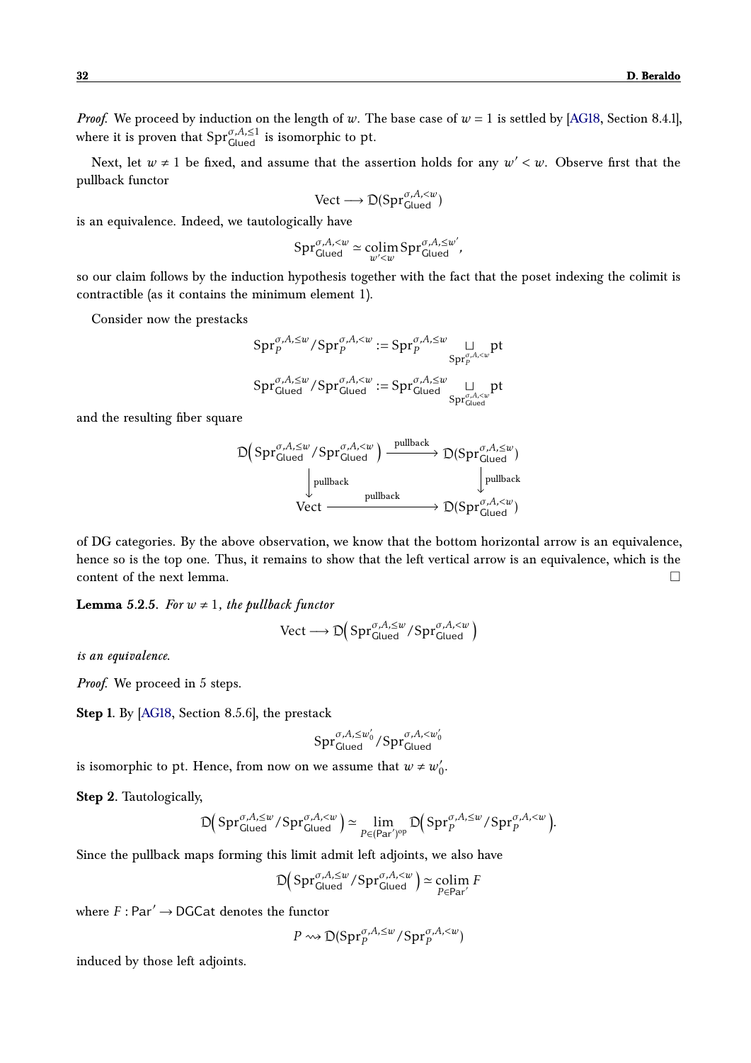*Proof.* We proceed by induction on the length of $w$. The base case of $w = 1$ is settled by [AG18, Section 8.4.1], where it is proven that $\mathrm{Spr}^{\sigma,A,\leq 1}_{\mathsf{Glued}}$ is isomorphic to pt.

Next, let $w \neq 1$ be fixed, and assume that the assertion holds for any $w' < w$. Observe first that the pullback functor

$$\mathrm{Vect} \longrightarrow \mathfrak{D}(\mathrm{Spr}^{\sigma,A,<w}_{\mathsf{Glued}})$$

is an equivalence. Indeed, we tautologically have

$$\mathrm{Spr}^{\sigma,A,<w}_{\mathsf{Glued}} \simeq \operatorname*{colim}_{w'<w} \mathrm{Spr}^{\sigma,A,\leq w'}_{\mathsf{Glued}},$$

so our claim follows by the induction hypothesis together with the fact that the poset indexing the colimit is contractible (as it contains the minimum element 1).

Consider now the prestacks

$$\mathrm{Spr}^{\sigma,A,\leq w}_{P}/\mathrm{Spr}^{\sigma,A,<w}_{P} := \mathrm{Spr}^{\sigma,A,\leq w}_{P} \underset{\mathrm{Spr}^{\sigma,A,<w}_{P}}{\sqcup} \mathrm{pt}$$

$$\mathrm{Spr}^{\sigma,A,\leq w}_{\mathsf{Glued}}/\mathrm{Spr}^{\sigma,A,<w}_{\mathsf{Glued}} := \mathrm{Spr}^{\sigma,A,\leq w}_{\mathsf{Glued}} \underset{\mathrm{Spr}^{\sigma,A,<w}_{\mathsf{Glued}}}{\sqcup} \mathrm{pt}$$

and the resulting fiber square

$$\begin{array}{ccc}
\mathfrak{D}\big(\mathrm{Spr}^{\sigma,A,\leq w}_{\mathsf{Glued}}/\mathrm{Spr}^{\sigma,A,<w}_{\mathsf{Glued}}\big) & \xrightarrow{\text{pullback}} & \mathfrak{D}(\mathrm{Spr}^{\sigma,A,\leq w}_{\mathsf{Glued}}) \\
\Big\downarrow{\scriptstyle \text{pullback}} & & \Big\downarrow{\scriptstyle \text{pullback}} \\
\mathrm{Vect} & \xrightarrow{\text{pullback}} & \mathfrak{D}(\mathrm{Spr}^{\sigma,A,<w}_{\mathsf{Glued}})
\end{array}$$

of DG categories. By the above observation, we know that the bottom horizontal arrow is an equivalence, hence so is the top one. Thus, it remains to show that the left vertical arrow is an equivalence, which is the content of the next lemma. $\square$

**Lemma 5.2.5.** *For $w \neq 1$, the pullback functor*

$$\mathrm{Vect} \longrightarrow \mathfrak{D}\big(\mathrm{Spr}^{\sigma,A,\leq w}_{\mathsf{Glued}}/\mathrm{Spr}^{\sigma,A,<w}_{\mathsf{Glued}}\big)$$

*is an equivalence.*

*Proof.* We proceed in 5 steps.

**Step 1.** By [AG18, Section 8.5.6], the prestack

$$\mathrm{Spr}^{\sigma,A,\leq w_0'}_{\mathsf{Glued}}/\mathrm{Spr}^{\sigma,A,<w_0'}_{\mathsf{Glued}}$$

is isomorphic to pt. Hence, from now on we assume that $w \neq w_0'$.

**Step 2.** Tautologically,

$$\mathfrak{D}\big(\mathrm{Spr}^{\sigma,A,\leq w}_{\mathsf{Glued}}/\mathrm{Spr}^{\sigma,A,<w}_{\mathsf{Glued}}\big) \simeq \lim_{P\in(\mathrm{Par}')^{\mathrm{op}}} \mathfrak{D}\big(\mathrm{Spr}^{\sigma,A,\leq w}_{P}/\mathrm{Spr}^{\sigma,A,<w}_{P}\big).$$

Since the pullback maps forming this limit admit left adjoints, we also have

$$\mathfrak{D}\big(\mathrm{Spr}^{\sigma,A,\leq w}_{\mathsf{Glued}}/\mathrm{Spr}^{\sigma,A,<w}_{\mathsf{Glued}}\big) \simeq \operatorname*{colim}_{P\in\mathrm{Par}'} F$$

where $F : \mathrm{Par}' \to \mathsf{DGCat}$ denotes the functor

$$P \rightsquigarrow \mathfrak{D}(\mathrm{Spr}^{\sigma,A,\leq w}_{P}/\mathrm{Spr}^{\sigma,A,<w}_{P})$$

induced by those left adjoints.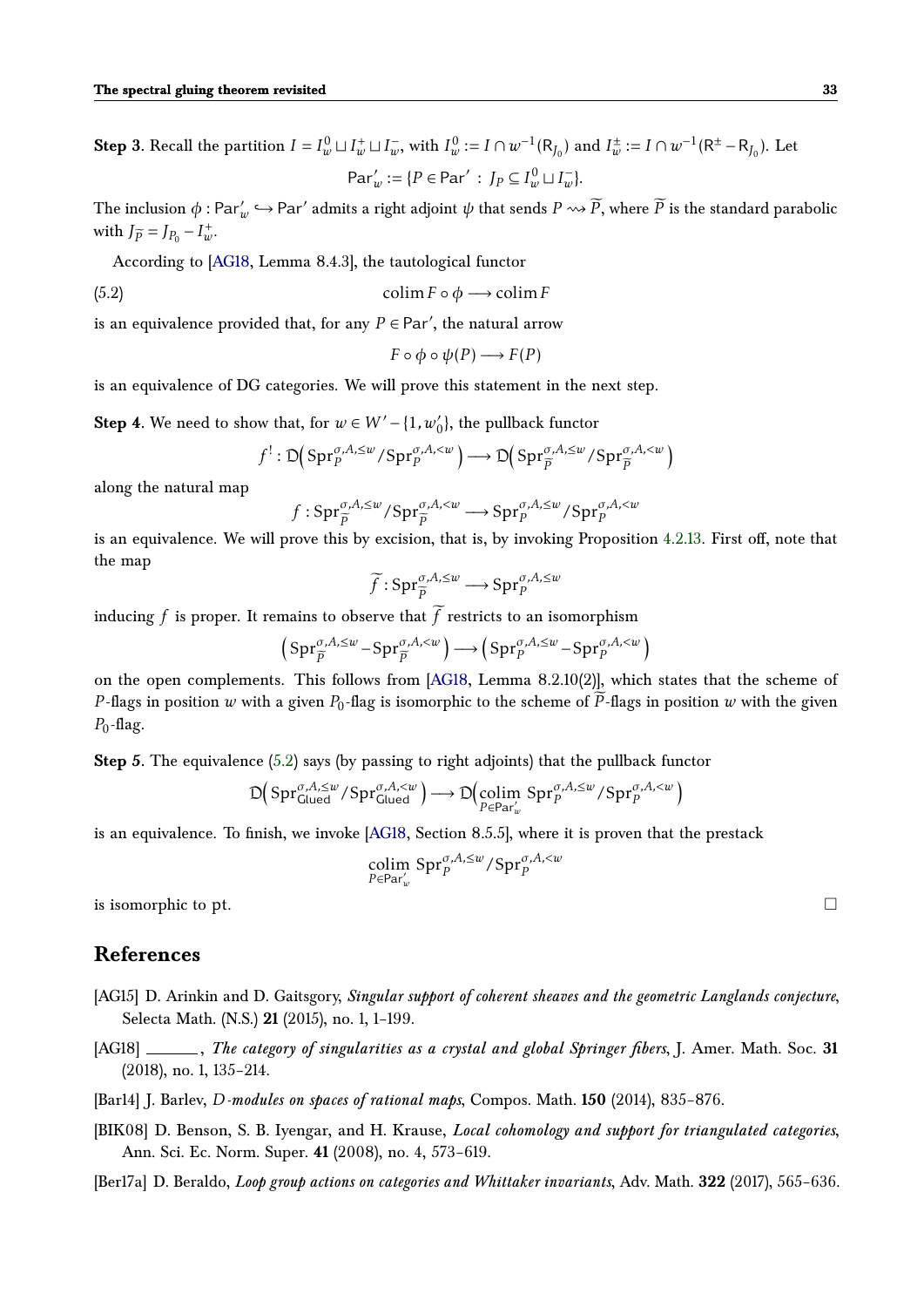**Step 3**. Recall the partition $I = I^0_w \sqcup I^+_w \sqcup I^-_w$, with $I^0_w := I \cap w^{-1}(\mathsf{R}_{J_0})$ and $I^\pm_w := I \cap w^{-1}(\mathsf{R}^\pm - \mathsf{R}_{J_0})$. Let

$$\mathsf{Par}'_w := \{P \in \mathsf{Par}' \, : \, J_P \subseteq I^0_w \sqcup I^-_w\}.$$

The inclusion $\phi : \mathsf{Par}'_w \hookrightarrow \mathsf{Par}'$ admits a right adjoint $\psi$ that sends $P \rightsquigarrow \widetilde{P}$, where $\widetilde{P}$ is the standard parabolic with $J_{\widetilde{P}} = J_{P_0} - I^+_w$.

According to [AG18, Lemma 8.4.3], the tautological functor

$$\operatorname{colim} F \circ \phi \longrightarrow \operatorname{colim} F \tag{5.2}$$

is an equivalence provided that, for any $P \in \mathsf{Par}'$, the natural arrow

$$F \circ \phi \circ \psi(P) \longrightarrow F(P)$$

is an equivalence of DG categories. We will prove this statement in the next step.

**Step 4**. We need to show that, for $w \in W' - \{1, w'_0\}$, the pullback functor

$$f^! : \mathfrak{D}\Big(\mathrm{Spr}^{\sigma,A,\leq w}_P / \mathrm{Spr}^{\sigma,A,<w}_P\Big) \longrightarrow \mathfrak{D}\Big(\mathrm{Spr}^{\sigma,A,\leq w}_{\widetilde{P}} / \mathrm{Spr}^{\sigma,A,<w}_{\widetilde{P}}\Big)$$

along the natural map

$$f : \mathrm{Spr}^{\sigma,A,\leq w}_{\widetilde{P}} / \mathrm{Spr}^{\sigma,A,<w}_{\widetilde{P}} \longrightarrow \mathrm{Spr}^{\sigma,A,\leq w}_P / \mathrm{Spr}^{\sigma,A,<w}_P$$

is an equivalence. We will prove this by excision, that is, by invoking Proposition 4.2.13. First off, note that the map

$$\widetilde{f} : \mathrm{Spr}^{\sigma,A,\leq w}_{\widetilde{P}} \longrightarrow \mathrm{Spr}^{\sigma,A,\leq w}_P$$

inducing $f$ is proper. It remains to observe that $\widetilde{f}$ restricts to an isomorphism

$$\Big(\mathrm{Spr}^{\sigma,A,\leq w}_{\widetilde{P}} - \mathrm{Spr}^{\sigma,A,<w}_{\widetilde{P}}\Big) \longrightarrow \Big(\mathrm{Spr}^{\sigma,A,\leq w}_P - \mathrm{Spr}^{\sigma,A,<w}_P\Big)$$

on the open complements. This follows from [AG18, Lemma 8.2.10(2)], which states that the scheme of $P$-flags in position $w$ with a given $P_0$-flag is isomorphic to the scheme of $\widetilde{P}$-flags in position $w$ with the given $P_0$-flag.

**Step 5**. The equivalence (5.2) says (by passing to right adjoints) that the pullback functor

$$\mathfrak{D}\Big(\mathrm{Spr}^{\sigma,A,\leq w}_{\mathsf{Glued}} / \mathrm{Spr}^{\sigma,A,<w}_{\mathsf{Glued}}\Big) \longrightarrow \mathfrak{D}\Big(\operatorname*{colim}_{P \in \mathsf{Par}'_w} \mathrm{Spr}^{\sigma,A,\leq w}_P / \mathrm{Spr}^{\sigma,A,<w}_P\Big)$$

is an equivalence. To finish, we invoke [AG18, Section 8.5.5], where it is proven that the prestack

$$\operatorname*{colim}_{P \in \mathsf{Par}'_w} \mathrm{Spr}^{\sigma,A,\leq w}_P / \mathrm{Spr}^{\sigma,A,<w}_P$$

is isomorphic to pt. □

## References

[AG15] D. Arinkin and D. Gaitsgory, *Singular support of coherent sheaves and the geometric Langlands conjecture*, Selecta Math. (N.S.) **21** (2015), no. 1, 1–199.

[AG18] ______, *The category of singularities as a crystal and global Springer fibers*, J. Amer. Math. Soc. **31** (2018), no. 1, 135–214.

[Bar14] J. Barlev, *D-modules on spaces of rational maps*, Compos. Math. **150** (2014), 835–876.

[BIK08] D. Benson, S. B. Iyengar, and H. Krause, *Local cohomology and support for triangulated categories*, Ann. Sci. Ec. Norm. Super. **41** (2008), no. 4, 573–619.

[Ber17a] D. Beraldo, *Loop group actions on categories and Whittaker invariants*, Adv. Math. **322** (2017), 565–636.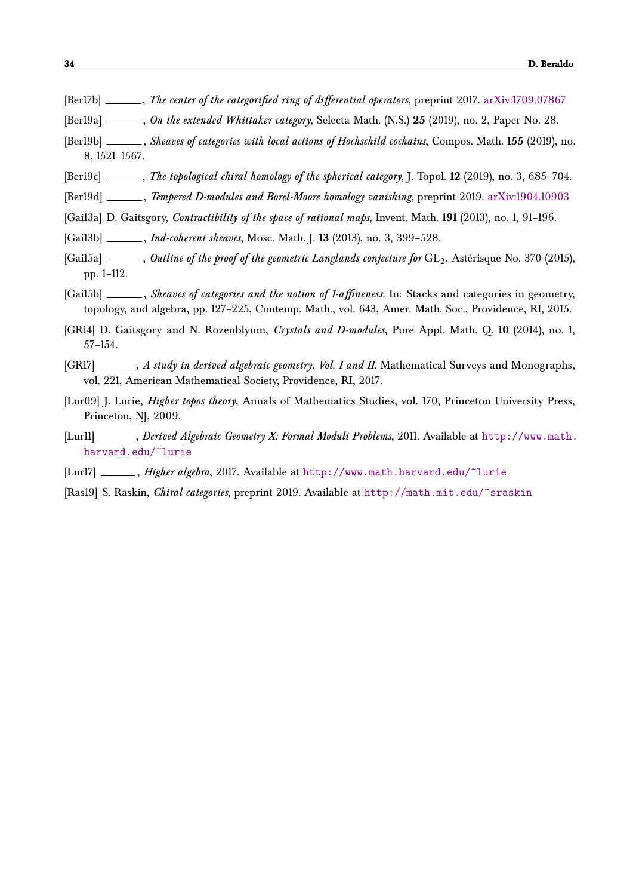[Ber17b] ______, *The center of the categorified ring of differential operators*, preprint 2017. arXiv:1709.07867

[Ber19a] ______, *On the extended Whittaker category*, Selecta Math. (N.S.) **25** (2019), no. 2, Paper No. 28.

[Ber19b] ______, *Sheaves of categories with local actions of Hochschild cochains*, Compos. Math. **155** (2019), no. 8, 1521–1567.

[Ber19c] ______, *The topological chiral homology of the spherical category*, J. Topol. **12** (2019), no. 3, 685–704.

[Ber19d] ______, *Tempered D-modules and Borel-Moore homology vanishing*, preprint 2019. arXiv:1904.10903

[Gai13a] D. Gaitsgory, *Contractibility of the space of rational maps*, Invent. Math. **191** (2013), no. 1, 91–196.

[Gai13b] ______, *Ind-coherent sheaves*, Mosc. Math. J. **13** (2013), no. 3, 399–528.

[Gai15a] ______, *Outline of the proof of the geometric Langlands conjecture for* $\mathrm{GL}_2$, Astérisque No. 370 (2015), pp. 1–112.

[Gai15b] ______, *Sheaves of categories and the notion of 1-affineness*. In: Stacks and categories in geometry, topology, and algebra, pp. 127–225, Contemp. Math., vol. 643, Amer. Math. Soc., Providence, RI, 2015.

[GR14] D. Gaitsgory and N. Rozenblyum, *Crystals and D-modules*, Pure Appl. Math. Q. **10** (2014), no. 1, 57–154.

[GR17] ______, *A study in derived algebraic geometry. Vol. I and II.* Mathematical Surveys and Monographs, vol. 221, American Mathematical Society, Providence, RI, 2017.

[Lur09] J. Lurie, *Higher topos theory*, Annals of Mathematics Studies, vol. 170, Princeton University Press, Princeton, NJ, 2009.

[Lur11] ______, *Derived Algebraic Geometry X: Formal Moduli Problems*, 2011. Available at http://www.math.harvard.edu/~lurie

[Lur17] ______, *Higher algebra*, 2017. Available at http://www.math.harvard.edu/~lurie

[Ras19] S. Raskin, *Chiral categories*, preprint 2019. Available at http://math.mit.edu/~sraskin